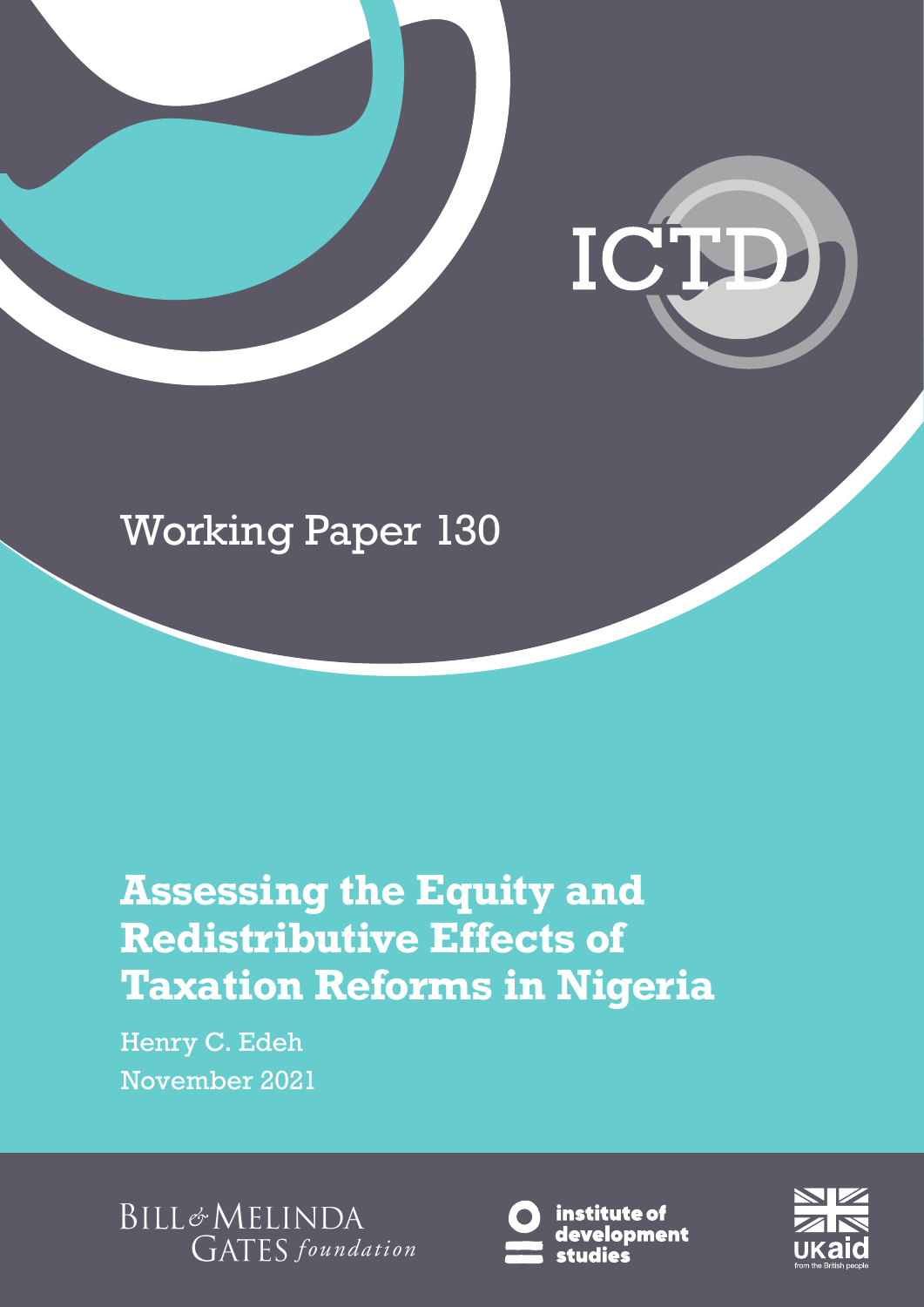ICTD

Working Paper 130

# Assessing the Equity and Redistributive Effects of Taxation Reforms in Nigeria

Henry C. Edeh

November 2021

Bill & Melinda Gates foundation

institute of development studies

UKaid from the British people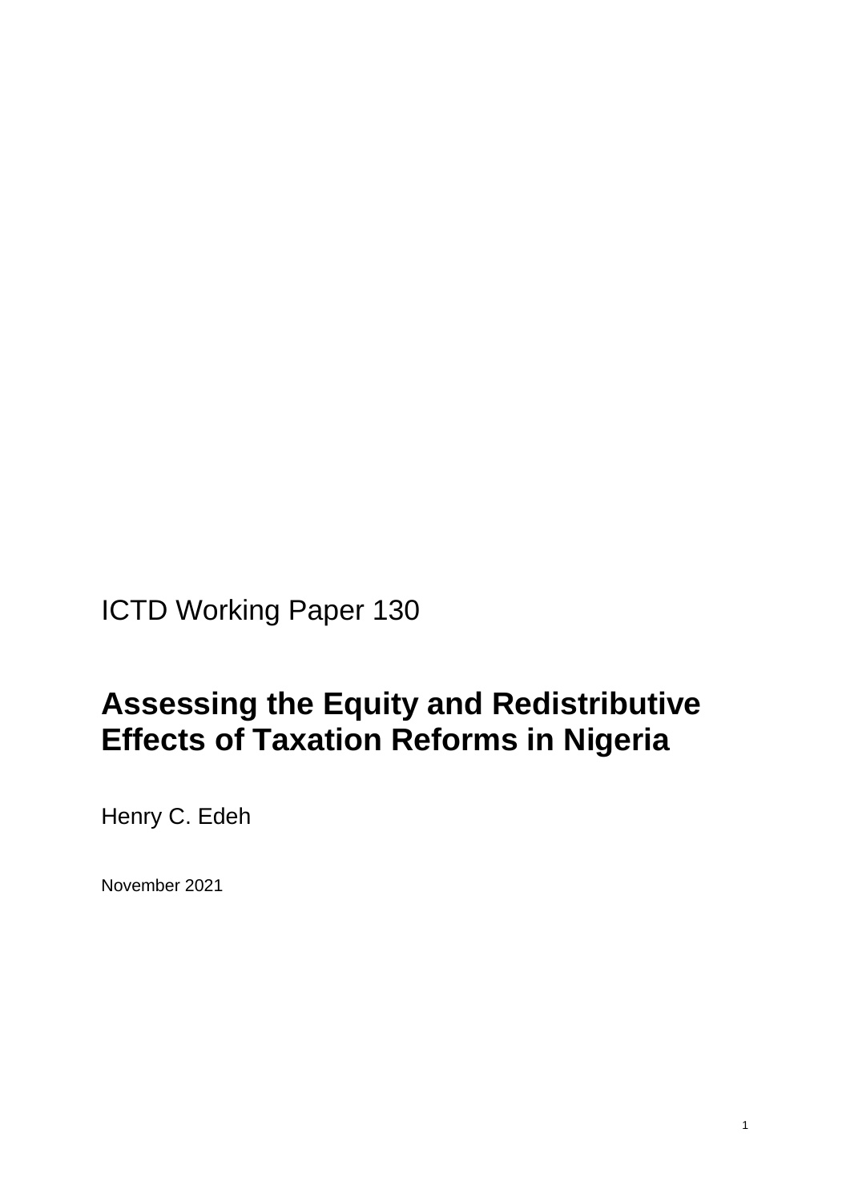ICTD Working Paper 130

# Assessing the Equity and Redistributive Effects of Taxation Reforms in Nigeria

Henry C. Edeh

November 2021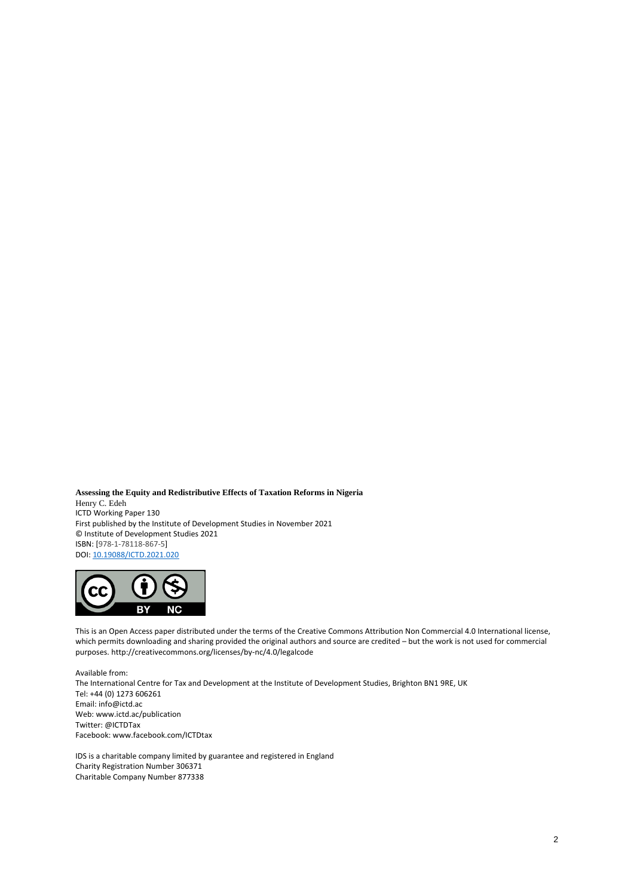**Assessing the Equity and Redistributive Effects of Taxation Reforms in Nigeria**
Henry C. Edeh
ICTD Working Paper 130
First published by the Institute of Development Studies in November 2021
© Institute of Development Studies 2021
ISBN: [978-1-78118-867-5]
DOI: 10.19088/ICTD.2021.020

This is an Open Access paper distributed under the terms of the Creative Commons Attribution Non Commercial 4.0 International license, which permits downloading and sharing provided the original authors and source are credited – but the work is not used for commercial purposes. http://creativecommons.org/licenses/by-nc/4.0/legalcode

Available from:
The International Centre for Tax and Development at the Institute of Development Studies, Brighton BN1 9RE, UK
Tel: +44 (0) 1273 606261
Email: info@ictd.ac
Web: www.ictd.ac/publication
Twitter: @ICTDTax
Facebook: www.facebook.com/ICTDtax

IDS is a charitable company limited by guarantee and registered in England
Charity Registration Number 306371
Charitable Company Number 877338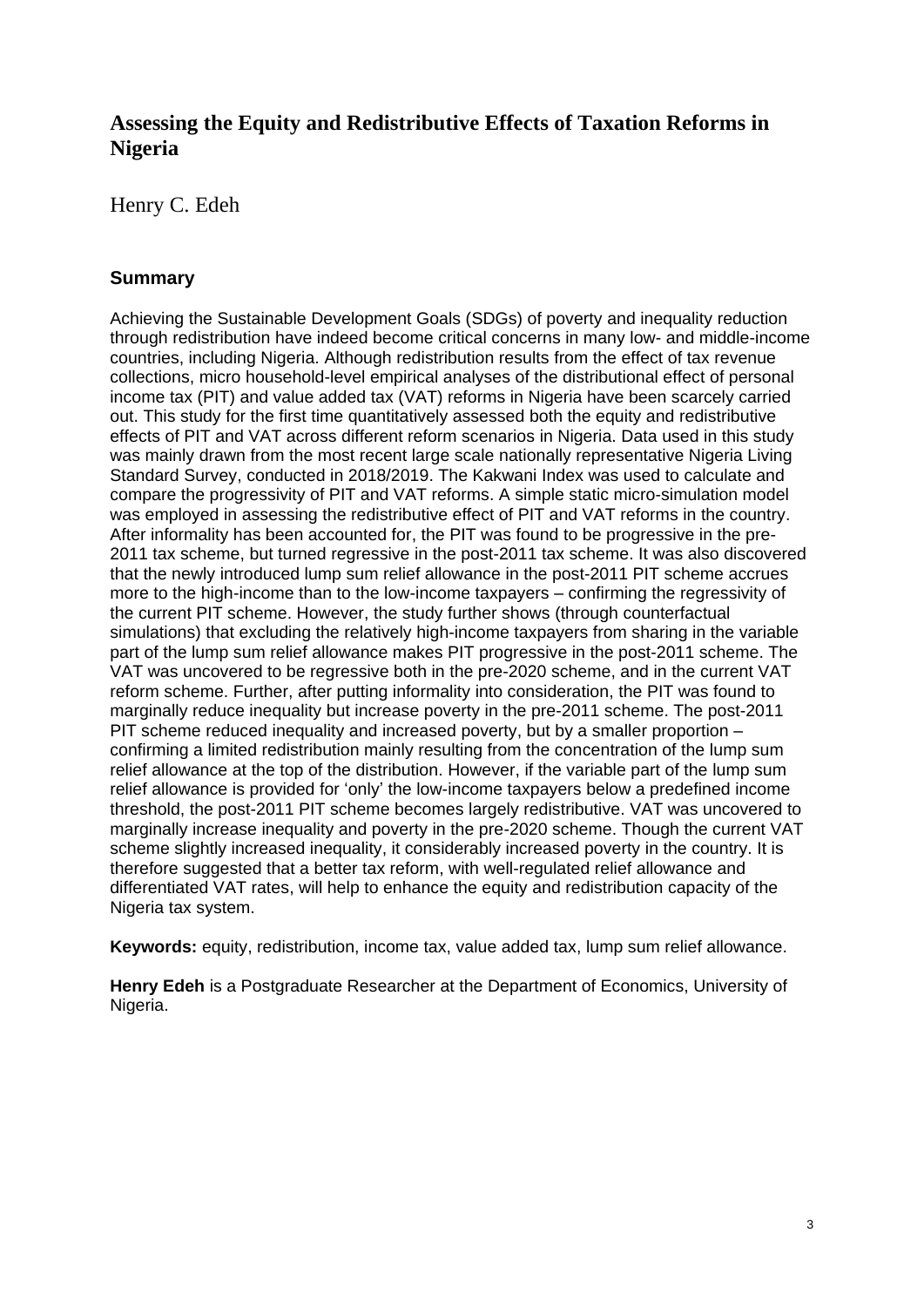# Assessing the Equity and Redistributive Effects of Taxation Reforms in Nigeria

Henry C. Edeh

## Summary

Achieving the Sustainable Development Goals (SDGs) of poverty and inequality reduction through redistribution have indeed become critical concerns in many low- and middle-income countries, including Nigeria. Although redistribution results from the effect of tax revenue collections, micro household-level empirical analyses of the distributional effect of personal income tax (PIT) and value added tax (VAT) reforms in Nigeria have been scarcely carried out. This study for the first time quantitatively assessed both the equity and redistributive effects of PIT and VAT across different reform scenarios in Nigeria. Data used in this study was mainly drawn from the most recent large scale nationally representative Nigeria Living Standard Survey, conducted in 2018/2019. The Kakwani Index was used to calculate and compare the progressivity of PIT and VAT reforms. A simple static micro-simulation model was employed in assessing the redistributive effect of PIT and VAT reforms in the country. After informality has been accounted for, the PIT was found to be progressive in the pre-2011 tax scheme, but turned regressive in the post-2011 tax scheme. It was also discovered that the newly introduced lump sum relief allowance in the post-2011 PIT scheme accrues more to the high-income than to the low-income taxpayers – confirming the regressivity of the current PIT scheme. However, the study further shows (through counterfactual simulations) that excluding the relatively high-income taxpayers from sharing in the variable part of the lump sum relief allowance makes PIT progressive in the post-2011 scheme. The VAT was uncovered to be regressive both in the pre-2020 scheme, and in the current VAT reform scheme. Further, after putting informality into consideration, the PIT was found to marginally reduce inequality but increase poverty in the pre-2011 scheme. The post-2011 PIT scheme reduced inequality and increased poverty, but by a smaller proportion – confirming a limited redistribution mainly resulting from the concentration of the lump sum relief allowance at the top of the distribution. However, if the variable part of the lump sum relief allowance is provided for 'only' the low-income taxpayers below a predefined income threshold, the post-2011 PIT scheme becomes largely redistributive. VAT was uncovered to marginally increase inequality and poverty in the pre-2020 scheme. Though the current VAT scheme slightly increased inequality, it considerably increased poverty in the country. It is therefore suggested that a better tax reform, with well-regulated relief allowance and differentiated VAT rates, will help to enhance the equity and redistribution capacity of the Nigeria tax system.

**Keywords:** equity, redistribution, income tax, value added tax, lump sum relief allowance.

**Henry Edeh** is a Postgraduate Researcher at the Department of Economics, University of Nigeria.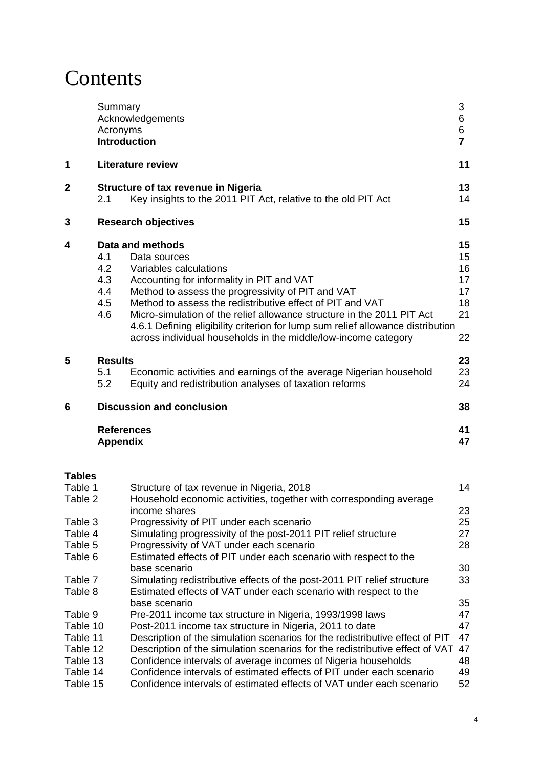# Contents

| | | | |
|---|---|---|---|
| | Summary | | 3 |
| | Acknowledgements | | 6 |
| | Acronyms | | 6 |
| | **Introduction** | | **7** |
| **1** | **Literature review** | | **11** |
| **2** | **Structure of tax revenue in Nigeria** | | **13** |
| | 2.1 | Key insights to the 2011 PIT Act, relative to the old PIT Act | 14 |
| **3** | **Research objectives** | | **15** |
| **4** | **Data and methods** | | **15** |
| | 4.1 | Data sources | 15 |
| | 4.2 | Variables calculations | 16 |
| | 4.3 | Accounting for informality in PIT and VAT | 17 |
| | 4.4 | Method to assess the progressivity of PIT and VAT | 17 |
| | 4.5 | Method to assess the redistributive effect of PIT and VAT | 18 |
| | 4.6 | Micro-simulation of the relief allowance structure in the 2011 PIT Act | 21 |
| | | 4.6.1 Defining eligibility criterion for lump sum relief allowance distribution across individual households in the middle/low-income category | 22 |
| **5** | **Results** | | **23** |
| | 5.1 | Economic activities and earnings of the average Nigerian household | 23 |
| | 5.2 | Equity and redistribution analyses of taxation reforms | 24 |
| **6** | **Discussion and conclusion** | | **38** |
| | **References** | | **41** |
| | **Appendix** | | **47** |

**Tables**

| | | |
|---|---|---|
| Table 1 | Structure of tax revenue in Nigeria, 2018 | 14 |
| Table 2 | Household economic activities, together with corresponding average income shares | 23 |
| Table 3 | Progressivity of PIT under each scenario | 25 |
| Table 4 | Simulating progressivity of the post-2011 PIT relief structure | 27 |
| Table 5 | Progressivity of VAT under each scenario | 28 |
| Table 6 | Estimated effects of PIT under each scenario with respect to the base scenario | 30 |
| Table 7 | Simulating redistributive effects of the post-2011 PIT relief structure | 33 |
| Table 8 | Estimated effects of VAT under each scenario with respect to the base scenario | 35 |
| Table 9 | Pre-2011 income tax structure in Nigeria, 1993/1998 laws | 47 |
| Table 10 | Post-2011 income tax structure in Nigeria, 2011 to date | 47 |
| Table 11 | Description of the simulation scenarios for the redistributive effect of PIT | 47 |
| Table 12 | Description of the simulation scenarios for the redistributive effect of VAT | 47 |
| Table 13 | Confidence intervals of average incomes of Nigeria households | 48 |
| Table 14 | Confidence intervals of estimated effects of PIT under each scenario | 49 |
| Table 15 | Confidence intervals of estimated effects of VAT under each scenario | 52 |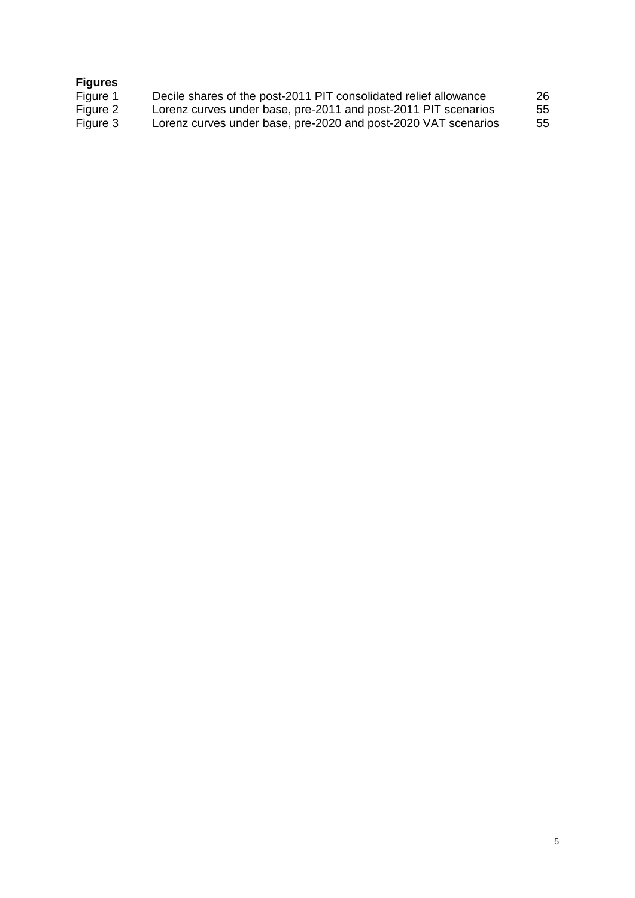**Figures**

| | | |
|---|---|---|
| Figure 1 | Decile shares of the post-2011 PIT consolidated relief allowance | 26 |
| Figure 2 | Lorenz curves under base, pre-2011 and post-2011 PIT scenarios | 55 |
| Figure 3 | Lorenz curves under base, pre-2020 and post-2020 VAT scenarios | 55 |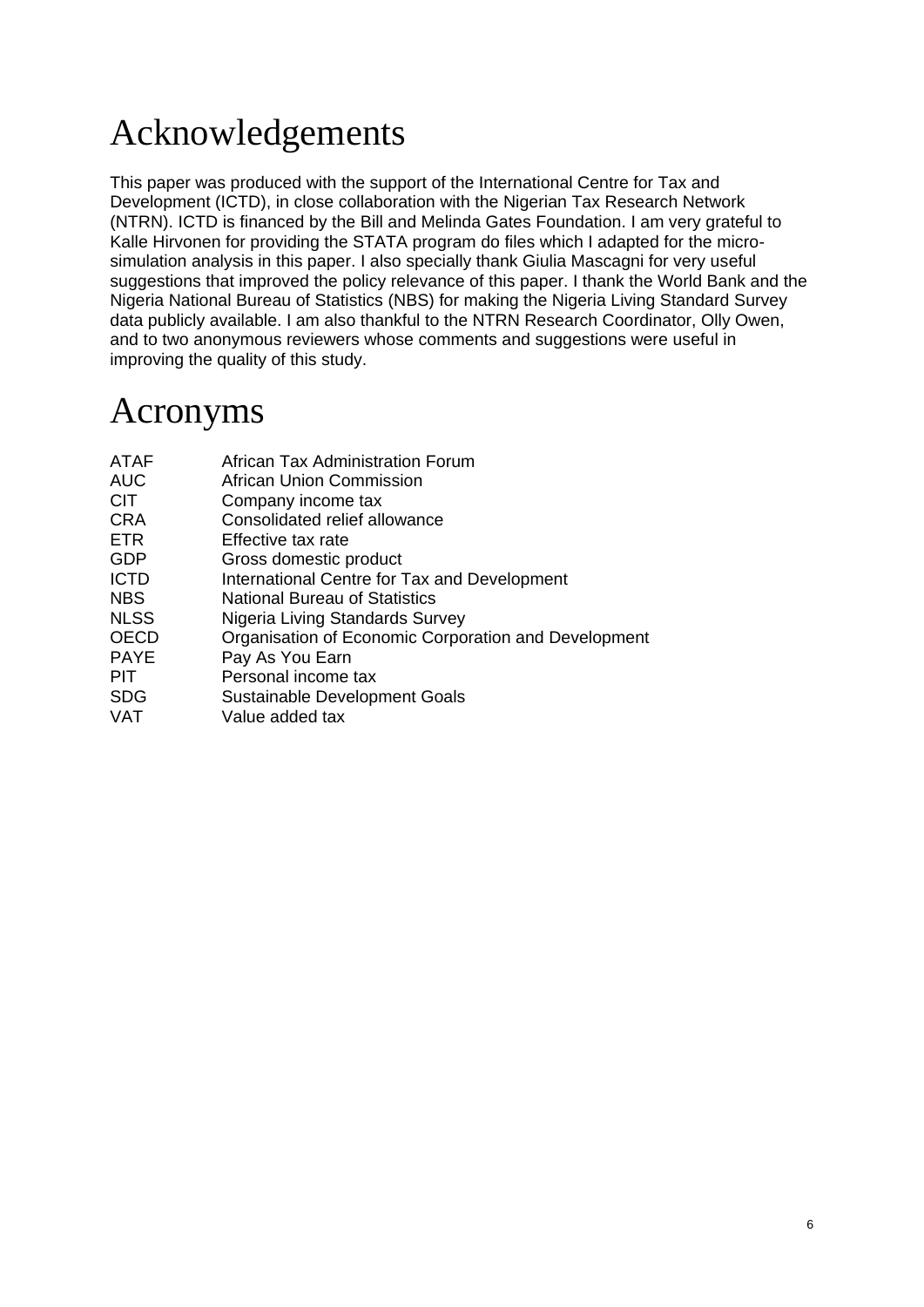# Acknowledgements

This paper was produced with the support of the International Centre for Tax and Development (ICTD), in close collaboration with the Nigerian Tax Research Network (NTRN). ICTD is financed by the Bill and Melinda Gates Foundation. I am very grateful to Kalle Hirvonen for providing the STATA program do files which I adapted for the micro-simulation analysis in this paper. I also specially thank Giulia Mascagni for very useful suggestions that improved the policy relevance of this paper. I thank the World Bank and the Nigeria National Bureau of Statistics (NBS) for making the Nigeria Living Standard Survey data publicly available. I am also thankful to the NTRN Research Coordinator, Olly Owen, and to two anonymous reviewers whose comments and suggestions were useful in improving the quality of this study.

# Acronyms

| | |
|---|---|
| ATAF | African Tax Administration Forum |
| AUC | African Union Commission |
| CIT | Company income tax |
| CRA | Consolidated relief allowance |
| ETR | Effective tax rate |
| GDP | Gross domestic product |
| ICTD | International Centre for Tax and Development |
| NBS | National Bureau of Statistics |
| NLSS | Nigeria Living Standards Survey |
| OECD | Organisation of Economic Corporation and Development |
| PAYE | Pay As You Earn |
| PIT | Personal income tax |
| SDG | Sustainable Development Goals |
| VAT | Value added tax |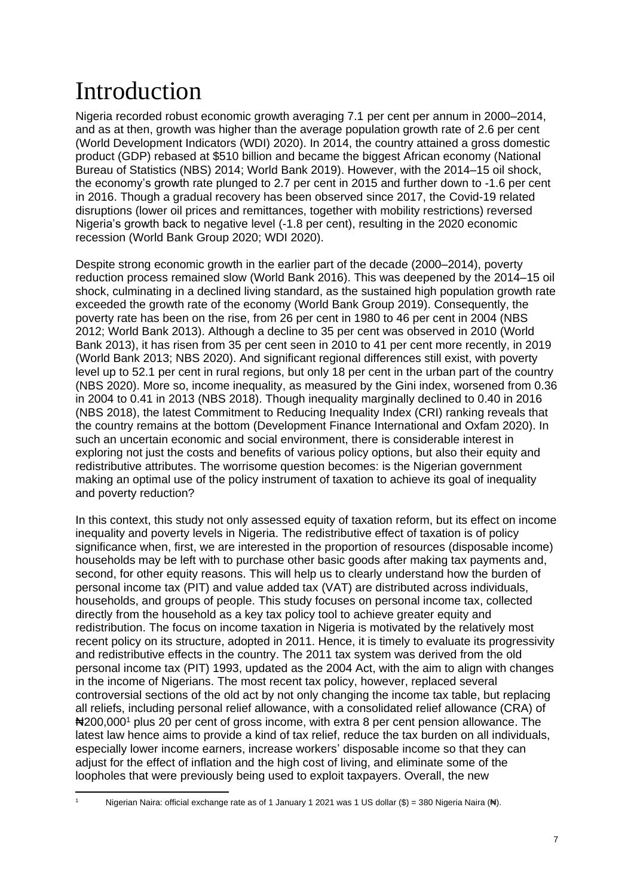# Introduction

Nigeria recorded robust economic growth averaging 7.1 per cent per annum in 2000–2014, and as at then, growth was higher than the average population growth rate of 2.6 per cent (World Development Indicators (WDI) 2020). In 2014, the country attained a gross domestic product (GDP) rebased at $510 billion and became the biggest African economy (National Bureau of Statistics (NBS) 2014; World Bank 2019). However, with the 2014–15 oil shock, the economy's growth rate plunged to 2.7 per cent in 2015 and further down to -1.6 per cent in 2016. Though a gradual recovery has been observed since 2017, the Covid-19 related disruptions (lower oil prices and remittances, together with mobility restrictions) reversed Nigeria's growth back to negative level (-1.8 per cent), resulting in the 2020 economic recession (World Bank Group 2020; WDI 2020).

Despite strong economic growth in the earlier part of the decade (2000–2014), poverty reduction process remained slow (World Bank 2016). This was deepened by the 2014–15 oil shock, culminating in a declined living standard, as the sustained high population growth rate exceeded the growth rate of the economy (World Bank Group 2019). Consequently, the poverty rate has been on the rise, from 26 per cent in 1980 to 46 per cent in 2004 (NBS 2012; World Bank 2013). Although a decline to 35 per cent was observed in 2010 (World Bank 2013), it has risen from 35 per cent seen in 2010 to 41 per cent more recently, in 2019 (World Bank 2013; NBS 2020). And significant regional differences still exist, with poverty level up to 52.1 per cent in rural regions, but only 18 per cent in the urban part of the country (NBS 2020). More so, income inequality, as measured by the Gini index, worsened from 0.36 in 2004 to 0.41 in 2013 (NBS 2018). Though inequality marginally declined to 0.40 in 2016 (NBS 2018), the latest Commitment to Reducing Inequality Index (CRI) ranking reveals that the country remains at the bottom (Development Finance International and Oxfam 2020). In such an uncertain economic and social environment, there is considerable interest in exploring not just the costs and benefits of various policy options, but also their equity and redistributive attributes. The worrisome question becomes: is the Nigerian government making an optimal use of the policy instrument of taxation to achieve its goal of inequality and poverty reduction?

In this context, this study not only assessed equity of taxation reform, but its effect on income inequality and poverty levels in Nigeria. The redistributive effect of taxation is of policy significance when, first, we are interested in the proportion of resources (disposable income) households may be left with to purchase other basic goods after making tax payments and, second, for other equity reasons. This will help us to clearly understand how the burden of personal income tax (PIT) and value added tax (VAT) are distributed across individuals, households, and groups of people. This study focuses on personal income tax, collected directly from the household as a key tax policy tool to achieve greater equity and redistribution. The focus on income taxation in Nigeria is motivated by the relatively most recent policy on its structure, adopted in 2011. Hence, it is timely to evaluate its progressivity and redistributive effects in the country. The 2011 tax system was derived from the old personal income tax (PIT) 1993, updated as the 2004 Act, with the aim to align with changes in the income of Nigerians. The most recent tax policy, however, replaced several controversial sections of the old act by not only changing the income tax table, but replacing all reliefs, including personal relief allowance, with a consolidated relief allowance (CRA) of ₦200,000[1] plus 20 per cent of gross income, with extra 8 per cent pension allowance. The latest law hence aims to provide a kind of tax relief, reduce the tax burden on all individuals, especially lower income earners, increase workers' disposable income so that they can adjust for the effect of inflation and the high cost of living, and eliminate some of the loopholes that were previously being used to exploit taxpayers. Overall, the new

[1] Nigerian Naira: official exchange rate as of 1 January 1 2021 was 1 US dollar ($) = 380 Nigeria Naira (₦).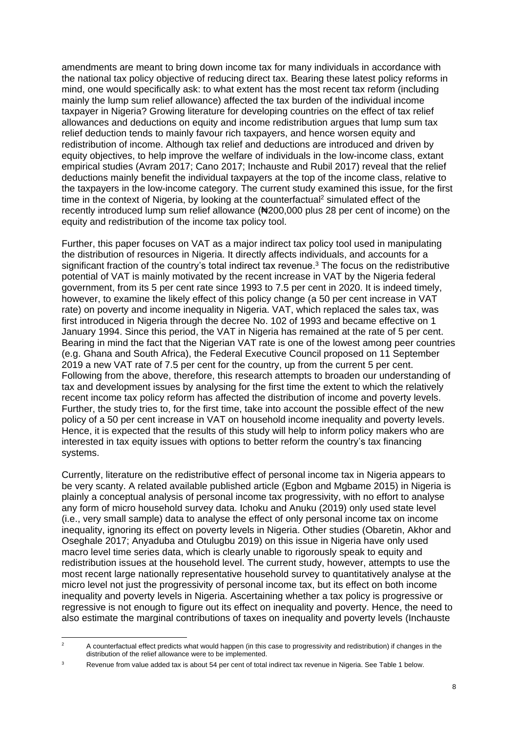amendments are meant to bring down income tax for many individuals in accordance with the national tax policy objective of reducing direct tax. Bearing these latest policy reforms in mind, one would specifically ask: to what extent has the most recent tax reform (including mainly the lump sum relief allowance) affected the tax burden of the individual income taxpayer in Nigeria? Growing literature for developing countries on the effect of tax relief allowances and deductions on equity and income redistribution argues that lump sum tax relief deduction tends to mainly favour rich taxpayers, and hence worsen equity and redistribution of income. Although tax relief and deductions are introduced and driven by equity objectives, to help improve the welfare of individuals in the low-income class, extant empirical studies (Avram 2017; Cano 2017; Inchauste and Rubil 2017) reveal that the relief deductions mainly benefit the individual taxpayers at the top of the income class, relative to the taxpayers in the low-income category. The current study examined this issue, for the first time in the context of Nigeria, by looking at the counterfactual[2] simulated effect of the recently introduced lump sum relief allowance (₦200,000 plus 28 per cent of income) on the equity and redistribution of the income tax policy tool.

Further, this paper focuses on VAT as a major indirect tax policy tool used in manipulating the distribution of resources in Nigeria. It directly affects individuals, and accounts for a significant fraction of the country's total indirect tax revenue.[3] The focus on the redistributive potential of VAT is mainly motivated by the recent increase in VAT by the Nigeria federal government, from its 5 per cent rate since 1993 to 7.5 per cent in 2020. It is indeed timely, however, to examine the likely effect of this policy change (a 50 per cent increase in VAT rate) on poverty and income inequality in Nigeria. VAT, which replaced the sales tax, was first introduced in Nigeria through the decree No. 102 of 1993 and became effective on 1 January 1994. Since this period, the VAT in Nigeria has remained at the rate of 5 per cent. Bearing in mind the fact that the Nigerian VAT rate is one of the lowest among peer countries (e.g. Ghana and South Africa), the Federal Executive Council proposed on 11 September 2019 a new VAT rate of 7.5 per cent for the country, up from the current 5 per cent. Following from the above, therefore, this research attempts to broaden our understanding of tax and development issues by analysing for the first time the extent to which the relatively recent income tax policy reform has affected the distribution of income and poverty levels. Further, the study tries to, for the first time, take into account the possible effect of the new policy of a 50 per cent increase in VAT on household income inequality and poverty levels. Hence, it is expected that the results of this study will help to inform policy makers who are interested in tax equity issues with options to better reform the country's tax financing systems.

Currently, literature on the redistributive effect of personal income tax in Nigeria appears to be very scanty. A related available published article (Egbon and Mgbame 2015) in Nigeria is plainly a conceptual analysis of personal income tax progressivity, with no effort to analyse any form of micro household survey data. Ichoku and Anuku (2019) only used state level (i.e., very small sample) data to analyse the effect of only personal income tax on income inequality, ignoring its effect on poverty levels in Nigeria. Other studies (Obaretin, Akhor and Oseghale 2017; Anyaduba and Otulugbu 2019) on this issue in Nigeria have only used macro level time series data, which is clearly unable to rigorously speak to equity and redistribution issues at the household level. The current study, however, attempts to use the most recent large nationally representative household survey to quantitatively analyse at the micro level not just the progressivity of personal income tax, but its effect on both income inequality and poverty levels in Nigeria. Ascertaining whether a tax policy is progressive or regressive is not enough to figure out its effect on inequality and poverty. Hence, the need to also estimate the marginal contributions of taxes on inequality and poverty levels (Inchauste

[2] A counterfactual effect predicts what would happen (in this case to progressivity and redistribution) if changes in the distribution of the relief allowance were to be implemented.

[3] Revenue from value added tax is about 54 per cent of total indirect tax revenue in Nigeria. See Table 1 below.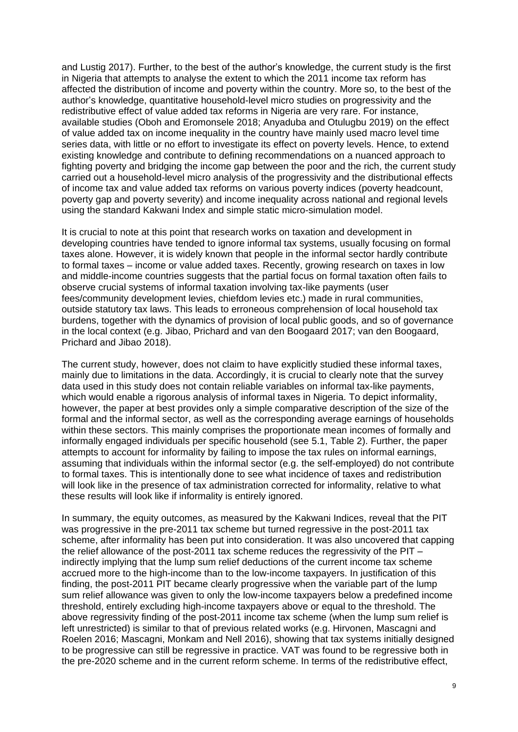and Lustig 2017). Further, to the best of the author's knowledge, the current study is the first in Nigeria that attempts to analyse the extent to which the 2011 income tax reform has affected the distribution of income and poverty within the country. More so, to the best of the author's knowledge, quantitative household-level micro studies on progressivity and the redistributive effect of value added tax reforms in Nigeria are very rare. For instance, available studies (Oboh and Eromonsele 2018; Anyaduba and Otulugbu 2019) on the effect of value added tax on income inequality in the country have mainly used macro level time series data, with little or no effort to investigate its effect on poverty levels. Hence, to extend existing knowledge and contribute to defining recommendations on a nuanced approach to fighting poverty and bridging the income gap between the poor and the rich, the current study carried out a household-level micro analysis of the progressivity and the distributional effects of income tax and value added tax reforms on various poverty indices (poverty headcount, poverty gap and poverty severity) and income inequality across national and regional levels using the standard Kakwani Index and simple static micro-simulation model.

It is crucial to note at this point that research works on taxation and development in developing countries have tended to ignore informal tax systems, usually focusing on formal taxes alone. However, it is widely known that people in the informal sector hardly contribute to formal taxes – income or value added taxes. Recently, growing research on taxes in low and middle-income countries suggests that the partial focus on formal taxation often fails to observe crucial systems of informal taxation involving tax-like payments (user fees/community development levies, chiefdom levies etc.) made in rural communities, outside statutory tax laws. This leads to erroneous comprehension of local household tax burdens, together with the dynamics of provision of local public goods, and so of governance in the local context (e.g. Jibao, Prichard and van den Boogaard 2017; van den Boogaard, Prichard and Jibao 2018).

The current study, however, does not claim to have explicitly studied these informal taxes, mainly due to limitations in the data. Accordingly, it is crucial to clearly note that the survey data used in this study does not contain reliable variables on informal tax-like payments, which would enable a rigorous analysis of informal taxes in Nigeria. To depict informality, however, the paper at best provides only a simple comparative description of the size of the formal and the informal sector, as well as the corresponding average earnings of households within these sectors. This mainly comprises the proportionate mean incomes of formally and informally engaged individuals per specific household (see 5.1, Table 2). Further, the paper attempts to account for informality by failing to impose the tax rules on informal earnings, assuming that individuals within the informal sector (e.g. the self-employed) do not contribute to formal taxes. This is intentionally done to see what incidence of taxes and redistribution will look like in the presence of tax administration corrected for informality, relative to what these results will look like if informality is entirely ignored.

In summary, the equity outcomes, as measured by the Kakwani Indices, reveal that the PIT was progressive in the pre-2011 tax scheme but turned regressive in the post-2011 tax scheme, after informality has been put into consideration. It was also uncovered that capping the relief allowance of the post-2011 tax scheme reduces the regressivity of the PIT – indirectly implying that the lump sum relief deductions of the current income tax scheme accrued more to the high-income than to the low-income taxpayers. In justification of this finding, the post-2011 PIT became clearly progressive when the variable part of the lump sum relief allowance was given to only the low-income taxpayers below a predefined income threshold, entirely excluding high-income taxpayers above or equal to the threshold. The above regressivity finding of the post-2011 income tax scheme (when the lump sum relief is left unrestricted) is similar to that of previous related works (e.g. Hirvonen, Mascagni and Roelen 2016; Mascagni, Monkam and Nell 2016), showing that tax systems initially designed to be progressive can still be regressive in practice. VAT was found to be regressive both in the pre-2020 scheme and in the current reform scheme. In terms of the redistributive effect,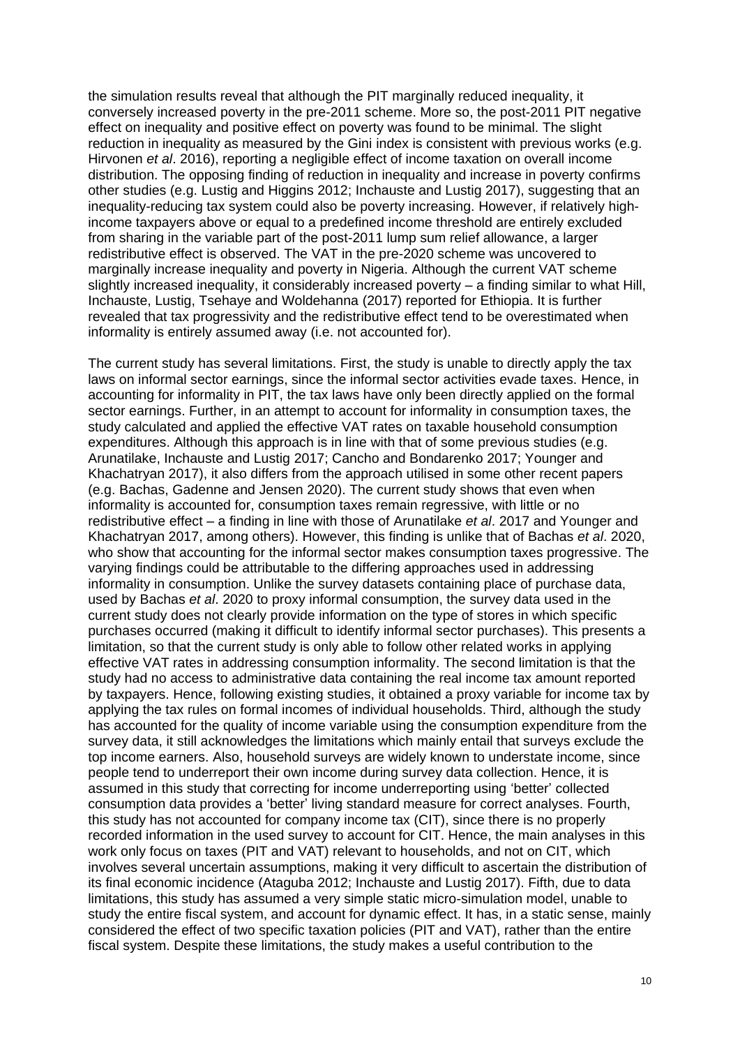the simulation results reveal that although the PIT marginally reduced inequality, it conversely increased poverty in the pre-2011 scheme. More so, the post-2011 PIT negative effect on inequality and positive effect on poverty was found to be minimal. The slight reduction in inequality as measured by the Gini index is consistent with previous works (e.g. Hirvonen *et al*. 2016), reporting a negligible effect of income taxation on overall income distribution. The opposing finding of reduction in inequality and increase in poverty confirms other studies (e.g. Lustig and Higgins 2012; Inchauste and Lustig 2017), suggesting that an inequality-reducing tax system could also be poverty increasing. However, if relatively high-income taxpayers above or equal to a predefined income threshold are entirely excluded from sharing in the variable part of the post-2011 lump sum relief allowance, a larger redistributive effect is observed. The VAT in the pre-2020 scheme was uncovered to marginally increase inequality and poverty in Nigeria. Although the current VAT scheme slightly increased inequality, it considerably increased poverty – a finding similar to what Hill, Inchauste, Lustig, Tsehaye and Woldehanna (2017) reported for Ethiopia. It is further revealed that tax progressivity and the redistributive effect tend to be overestimated when informality is entirely assumed away (i.e. not accounted for).

The current study has several limitations. First, the study is unable to directly apply the tax laws on informal sector earnings, since the informal sector activities evade taxes. Hence, in accounting for informality in PIT, the tax laws have only been directly applied on the formal sector earnings. Further, in an attempt to account for informality in consumption taxes, the study calculated and applied the effective VAT rates on taxable household consumption expenditures. Although this approach is in line with that of some previous studies (e.g. Arunatilake, Inchauste and Lustig 2017; Cancho and Bondarenko 2017; Younger and Khachatryan 2017), it also differs from the approach utilised in some other recent papers (e.g. Bachas, Gadenne and Jensen 2020). The current study shows that even when informality is accounted for, consumption taxes remain regressive, with little or no redistributive effect – a finding in line with those of Arunatilake *et al*. 2017 and Younger and Khachatryan 2017, among others). However, this finding is unlike that of Bachas *et al*. 2020, who show that accounting for the informal sector makes consumption taxes progressive. The varying findings could be attributable to the differing approaches used in addressing informality in consumption. Unlike the survey datasets containing place of purchase data, used by Bachas *et al*. 2020 to proxy informal consumption, the survey data used in the current study does not clearly provide information on the type of stores in which specific purchases occurred (making it difficult to identify informal sector purchases). This presents a limitation, so that the current study is only able to follow other related works in applying effective VAT rates in addressing consumption informality. The second limitation is that the study had no access to administrative data containing the real income tax amount reported by taxpayers. Hence, following existing studies, it obtained a proxy variable for income tax by applying the tax rules on formal incomes of individual households. Third, although the study has accounted for the quality of income variable using the consumption expenditure from the survey data, it still acknowledges the limitations which mainly entail that surveys exclude the top income earners. Also, household surveys are widely known to understate income, since people tend to underreport their own income during survey data collection. Hence, it is assumed in this study that correcting for income underreporting using 'better' collected consumption data provides a 'better' living standard measure for correct analyses. Fourth, this study has not accounted for company income tax (CIT), since there is no properly recorded information in the used survey to account for CIT. Hence, the main analyses in this work only focus on taxes (PIT and VAT) relevant to households, and not on CIT, which involves several uncertain assumptions, making it very difficult to ascertain the distribution of its final economic incidence (Ataguba 2012; Inchauste and Lustig 2017). Fifth, due to data limitations, this study has assumed a very simple static micro-simulation model, unable to study the entire fiscal system, and account for dynamic effect. It has, in a static sense, mainly considered the effect of two specific taxation policies (PIT and VAT), rather than the entire fiscal system. Despite these limitations, the study makes a useful contribution to the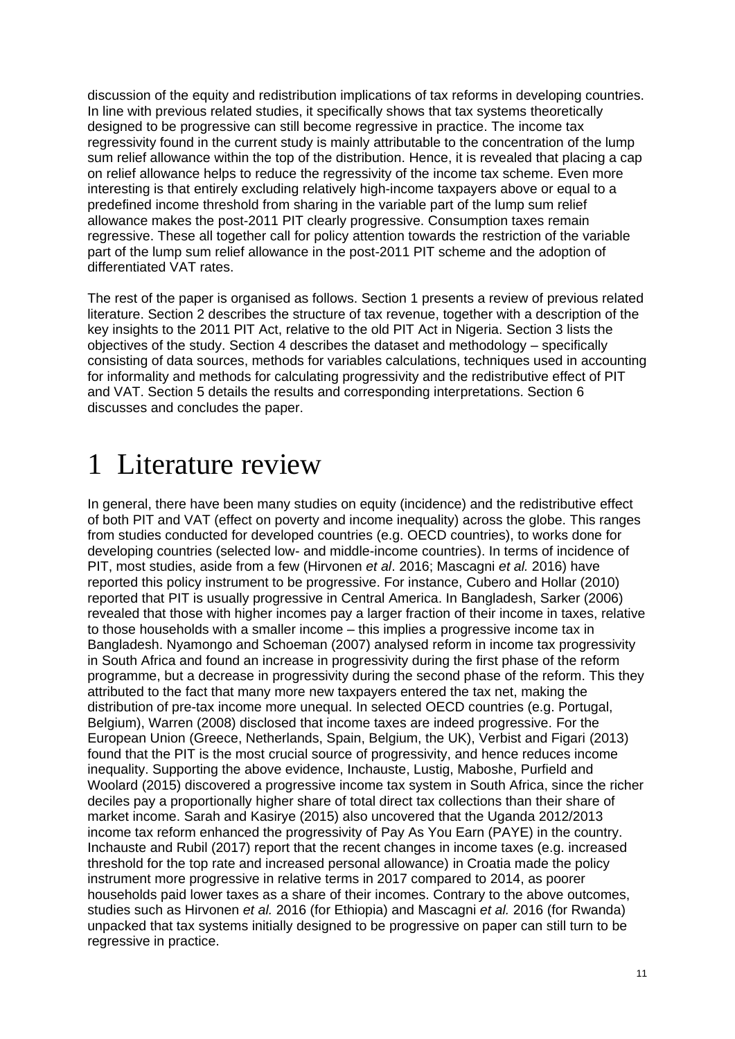discussion of the equity and redistribution implications of tax reforms in developing countries. In line with previous related studies, it specifically shows that tax systems theoretically designed to be progressive can still become regressive in practice. The income tax regressivity found in the current study is mainly attributable to the concentration of the lump sum relief allowance within the top of the distribution. Hence, it is revealed that placing a cap on relief allowance helps to reduce the regressivity of the income tax scheme. Even more interesting is that entirely excluding relatively high-income taxpayers above or equal to a predefined income threshold from sharing in the variable part of the lump sum relief allowance makes the post-2011 PIT clearly progressive. Consumption taxes remain regressive. These all together call for policy attention towards the restriction of the variable part of the lump sum relief allowance in the post-2011 PIT scheme and the adoption of differentiated VAT rates.

The rest of the paper is organised as follows. Section 1 presents a review of previous related literature. Section 2 describes the structure of tax revenue, together with a description of the key insights to the 2011 PIT Act, relative to the old PIT Act in Nigeria. Section 3 lists the objectives of the study. Section 4 describes the dataset and methodology – specifically consisting of data sources, methods for variables calculations, techniques used in accounting for informality and methods for calculating progressivity and the redistributive effect of PIT and VAT. Section 5 details the results and corresponding interpretations. Section 6 discusses and concludes the paper.

# 1 Literature review

In general, there have been many studies on equity (incidence) and the redistributive effect of both PIT and VAT (effect on poverty and income inequality) across the globe. This ranges from studies conducted for developed countries (e.g. OECD countries), to works done for developing countries (selected low- and middle-income countries). In terms of incidence of PIT, most studies, aside from a few (Hirvonen *et al*. 2016; Mascagni *et al.* 2016) have reported this policy instrument to be progressive. For instance, Cubero and Hollar (2010) reported that PIT is usually progressive in Central America. In Bangladesh, Sarker (2006) revealed that those with higher incomes pay a larger fraction of their income in taxes, relative to those households with a smaller income – this implies a progressive income tax in Bangladesh. Nyamongo and Schoeman (2007) analysed reform in income tax progressivity in South Africa and found an increase in progressivity during the first phase of the reform programme, but a decrease in progressivity during the second phase of the reform. This they attributed to the fact that many more new taxpayers entered the tax net, making the distribution of pre-tax income more unequal. In selected OECD countries (e.g. Portugal, Belgium), Warren (2008) disclosed that income taxes are indeed progressive. For the European Union (Greece, Netherlands, Spain, Belgium, the UK), Verbist and Figari (2013) found that the PIT is the most crucial source of progressivity, and hence reduces income inequality. Supporting the above evidence, Inchauste, Lustig, Maboshe, Purfield and Woolard (2015) discovered a progressive income tax system in South Africa, since the richer deciles pay a proportionally higher share of total direct tax collections than their share of market income. Sarah and Kasirye (2015) also uncovered that the Uganda 2012/2013 income tax reform enhanced the progressivity of Pay As You Earn (PAYE) in the country. Inchauste and Rubil (2017) report that the recent changes in income taxes (e.g. increased threshold for the top rate and increased personal allowance) in Croatia made the policy instrument more progressive in relative terms in 2017 compared to 2014, as poorer households paid lower taxes as a share of their incomes. Contrary to the above outcomes, studies such as Hirvonen *et al.* 2016 (for Ethiopia) and Mascagni *et al.* 2016 (for Rwanda) unpacked that tax systems initially designed to be progressive on paper can still turn to be regressive in practice.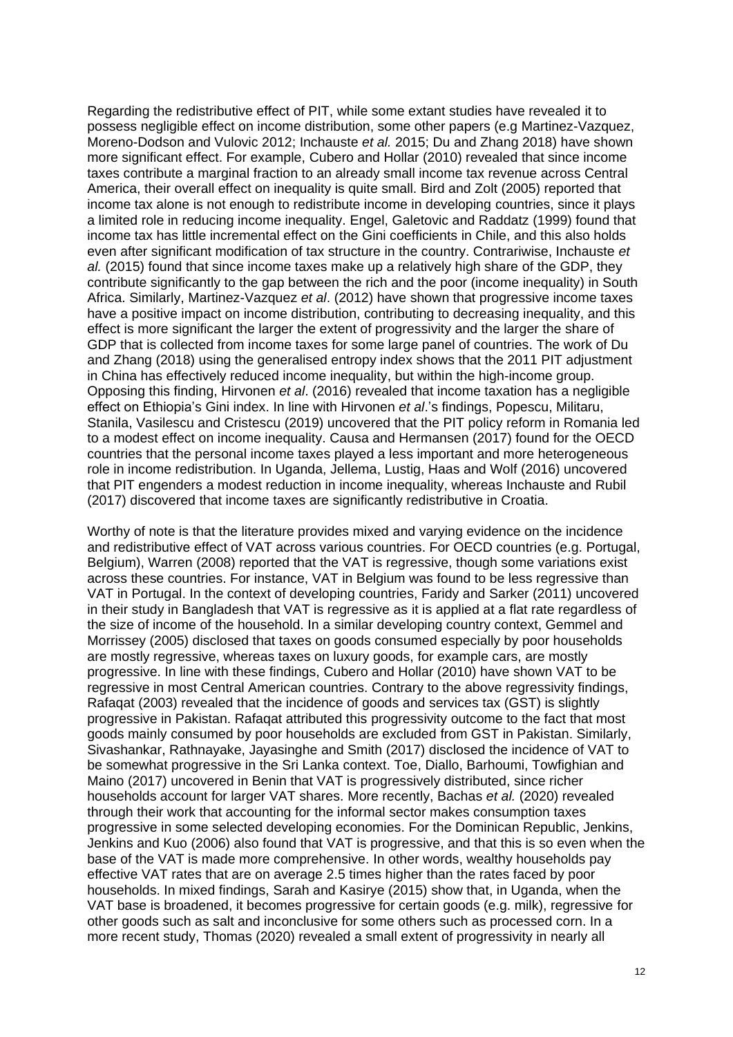Regarding the redistributive effect of PIT, while some extant studies have revealed it to possess negligible effect on income distribution, some other papers (e.g Martinez-Vazquez, Moreno-Dodson and Vulovic 2012; Inchauste *et al.* 2015; Du and Zhang 2018) have shown more significant effect. For example, Cubero and Hollar (2010) revealed that since income taxes contribute a marginal fraction to an already small income tax revenue across Central America, their overall effect on inequality is quite small. Bird and Zolt (2005) reported that income tax alone is not enough to redistribute income in developing countries, since it plays a limited role in reducing income inequality. Engel, Galetovic and Raddatz (1999) found that income tax has little incremental effect on the Gini coefficients in Chile, and this also holds even after significant modification of tax structure in the country. Contrariwise, Inchauste *et al.* (2015) found that since income taxes make up a relatively high share of the GDP, they contribute significantly to the gap between the rich and the poor (income inequality) in South Africa. Similarly, Martinez-Vazquez *et al*. (2012) have shown that progressive income taxes have a positive impact on income distribution, contributing to decreasing inequality, and this effect is more significant the larger the extent of progressivity and the larger the share of GDP that is collected from income taxes for some large panel of countries. The work of Du and Zhang (2018) using the generalised entropy index shows that the 2011 PIT adjustment in China has effectively reduced income inequality, but within the high-income group. Opposing this finding, Hirvonen *et al*. (2016) revealed that income taxation has a negligible effect on Ethiopia's Gini index. In line with Hirvonen *et al*.'s findings, Popescu, Militaru, Stanila, Vasilescu and Cristescu (2019) uncovered that the PIT policy reform in Romania led to a modest effect on income inequality. Causa and Hermansen (2017) found for the OECD countries that the personal income taxes played a less important and more heterogeneous role in income redistribution. In Uganda, Jellema, Lustig, Haas and Wolf (2016) uncovered that PIT engenders a modest reduction in income inequality, whereas Inchauste and Rubil (2017) discovered that income taxes are significantly redistributive in Croatia.

Worthy of note is that the literature provides mixed and varying evidence on the incidence and redistributive effect of VAT across various countries. For OECD countries (e.g. Portugal, Belgium), Warren (2008) reported that the VAT is regressive, though some variations exist across these countries. For instance, VAT in Belgium was found to be less regressive than VAT in Portugal. In the context of developing countries, Faridy and Sarker (2011) uncovered in their study in Bangladesh that VAT is regressive as it is applied at a flat rate regardless of the size of income of the household. In a similar developing country context, Gemmel and Morrissey (2005) disclosed that taxes on goods consumed especially by poor households are mostly regressive, whereas taxes on luxury goods, for example cars, are mostly progressive. In line with these findings, Cubero and Hollar (2010) have shown VAT to be regressive in most Central American countries. Contrary to the above regressivity findings, Rafaqat (2003) revealed that the incidence of goods and services tax (GST) is slightly progressive in Pakistan. Rafaqat attributed this progressivity outcome to the fact that most goods mainly consumed by poor households are excluded from GST in Pakistan. Similarly, Sivashankar, Rathnayake, Jayasinghe and Smith (2017) disclosed the incidence of VAT to be somewhat progressive in the Sri Lanka context. Toe, Diallo, Barhoumi, Towfighian and Maino (2017) uncovered in Benin that VAT is progressively distributed, since richer households account for larger VAT shares. More recently, Bachas *et al.* (2020) revealed through their work that accounting for the informal sector makes consumption taxes progressive in some selected developing economies. For the Dominican Republic, Jenkins, Jenkins and Kuo (2006) also found that VAT is progressive, and that this is so even when the base of the VAT is made more comprehensive. In other words, wealthy households pay effective VAT rates that are on average 2.5 times higher than the rates faced by poor households. In mixed findings, Sarah and Kasirye (2015) show that, in Uganda, when the VAT base is broadened, it becomes progressive for certain goods (e.g. milk), regressive for other goods such as salt and inconclusive for some others such as processed corn. In a more recent study, Thomas (2020) revealed a small extent of progressivity in nearly all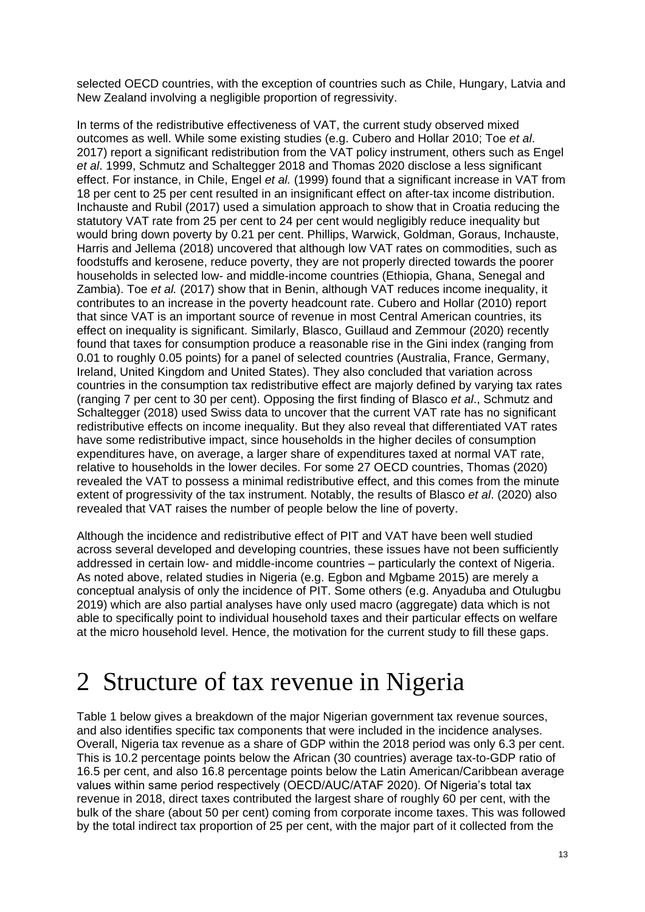selected OECD countries, with the exception of countries such as Chile, Hungary, Latvia and New Zealand involving a negligible proportion of regressivity.

In terms of the redistributive effectiveness of VAT, the current study observed mixed outcomes as well. While some existing studies (e.g. Cubero and Hollar 2010; Toe *et al*. 2017) report a significant redistribution from the VAT policy instrument, others such as Engel *et al*. 1999, Schmutz and Schaltegger 2018 and Thomas 2020 disclose a less significant effect. For instance, in Chile, Engel *et al.* (1999) found that a significant increase in VAT from 18 per cent to 25 per cent resulted in an insignificant effect on after-tax income distribution. Inchauste and Rubil (2017) used a simulation approach to show that in Croatia reducing the statutory VAT rate from 25 per cent to 24 per cent would negligibly reduce inequality but would bring down poverty by 0.21 per cent. Phillips, Warwick, Goldman, Goraus, Inchauste, Harris and Jellema (2018) uncovered that although low VAT rates on commodities, such as foodstuffs and kerosene, reduce poverty, they are not properly directed towards the poorer households in selected low- and middle-income countries (Ethiopia, Ghana, Senegal and Zambia). Toe *et al.* (2017) show that in Benin, although VAT reduces income inequality, it contributes to an increase in the poverty headcount rate. Cubero and Hollar (2010) report that since VAT is an important source of revenue in most Central American countries, its effect on inequality is significant. Similarly, Blasco, Guillaud and Zemmour (2020) recently found that taxes for consumption produce a reasonable rise in the Gini index (ranging from 0.01 to roughly 0.05 points) for a panel of selected countries (Australia, France, Germany, Ireland, United Kingdom and United States). They also concluded that variation across countries in the consumption tax redistributive effect are majorly defined by varying tax rates (ranging 7 per cent to 30 per cent). Opposing the first finding of Blasco *et al*., Schmutz and Schaltegger (2018) used Swiss data to uncover that the current VAT rate has no significant redistributive effects on income inequality. But they also reveal that differentiated VAT rates have some redistributive impact, since households in the higher deciles of consumption expenditures have, on average, a larger share of expenditures taxed at normal VAT rate, relative to households in the lower deciles. For some 27 OECD countries, Thomas (2020) revealed the VAT to possess a minimal redistributive effect, and this comes from the minute extent of progressivity of the tax instrument. Notably, the results of Blasco *et al*. (2020) also revealed that VAT raises the number of people below the line of poverty.

Although the incidence and redistributive effect of PIT and VAT have been well studied across several developed and developing countries, these issues have not been sufficiently addressed in certain low- and middle-income countries – particularly the context of Nigeria. As noted above, related studies in Nigeria (e.g. Egbon and Mgbame 2015) are merely a conceptual analysis of only the incidence of PIT. Some others (e.g. Anyaduba and Otulugbu 2019) which are also partial analyses have only used macro (aggregate) data which is not able to specifically point to individual household taxes and their particular effects on welfare at the micro household level. Hence, the motivation for the current study to fill these gaps.

# 2 Structure of tax revenue in Nigeria

Table 1 below gives a breakdown of the major Nigerian government tax revenue sources, and also identifies specific tax components that were included in the incidence analyses. Overall, Nigeria tax revenue as a share of GDP within the 2018 period was only 6.3 per cent. This is 10.2 percentage points below the African (30 countries) average tax-to-GDP ratio of 16.5 per cent, and also 16.8 percentage points below the Latin American/Caribbean average values within same period respectively (OECD/AUC/ATAF 2020). Of Nigeria's total tax revenue in 2018, direct taxes contributed the largest share of roughly 60 per cent, with the bulk of the share (about 50 per cent) coming from corporate income taxes. This was followed by the total indirect tax proportion of 25 per cent, with the major part of it collected from the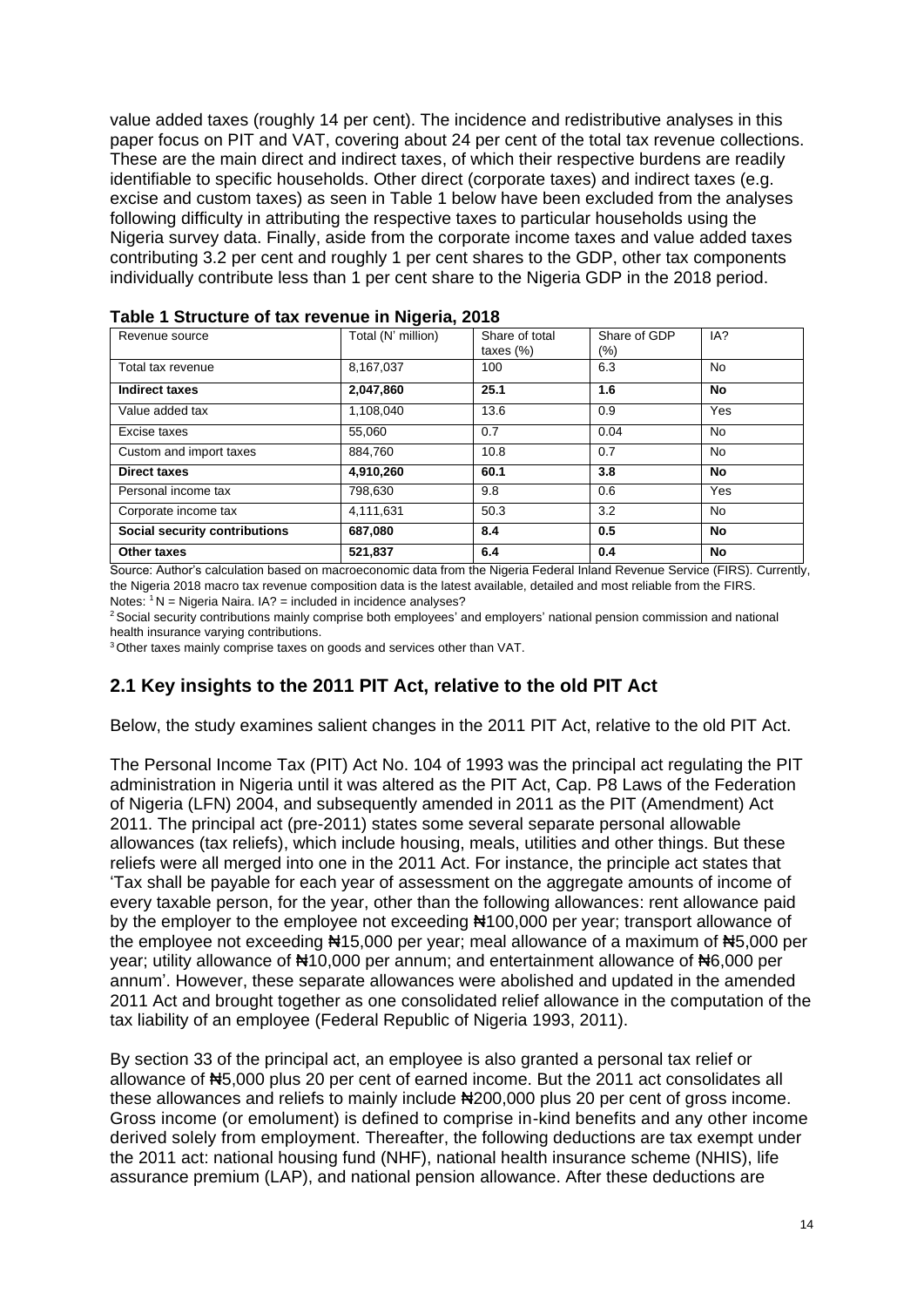value added taxes (roughly 14 per cent). The incidence and redistributive analyses in this paper focus on PIT and VAT, covering about 24 per cent of the total tax revenue collections. These are the main direct and indirect taxes, of which their respective burdens are readily identifiable to specific households. Other direct (corporate taxes) and indirect taxes (e.g. excise and custom taxes) as seen in Table 1 below have been excluded from the analyses following difficulty in attributing the respective taxes to particular households using the Nigeria survey data. Finally, aside from the corporate income taxes and value added taxes contributing 3.2 per cent and roughly 1 per cent shares to the GDP, other tax components individually contribute less than 1 per cent share to the Nigeria GDP in the 2018 period.

**Table 1 Structure of tax revenue in Nigeria, 2018**

| Revenue source | Total (N' million) | Share of total taxes (%) | Share of GDP (%) | IA? |
|---|---|---|---|---|
| Total tax revenue | 8,167,037 | 100 | 6.3 | No |
| **Indirect taxes** | **2,047,860** | **25.1** | **1.6** | **No** |
| Value added tax | 1,108,040 | 13.6 | 0.9 | Yes |
| Excise taxes | 55,060 | 0.7 | 0.04 | No |
| Custom and import taxes | 884,760 | 10.8 | 0.7 | No |
| **Direct taxes** | **4,910,260** | **60.1** | **3.8** | **No** |
| Personal income tax | 798,630 | 9.8 | 0.6 | Yes |
| Corporate income tax | 4,111,631 | 50.3 | 3.2 | No |
| **Social security contributions** | **687,080** | **8.4** | **0.5** | **No** |
| **Other taxes** | **521,837** | **6.4** | **0.4** | **No** |

Source: Author's calculation based on macroeconomic data from the Nigeria Federal Inland Revenue Service (FIRS). Currently, the Nigeria 2018 macro tax revenue composition data is the latest available, detailed and most reliable from the FIRS.
Notes: [1] N = Nigeria Naira. IA? = included in incidence analyses?
[2] Social security contributions mainly comprise both employees' and employers' national pension commission and national health insurance varying contributions.
[3] Other taxes mainly comprise taxes on goods and services other than VAT.

## 2.1 Key insights to the 2011 PIT Act, relative to the old PIT Act

Below, the study examines salient changes in the 2011 PIT Act, relative to the old PIT Act.

The Personal Income Tax (PIT) Act No. 104 of 1993 was the principal act regulating the PIT administration in Nigeria until it was altered as the PIT Act, Cap. P8 Laws of the Federation of Nigeria (LFN) 2004, and subsequently amended in 2011 as the PIT (Amendment) Act 2011. The principal act (pre-2011) states some several separate personal allowable allowances (tax reliefs), which include housing, meals, utilities and other things. But these reliefs were all merged into one in the 2011 Act. For instance, the principle act states that 'Tax shall be payable for each year of assessment on the aggregate amounts of income of every taxable person, for the year, other than the following allowances: rent allowance paid by the employer to the employee not exceeding ₦100,000 per year; transport allowance of the employee not exceeding ₦15,000 per year; meal allowance of a maximum of ₦5,000 per year; utility allowance of ₦10,000 per annum; and entertainment allowance of ₦6,000 per annum'. However, these separate allowances were abolished and updated in the amended 2011 Act and brought together as one consolidated relief allowance in the computation of the tax liability of an employee (Federal Republic of Nigeria 1993, 2011).

By section 33 of the principal act, an employee is also granted a personal tax relief or allowance of ₦5,000 plus 20 per cent of earned income. But the 2011 act consolidates all these allowances and reliefs to mainly include ₦200,000 plus 20 per cent of gross income. Gross income (or emolument) is defined to comprise in-kind benefits and any other income derived solely from employment. Thereafter, the following deductions are tax exempt under the 2011 act: national housing fund (NHF), national health insurance scheme (NHIS), life assurance premium (LAP), and national pension allowance. After these deductions are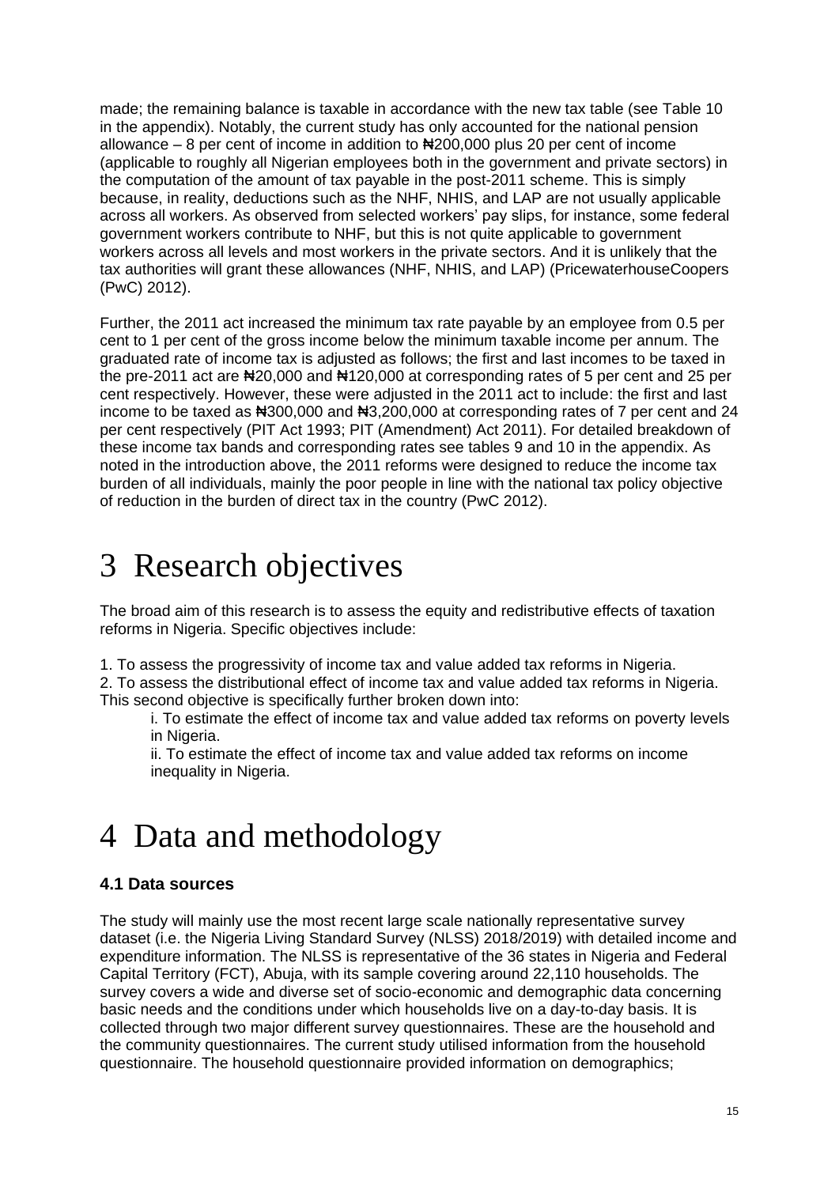made; the remaining balance is taxable in accordance with the new tax table (see Table 10 in the appendix). Notably, the current study has only accounted for the national pension allowance – 8 per cent of income in addition to ₦200,000 plus 20 per cent of income (applicable to roughly all Nigerian employees both in the government and private sectors) in the computation of the amount of tax payable in the post-2011 scheme. This is simply because, in reality, deductions such as the NHF, NHIS, and LAP are not usually applicable across all workers. As observed from selected workers' pay slips, for instance, some federal government workers contribute to NHF, but this is not quite applicable to government workers across all levels and most workers in the private sectors. And it is unlikely that the tax authorities will grant these allowances (NHF, NHIS, and LAP) (PricewaterhouseCoopers (PwC) 2012).

Further, the 2011 act increased the minimum tax rate payable by an employee from 0.5 per cent to 1 per cent of the gross income below the minimum taxable income per annum. The graduated rate of income tax is adjusted as follows; the first and last incomes to be taxed in the pre-2011 act are ₦20,000 and ₦120,000 at corresponding rates of 5 per cent and 25 per cent respectively. However, these were adjusted in the 2011 act to include: the first and last income to be taxed as ₦300,000 and ₦3,200,000 at corresponding rates of 7 per cent and 24 per cent respectively (PIT Act 1993; PIT (Amendment) Act 2011). For detailed breakdown of these income tax bands and corresponding rates see tables 9 and 10 in the appendix. As noted in the introduction above, the 2011 reforms were designed to reduce the income tax burden of all individuals, mainly the poor people in line with the national tax policy objective of reduction in the burden of direct tax in the country (PwC 2012).

# 3 Research objectives

The broad aim of this research is to assess the equity and redistributive effects of taxation reforms in Nigeria. Specific objectives include:

1. To assess the progressivity of income tax and value added tax reforms in Nigeria.
2. To assess the distributional effect of income tax and value added tax reforms in Nigeria. This second objective is specifically further broken down into:
   i. To estimate the effect of income tax and value added tax reforms on poverty levels in Nigeria.
   ii. To estimate the effect of income tax and value added tax reforms on income inequality in Nigeria.

# 4 Data and methodology

### 4.1 Data sources

The study will mainly use the most recent large scale nationally representative survey dataset (i.e. the Nigeria Living Standard Survey (NLSS) 2018/2019) with detailed income and expenditure information. The NLSS is representative of the 36 states in Nigeria and Federal Capital Territory (FCT), Abuja, with its sample covering around 22,110 households. The survey covers a wide and diverse set of socio-economic and demographic data concerning basic needs and the conditions under which households live on a day-to-day basis. It is collected through two major different survey questionnaires. These are the household and the community questionnaires. The current study utilised information from the household questionnaire. The household questionnaire provided information on demographics;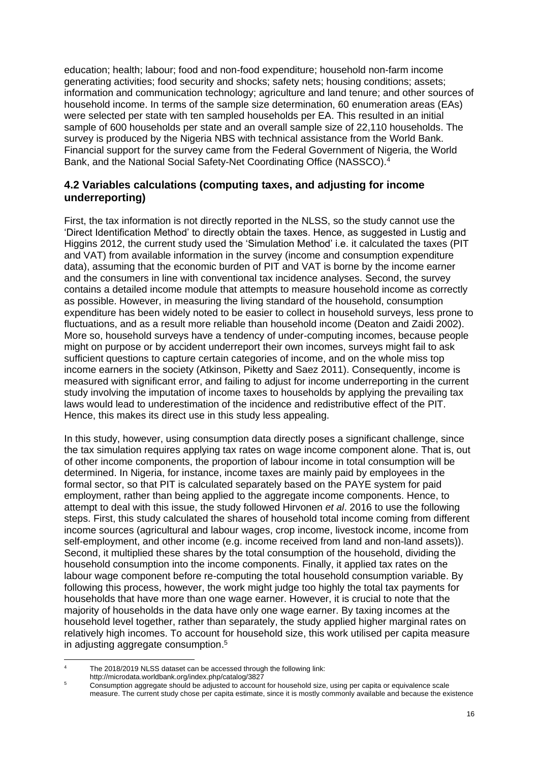education; health; labour; food and non-food expenditure; household non-farm income generating activities; food security and shocks; safety nets; housing conditions; assets; information and communication technology; agriculture and land tenure; and other sources of household income. In terms of the sample size determination, 60 enumeration areas (EAs) were selected per state with ten sampled households per EA. This resulted in an initial sample of 600 households per state and an overall sample size of 22,110 households. The survey is produced by the Nigeria NBS with technical assistance from the World Bank. Financial support for the survey came from the Federal Government of Nigeria, the World Bank, and the National Social Safety-Net Coordinating Office (NASSCO).[4]

### 4.2 Variables calculations (computing taxes, and adjusting for income underreporting)

First, the tax information is not directly reported in the NLSS, so the study cannot use the 'Direct Identification Method' to directly obtain the taxes. Hence, as suggested in Lustig and Higgins 2012, the current study used the 'Simulation Method' i.e. it calculated the taxes (PIT and VAT) from available information in the survey (income and consumption expenditure data), assuming that the economic burden of PIT and VAT is borne by the income earner and the consumers in line with conventional tax incidence analyses. Second, the survey contains a detailed income module that attempts to measure household income as correctly as possible. However, in measuring the living standard of the household, consumption expenditure has been widely noted to be easier to collect in household surveys, less prone to fluctuations, and as a result more reliable than household income (Deaton and Zaidi 2002). More so, household surveys have a tendency of under-computing incomes, because people might on purpose or by accident underreport their own incomes, surveys might fail to ask sufficient questions to capture certain categories of income, and on the whole miss top income earners in the society (Atkinson, Piketty and Saez 2011). Consequently, income is measured with significant error, and failing to adjust for income underreporting in the current study involving the imputation of income taxes to households by applying the prevailing tax laws would lead to underestimation of the incidence and redistributive effect of the PIT. Hence, this makes its direct use in this study less appealing.

In this study, however, using consumption data directly poses a significant challenge, since the tax simulation requires applying tax rates on wage income component alone. That is, out of other income components, the proportion of labour income in total consumption will be determined. In Nigeria, for instance, income taxes are mainly paid by employees in the formal sector, so that PIT is calculated separately based on the PAYE system for paid employment, rather than being applied to the aggregate income components. Hence, to attempt to deal with this issue, the study followed Hirvonen *et al*. 2016 to use the following steps. First, this study calculated the shares of household total income coming from different income sources (agricultural and labour wages, crop income, livestock income, income from self-employment, and other income (e.g. income received from land and non-land assets)). Second, it multiplied these shares by the total consumption of the household, dividing the household consumption into the income components. Finally, it applied tax rates on the labour wage component before re-computing the total household consumption variable. By following this process, however, the work might judge too highly the total tax payments for households that have more than one wage earner. However, it is crucial to note that the majority of households in the data have only one wage earner. By taxing incomes at the household level together, rather than separately, the study applied higher marginal rates on relatively high incomes. To account for household size, this work utilised per capita measure in adjusting aggregate consumption.[5]

---

[4] The 2018/2019 NLSS dataset can be accessed through the following link: http://microdata.worldbank.org/index.php/catalog/3827

[5] Consumption aggregate should be adjusted to account for household size, using per capita or equivalence scale measure. The current study chose per capita estimate, since it is mostly commonly available and because the existence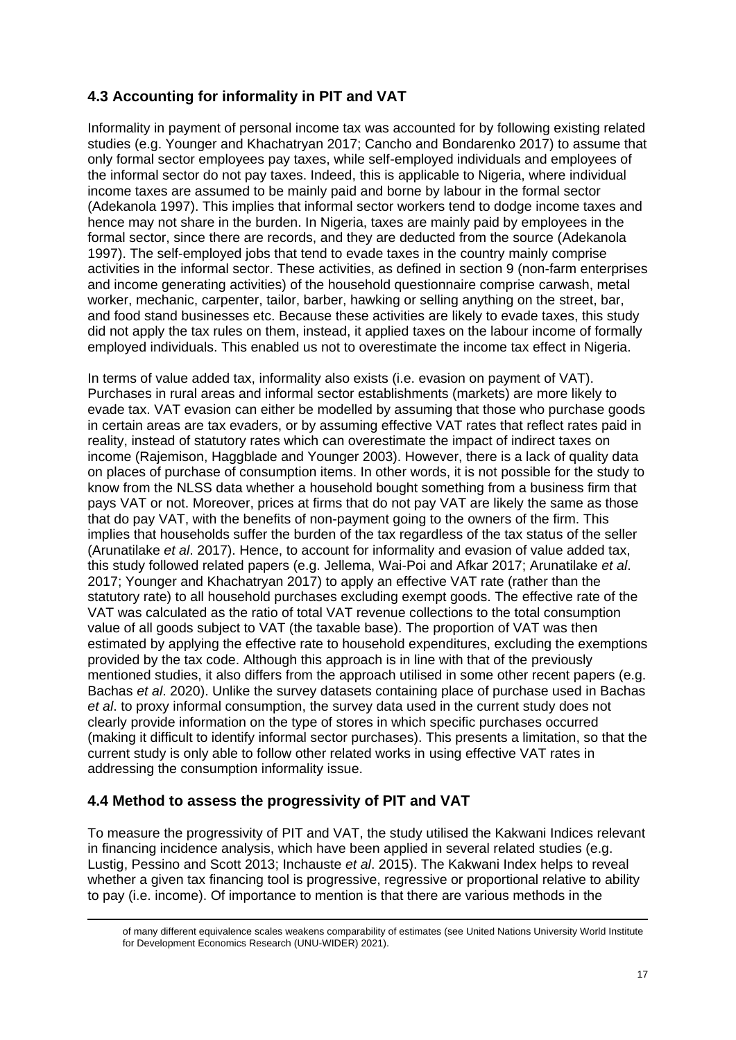## 4.3 Accounting for informality in PIT and VAT

Informality in payment of personal income tax was accounted for by following existing related studies (e.g. Younger and Khachatryan 2017; Cancho and Bondarenko 2017) to assume that only formal sector employees pay taxes, while self-employed individuals and employees of the informal sector do not pay taxes. Indeed, this is applicable to Nigeria, where individual income taxes are assumed to be mainly paid and borne by labour in the formal sector (Adekanola 1997). This implies that informal sector workers tend to dodge income taxes and hence may not share in the burden. In Nigeria, taxes are mainly paid by employees in the formal sector, since there are records, and they are deducted from the source (Adekanola 1997). The self-employed jobs that tend to evade taxes in the country mainly comprise activities in the informal sector. These activities, as defined in section 9 (non-farm enterprises and income generating activities) of the household questionnaire comprise carwash, metal worker, mechanic, carpenter, tailor, barber, hawking or selling anything on the street, bar, and food stand businesses etc. Because these activities are likely to evade taxes, this study did not apply the tax rules on them, instead, it applied taxes on the labour income of formally employed individuals. This enabled us not to overestimate the income tax effect in Nigeria.

In terms of value added tax, informality also exists (i.e. evasion on payment of VAT). Purchases in rural areas and informal sector establishments (markets) are more likely to evade tax. VAT evasion can either be modelled by assuming that those who purchase goods in certain areas are tax evaders, or by assuming effective VAT rates that reflect rates paid in reality, instead of statutory rates which can overestimate the impact of indirect taxes on income (Rajemison, Haggblade and Younger 2003). However, there is a lack of quality data on places of purchase of consumption items. In other words, it is not possible for the study to know from the NLSS data whether a household bought something from a business firm that pays VAT or not. Moreover, prices at firms that do not pay VAT are likely the same as those that do pay VAT, with the benefits of non-payment going to the owners of the firm. This implies that households suffer the burden of the tax regardless of the tax status of the seller (Arunatilake *et al*. 2017). Hence, to account for informality and evasion of value added tax, this study followed related papers (e.g. Jellema, Wai-Poi and Afkar 2017; Arunatilake *et al*. 2017; Younger and Khachatryan 2017) to apply an effective VAT rate (rather than the statutory rate) to all household purchases excluding exempt goods. The effective rate of the VAT was calculated as the ratio of total VAT revenue collections to the total consumption value of all goods subject to VAT (the taxable base). The proportion of VAT was then estimated by applying the effective rate to household expenditures, excluding the exemptions provided by the tax code. Although this approach is in line with that of the previously mentioned studies, it also differs from the approach utilised in some other recent papers (e.g. Bachas *et al*. 2020). Unlike the survey datasets containing place of purchase used in Bachas *et al*. to proxy informal consumption, the survey data used in the current study does not clearly provide information on the type of stores in which specific purchases occurred (making it difficult to identify informal sector purchases). This presents a limitation, so that the current study is only able to follow other related works in using effective VAT rates in addressing the consumption informality issue.

## 4.4 Method to assess the progressivity of PIT and VAT

To measure the progressivity of PIT and VAT, the study utilised the Kakwani Indices relevant in financing incidence analysis, which have been applied in several related studies (e.g. Lustig, Pessino and Scott 2013; Inchauste *et al*. 2015). The Kakwani Index helps to reveal whether a given tax financing tool is progressive, regressive or proportional relative to ability to pay (i.e. income). Of importance to mention is that there are various methods in the

of many different equivalence scales weakens comparability of estimates (see United Nations University World Institute for Development Economics Research (UNU-WIDER) 2021).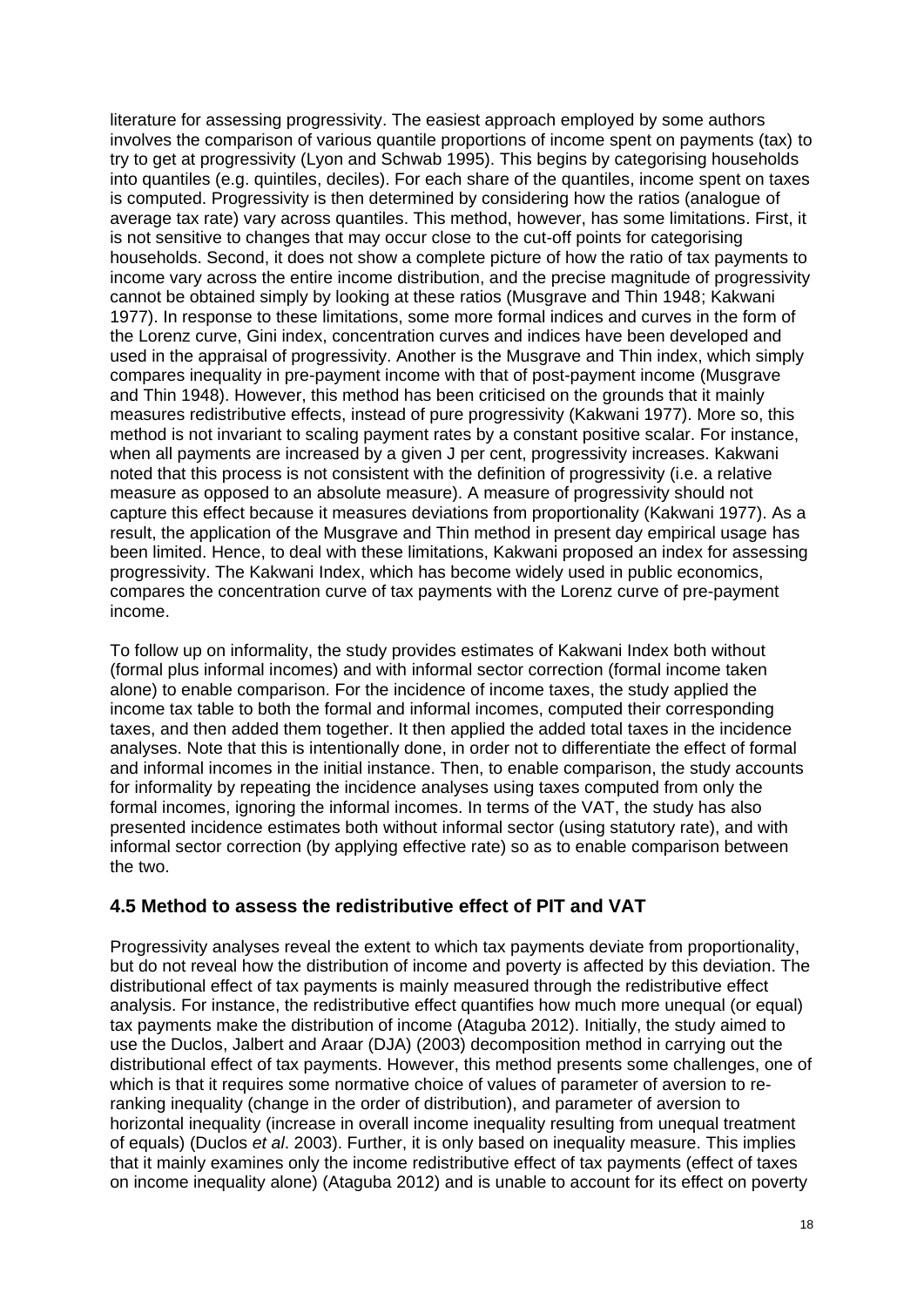literature for assessing progressivity. The easiest approach employed by some authors involves the comparison of various quantile proportions of income spent on payments (tax) to try to get at progressivity (Lyon and Schwab 1995). This begins by categorising households into quantiles (e.g. quintiles, deciles). For each share of the quantiles, income spent on taxes is computed. Progressivity is then determined by considering how the ratios (analogue of average tax rate) vary across quantiles. This method, however, has some limitations. First, it is not sensitive to changes that may occur close to the cut-off points for categorising households. Second, it does not show a complete picture of how the ratio of tax payments to income vary across the entire income distribution, and the precise magnitude of progressivity cannot be obtained simply by looking at these ratios (Musgrave and Thin 1948; Kakwani 1977). In response to these limitations, some more formal indices and curves in the form of the Lorenz curve, Gini index, concentration curves and indices have been developed and used in the appraisal of progressivity. Another is the Musgrave and Thin index, which simply compares inequality in pre-payment income with that of post-payment income (Musgrave and Thin 1948). However, this method has been criticised on the grounds that it mainly measures redistributive effects, instead of pure progressivity (Kakwani 1977). More so, this method is not invariant to scaling payment rates by a constant positive scalar. For instance, when all payments are increased by a given J per cent, progressivity increases. Kakwani noted that this process is not consistent with the definition of progressivity (i.e. a relative measure as opposed to an absolute measure). A measure of progressivity should not capture this effect because it measures deviations from proportionality (Kakwani 1977). As a result, the application of the Musgrave and Thin method in present day empirical usage has been limited. Hence, to deal with these limitations, Kakwani proposed an index for assessing progressivity. The Kakwani Index, which has become widely used in public economics, compares the concentration curve of tax payments with the Lorenz curve of pre-payment income.

To follow up on informality, the study provides estimates of Kakwani Index both without (formal plus informal incomes) and with informal sector correction (formal income taken alone) to enable comparison. For the incidence of income taxes, the study applied the income tax table to both the formal and informal incomes, computed their corresponding taxes, and then added them together. It then applied the added total taxes in the incidence analyses. Note that this is intentionally done, in order not to differentiate the effect of formal and informal incomes in the initial instance. Then, to enable comparison, the study accounts for informality by repeating the incidence analyses using taxes computed from only the formal incomes, ignoring the informal incomes. In terms of the VAT, the study has also presented incidence estimates both without informal sector (using statutory rate), and with informal sector correction (by applying effective rate) so as to enable comparison between the two.

### 4.5 Method to assess the redistributive effect of PIT and VAT

Progressivity analyses reveal the extent to which tax payments deviate from proportionality, but do not reveal how the distribution of income and poverty is affected by this deviation. The distributional effect of tax payments is mainly measured through the redistributive effect analysis. For instance, the redistributive effect quantifies how much more unequal (or equal) tax payments make the distribution of income (Ataguba 2012). Initially, the study aimed to use the Duclos, Jalbert and Araar (DJA) (2003) decomposition method in carrying out the distributional effect of tax payments. However, this method presents some challenges, one of which is that it requires some normative choice of values of parameter of aversion to re-ranking inequality (change in the order of distribution), and parameter of aversion to horizontal inequality (increase in overall income inequality resulting from unequal treatment of equals) (Duclos *et al*. 2003). Further, it is only based on inequality measure. This implies that it mainly examines only the income redistributive effect of tax payments (effect of taxes on income inequality alone) (Ataguba 2012) and is unable to account for its effect on poverty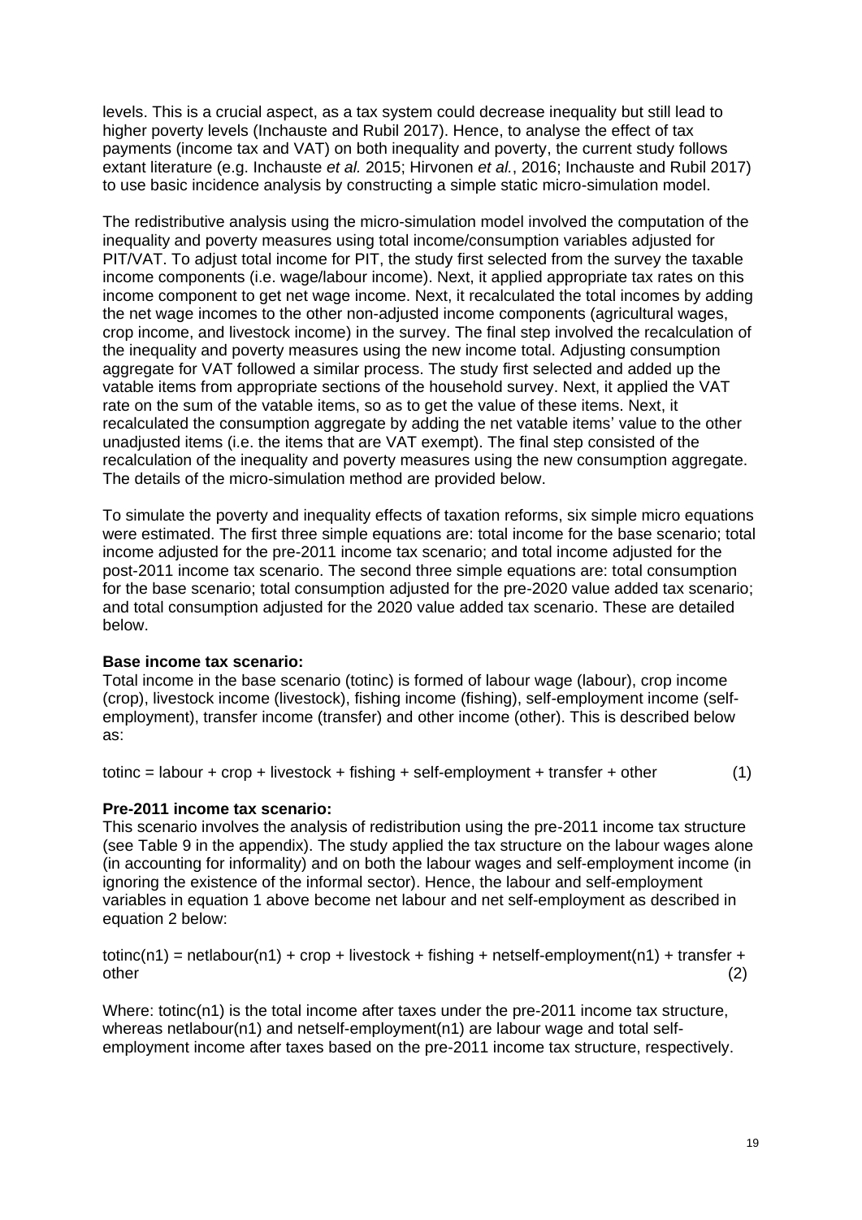levels. This is a crucial aspect, as a tax system could decrease inequality but still lead to higher poverty levels (Inchauste and Rubil 2017). Hence, to analyse the effect of tax payments (income tax and VAT) on both inequality and poverty, the current study follows extant literature (e.g. Inchauste *et al.* 2015; Hirvonen *et al.*, 2016; Inchauste and Rubil 2017) to use basic incidence analysis by constructing a simple static micro-simulation model.

The redistributive analysis using the micro-simulation model involved the computation of the inequality and poverty measures using total income/consumption variables adjusted for PIT/VAT. To adjust total income for PIT, the study first selected from the survey the taxable income components (i.e. wage/labour income). Next, it applied appropriate tax rates on this income component to get net wage income. Next, it recalculated the total incomes by adding the net wage incomes to the other non-adjusted income components (agricultural wages, crop income, and livestock income) in the survey. The final step involved the recalculation of the inequality and poverty measures using the new income total. Adjusting consumption aggregate for VAT followed a similar process. The study first selected and added up the vatable items from appropriate sections of the household survey. Next, it applied the VAT rate on the sum of the vatable items, so as to get the value of these items. Next, it recalculated the consumption aggregate by adding the net vatable items' value to the other unadjusted items (i.e. the items that are VAT exempt). The final step consisted of the recalculation of the inequality and poverty measures using the new consumption aggregate. The details of the micro-simulation method are provided below.

To simulate the poverty and inequality effects of taxation reforms, six simple micro equations were estimated. The first three simple equations are: total income for the base scenario; total income adjusted for the pre-2011 income tax scenario; and total income adjusted for the post-2011 income tax scenario. The second three simple equations are: total consumption for the base scenario; total consumption adjusted for the pre-2020 value added tax scenario; and total consumption adjusted for the 2020 value added tax scenario. These are detailed below.

**Base income tax scenario:**
Total income in the base scenario (totinc) is formed of labour wage (labour), crop income (crop), livestock income (livestock), fishing income (fishing), self-employment income (self-employment), transfer income (transfer) and other income (other). This is described below as:

$$\text{totinc} = \text{labour} + \text{crop} + \text{livestock} + \text{fishing} + \text{self-employment} + \text{transfer} + \text{other} \qquad (1)$$

**Pre-2011 income tax scenario:**
This scenario involves the analysis of redistribution using the pre-2011 income tax structure (see Table 9 in the appendix). The study applied the tax structure on the labour wages alone (in accounting for informality) and on both the labour wages and self-employment income (in ignoring the existence of the informal sector). Hence, the labour and self-employment variables in equation 1 above become net labour and net self-employment as described in equation 2 below:

$$\text{totinc}(n1) = \text{netlabour}(n1) + \text{crop} + \text{livestock} + \text{fishing} + \text{netself-employment}(n1) + \text{transfer} + \text{other} \qquad (2)$$

Where: totinc(n1) is the total income after taxes under the pre-2011 income tax structure, whereas netlabour(n1) and netself-employment(n1) are labour wage and total self-employment income after taxes based on the pre-2011 income tax structure, respectively.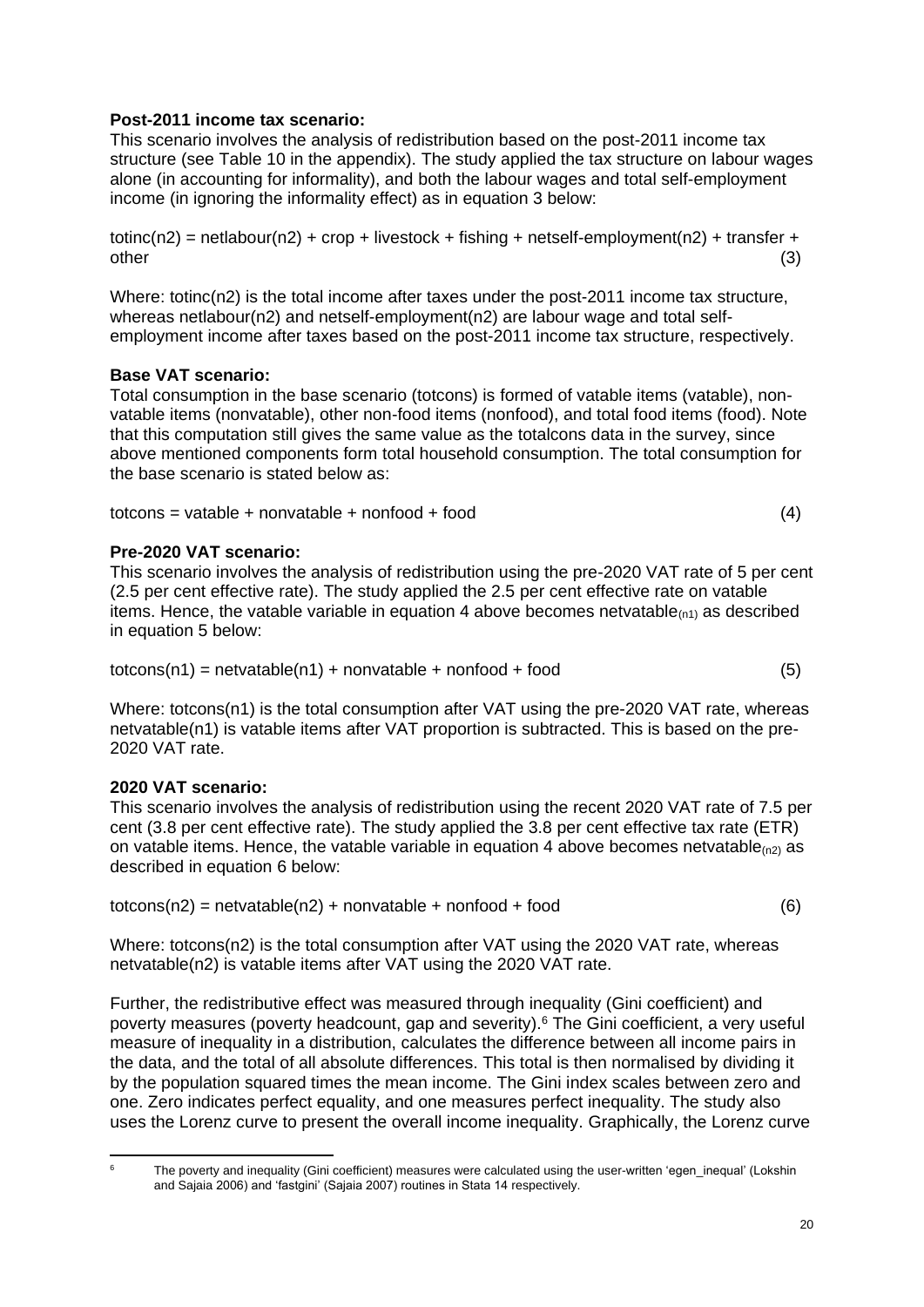**Post-2011 income tax scenario:**
This scenario involves the analysis of redistribution based on the post-2011 income tax structure (see Table 10 in the appendix). The study applied the tax structure on labour wages alone (in accounting for informality), and both the labour wages and total self-employment income (in ignoring the informality effect) as in equation 3 below:

totinc(n2) = netlabour(n2) + crop + livestock + fishing + netself-employment(n2) + transfer + other (3)

Where: totinc(n2) is the total income after taxes under the post-2011 income tax structure, whereas netlabour(n2) and netself-employment(n2) are labour wage and total self-employment income after taxes based on the post-2011 income tax structure, respectively.

**Base VAT scenario:**
Total consumption in the base scenario (totcons) is formed of vatable items (vatable), non-vatable items (nonvatable), other non-food items (nonfood), and total food items (food). Note that this computation still gives the same value as the totalcons data in the survey, since above mentioned components form total household consumption. The total consumption for the base scenario is stated below as:

totcons = vatable + nonvatable + nonfood + food (4)

**Pre-2020 VAT scenario:**
This scenario involves the analysis of redistribution using the pre-2020 VAT rate of 5 per cent (2.5 per cent effective rate). The study applied the 2.5 per cent effective rate on vatable items. Hence, the vatable variable in equation 4 above becomes $\text{netvatable}_{(n1)}$ as described in equation 5 below:

totcons(n1) = netvatable(n1) + nonvatable + nonfood + food (5)

Where: totcons(n1) is the total consumption after VAT using the pre-2020 VAT rate, whereas netvatable(n1) is vatable items after VAT proportion is subtracted. This is based on the pre-2020 VAT rate.

**2020 VAT scenario:**
This scenario involves the analysis of redistribution using the recent 2020 VAT rate of 7.5 per cent (3.8 per cent effective rate). The study applied the 3.8 per cent effective tax rate (ETR) on vatable items. Hence, the vatable variable in equation 4 above becomes $\text{netvatable}_{(n2)}$ as described in equation 6 below:

totcons(n2) = netvatable(n2) + nonvatable + nonfood + food (6)

Where: totcons(n2) is the total consumption after VAT using the 2020 VAT rate, whereas netvatable(n2) is vatable items after VAT using the 2020 VAT rate.

Further, the redistributive effect was measured through inequality (Gini coefficient) and poverty measures (poverty headcount, gap and severity).[6] The Gini coefficient, a very useful measure of inequality in a distribution, calculates the difference between all income pairs in the data, and the total of all absolute differences. This total is then normalised by dividing it by the population squared times the mean income. The Gini index scales between zero and one. Zero indicates perfect equality, and one measures perfect inequality. The study also uses the Lorenz curve to present the overall income inequality. Graphically, the Lorenz curve

[6] The poverty and inequality (Gini coefficient) measures were calculated using the user-written 'egen_inequal' (Lokshin and Sajaia 2006) and 'fastgini' (Sajaia 2007) routines in Stata 14 respectively.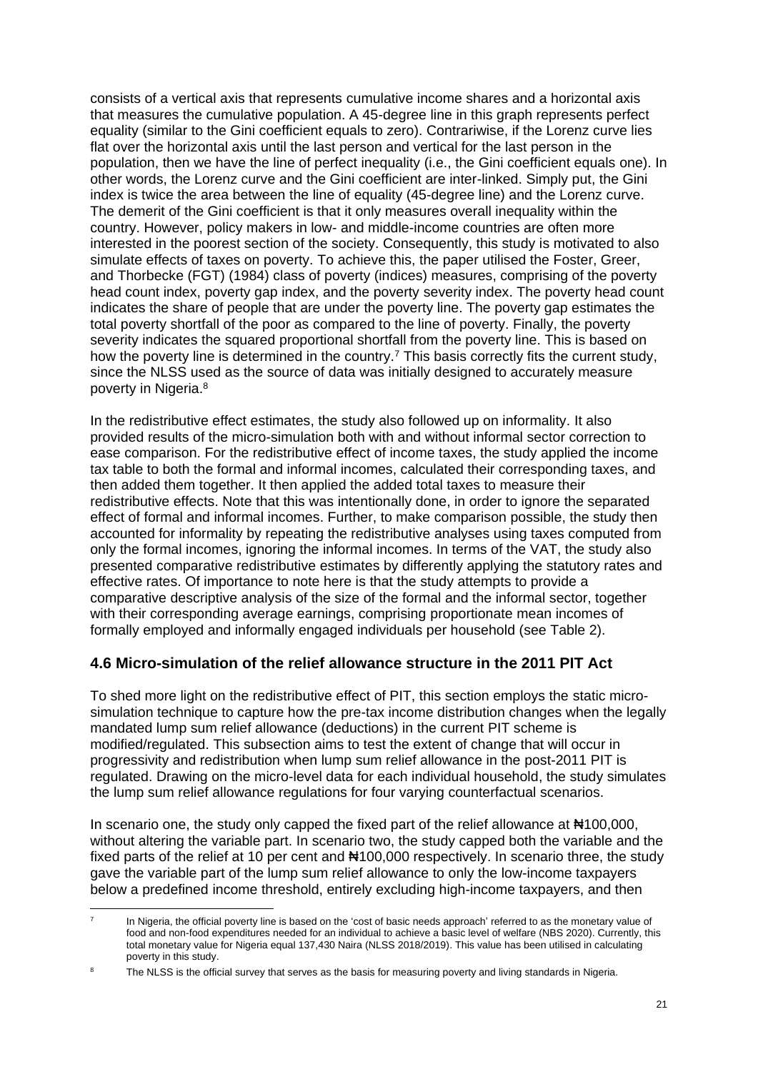consists of a vertical axis that represents cumulative income shares and a horizontal axis that measures the cumulative population. A 45-degree line in this graph represents perfect equality (similar to the Gini coefficient equals to zero). Contrariwise, if the Lorenz curve lies flat over the horizontal axis until the last person and vertical for the last person in the population, then we have the line of perfect inequality (i.e., the Gini coefficient equals one). In other words, the Lorenz curve and the Gini coefficient are inter-linked. Simply put, the Gini index is twice the area between the line of equality (45-degree line) and the Lorenz curve. The demerit of the Gini coefficient is that it only measures overall inequality within the country. However, policy makers in low- and middle-income countries are often more interested in the poorest section of the society. Consequently, this study is motivated to also simulate effects of taxes on poverty. To achieve this, the paper utilised the Foster, Greer, and Thorbecke (FGT) (1984) class of poverty (indices) measures, comprising of the poverty head count index, poverty gap index, and the poverty severity index. The poverty head count indicates the share of people that are under the poverty line. The poverty gap estimates the total poverty shortfall of the poor as compared to the line of poverty. Finally, the poverty severity indicates the squared proportional shortfall from the poverty line. This is based on how the poverty line is determined in the country.[7] This basis correctly fits the current study, since the NLSS used as the source of data was initially designed to accurately measure poverty in Nigeria.[8]

In the redistributive effect estimates, the study also followed up on informality. It also provided results of the micro-simulation both with and without informal sector correction to ease comparison. For the redistributive effect of income taxes, the study applied the income tax table to both the formal and informal incomes, calculated their corresponding taxes, and then added them together. It then applied the added total taxes to measure their redistributive effects. Note that this was intentionally done, in order to ignore the separated effect of formal and informal incomes. Further, to make comparison possible, the study then accounted for informality by repeating the redistributive analyses using taxes computed from only the formal incomes, ignoring the informal incomes. In terms of the VAT, the study also presented comparative redistributive estimates by differently applying the statutory rates and effective rates. Of importance to note here is that the study attempts to provide a comparative descriptive analysis of the size of the formal and the informal sector, together with their corresponding average earnings, comprising proportionate mean incomes of formally employed and informally engaged individuals per household (see Table 2).

## 4.6 Micro-simulation of the relief allowance structure in the 2011 PIT Act

To shed more light on the redistributive effect of PIT, this section employs the static micro-simulation technique to capture how the pre-tax income distribution changes when the legally mandated lump sum relief allowance (deductions) in the current PIT scheme is modified/regulated. This subsection aims to test the extent of change that will occur in progressivity and redistribution when lump sum relief allowance in the post-2011 PIT is regulated. Drawing on the micro-level data for each individual household, the study simulates the lump sum relief allowance regulations for four varying counterfactual scenarios.

In scenario one, the study only capped the fixed part of the relief allowance at ₦100,000, without altering the variable part. In scenario two, the study capped both the variable and the fixed parts of the relief at 10 per cent and ₦100,000 respectively. In scenario three, the study gave the variable part of the lump sum relief allowance to only the low-income taxpayers below a predefined income threshold, entirely excluding high-income taxpayers, and then

[7] In Nigeria, the official poverty line is based on the 'cost of basic needs approach' referred to as the monetary value of food and non-food expenditures needed for an individual to achieve a basic level of welfare (NBS 2020). Currently, this total monetary value for Nigeria equal 137,430 Naira (NLSS 2018/2019). This value has been utilised in calculating poverty in this study.

[8] The NLSS is the official survey that serves as the basis for measuring poverty and living standards in Nigeria.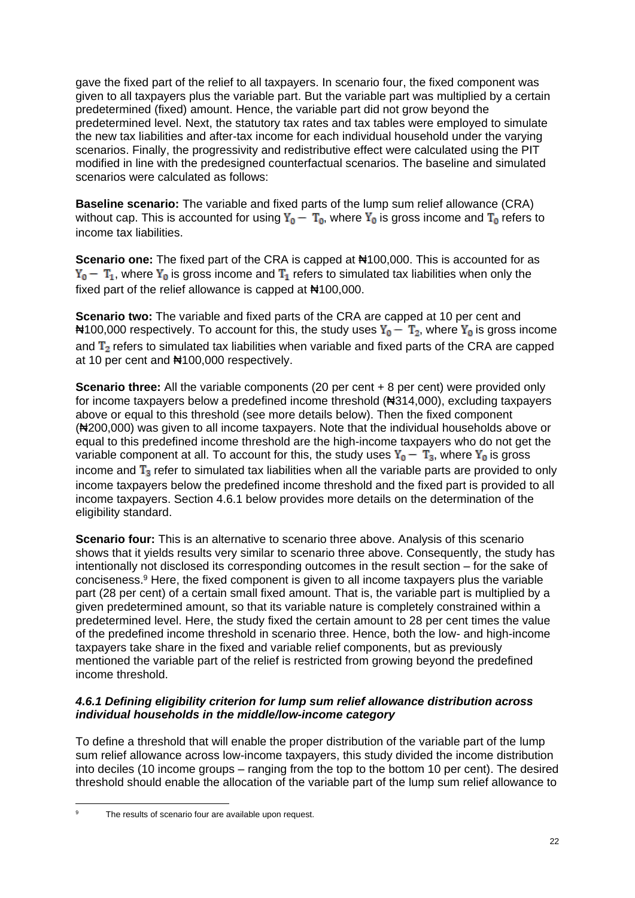gave the fixed part of the relief to all taxpayers. In scenario four, the fixed component was given to all taxpayers plus the variable part. But the variable part was multiplied by a certain predetermined (fixed) amount. Hence, the variable part did not grow beyond the predetermined level. Next, the statutory tax rates and tax tables were employed to simulate the new tax liabilities and after-tax income for each individual household under the varying scenarios. Finally, the progressivity and redistributive effect were calculated using the PIT modified in line with the predesigned counterfactual scenarios. The baseline and simulated scenarios were calculated as follows:

**Baseline scenario:** The variable and fixed parts of the lump sum relief allowance (CRA) without cap. This is accounted for using $Y_0 - T_0$, where $Y_0$ is gross income and $T_0$ refers to income tax liabilities.

**Scenario one:** The fixed part of the CRA is capped at ₦100,000. This is accounted for as $Y_0 - T_1$, where $Y_0$ is gross income and $T_1$ refers to simulated tax liabilities when only the fixed part of the relief allowance is capped at ₦100,000.

**Scenario two:** The variable and fixed parts of the CRA are capped at 10 per cent and ₦100,000 respectively. To account for this, the study uses $Y_0 - T_2$, where $Y_0$ is gross income and $T_2$ refers to simulated tax liabilities when variable and fixed parts of the CRA are capped at 10 per cent and ₦100,000 respectively.

**Scenario three:** All the variable components (20 per cent + 8 per cent) were provided only for income taxpayers below a predefined income threshold (₦314,000), excluding taxpayers above or equal to this threshold (see more details below). Then the fixed component (₦200,000) was given to all income taxpayers. Note that the individual households above or equal to this predefined income threshold are the high-income taxpayers who do not get the variable component at all. To account for this, the study uses $Y_0 - T_3$, where $Y_0$ is gross income and $T_3$ refer to simulated tax liabilities when all the variable parts are provided to only income taxpayers below the predefined income threshold and the fixed part is provided to all income taxpayers. Section 4.6.1 below provides more details on the determination of the eligibility standard.

**Scenario four:** This is an alternative to scenario three above. Analysis of this scenario shows that it yields results very similar to scenario three above. Consequently, the study has intentionally not disclosed its corresponding outcomes in the result section – for the sake of conciseness.[9] Here, the fixed component is given to all income taxpayers plus the variable part (28 per cent) of a certain small fixed amount. That is, the variable part is multiplied by a given predetermined amount, so that its variable nature is completely constrained within a predetermined level. Here, the study fixed the certain amount to 28 per cent times the value of the predefined income threshold in scenario three. Hence, both the low- and high-income taxpayers take share in the fixed and variable relief components, but as previously mentioned the variable part of the relief is restricted from growing beyond the predefined income threshold.

#### *4.6.1 Defining eligibility criterion for lump sum relief allowance distribution across individual households in the middle/low-income category*

To define a threshold that will enable the proper distribution of the variable part of the lump sum relief allowance across low-income taxpayers, this study divided the income distribution into deciles (10 income groups – ranging from the top to the bottom 10 per cent). The desired threshold should enable the allocation of the variable part of the lump sum relief allowance to

[9] The results of scenario four are available upon request.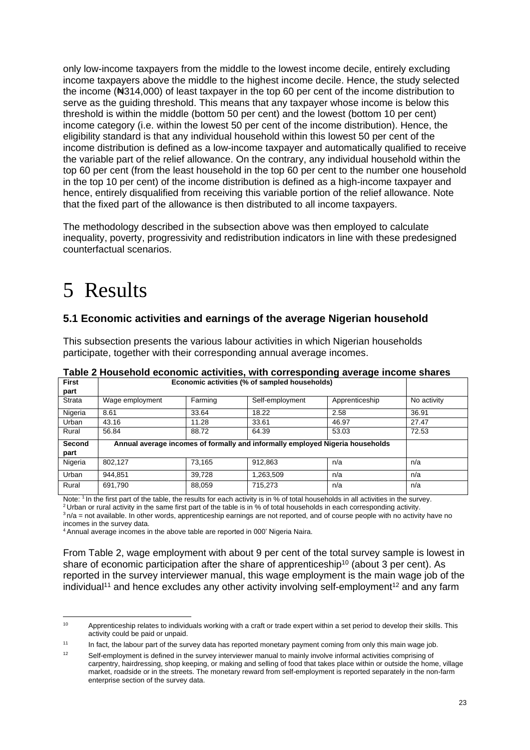only low-income taxpayers from the middle to the lowest income decile, entirely excluding income taxpayers above the middle to the highest income decile. Hence, the study selected the income (₦314,000) of least taxpayer in the top 60 per cent of the income distribution to serve as the guiding threshold. This means that any taxpayer whose income is below this threshold is within the middle (bottom 50 per cent) and the lowest (bottom 10 per cent) income category (i.e. within the lowest 50 per cent of the income distribution). Hence, the eligibility standard is that any individual household within this lowest 50 per cent of the income distribution is defined as a low-income taxpayer and automatically qualified to receive the variable part of the relief allowance. On the contrary, any individual household within the top 60 per cent (from the least household in the top 60 per cent to the number one household in the top 10 per cent) of the income distribution is defined as a high-income taxpayer and hence, entirely disqualified from receiving this variable portion of the relief allowance. Note that the fixed part of the allowance is then distributed to all income taxpayers.

The methodology described in the subsection above was then employed to calculate inequality, poverty, progressivity and redistribution indicators in line with these predesigned counterfactual scenarios.

# 5 Results

### 5.1 Economic activities and earnings of the average Nigerian household

This subsection presents the various labour activities in which Nigerian households participate, together with their corresponding annual average incomes.

**Table 2 Household economic activities, with corresponding average income shares**

| First part | Economic activities (% of sampled households) | | | | |
|---|---|---|---|---|---|
| Strata | Wage employment | Farming | Self-employment | Apprenticeship | No activity |
| Nigeria | 8.61 | 33.64 | 18.22 | 2.58 | 36.91 |
| Urban | 43.16 | 11.28 | 33.61 | 46.97 | 27.47 |
| Rural | 56.84 | 88.72 | 64.39 | 53.03 | 72.53 |
| **Second part** | **Annual average incomes of formally and informally employed Nigeria households** | | | | |
| Nigeria | 802,127 | 73,165 | 912,863 | n/a | n/a |
| Urban | 944,851 | 39,728 | 1,263,509 | n/a | n/a |
| Rural | 691,790 | 88,059 | 715,273 | n/a | n/a |

Note: [1] In the first part of the table, the results for each activity is in % of total households in all activities in the survey.
[2] Urban or rural activity in the same first part of the table is in % of total households in each corresponding activity.
[3] n/a = not available. In other words, apprenticeship earnings are not reported, and of course people with no activity have no incomes in the survey data.
[4] Annual average incomes in the above table are reported in 000' Nigeria Naira.

From Table 2, wage employment with about 9 per cent of the total survey sample is lowest in share of economic participation after the share of apprenticeship[10] (about 3 per cent). As reported in the survey interviewer manual, this wage employment is the main wage job of the individual[11] and hence excludes any other activity involving self-employment[12] and any farm

[10] Apprenticeship relates to individuals working with a craft or trade expert within a set period to develop their skills. This activity could be paid or unpaid.

[11] In fact, the labour part of the survey data has reported monetary payment coming from only this main wage job.

[12] Self-employment is defined in the survey interviewer manual to mainly involve informal activities comprising of carpentry, hairdressing, shop keeping, or making and selling of food that takes place within or outside the home, village market, roadside or in the streets. The monetary reward from self-employment is reported separately in the non-farm enterprise section of the survey data.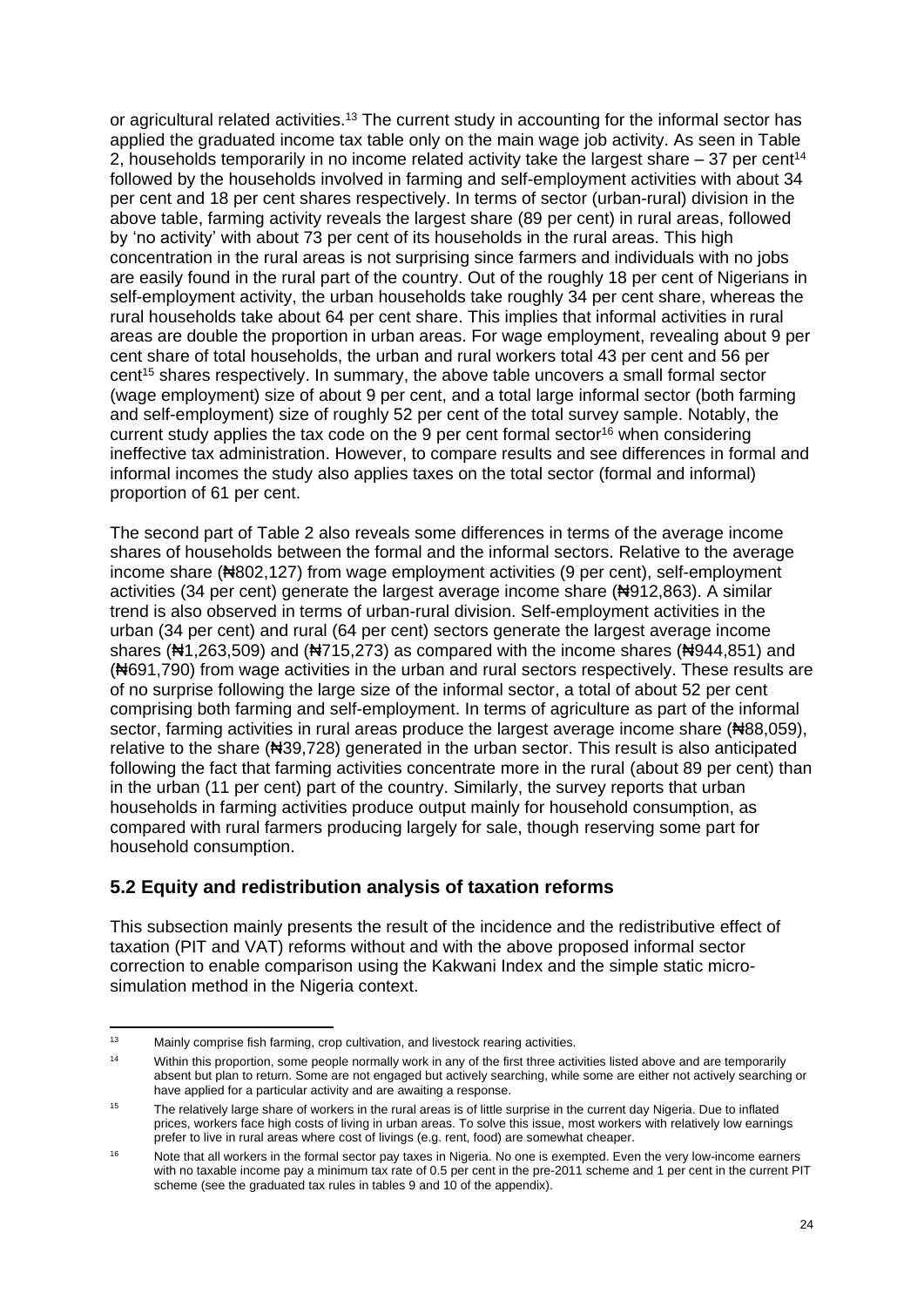or agricultural related activities.[13] The current study in accounting for the informal sector has applied the graduated income tax table only on the main wage job activity. As seen in Table 2, households temporarily in no income related activity take the largest share – 37 per cent[14] followed by the households involved in farming and self-employment activities with about 34 per cent and 18 per cent shares respectively. In terms of sector (urban-rural) division in the above table, farming activity reveals the largest share (89 per cent) in rural areas, followed by 'no activity' with about 73 per cent of its households in the rural areas. This high concentration in the rural areas is not surprising since farmers and individuals with no jobs are easily found in the rural part of the country. Out of the roughly 18 per cent of Nigerians in self-employment activity, the urban households take roughly 34 per cent share, whereas the rural households take about 64 per cent share. This implies that informal activities in rural areas are double the proportion in urban areas. For wage employment, revealing about 9 per cent share of total households, the urban and rural workers total 43 per cent and 56 per cent[15] shares respectively. In summary, the above table uncovers a small formal sector (wage employment) size of about 9 per cent, and a total large informal sector (both farming and self-employment) size of roughly 52 per cent of the total survey sample. Notably, the current study applies the tax code on the 9 per cent formal sector[16] when considering ineffective tax administration. However, to compare results and see differences in formal and informal incomes the study also applies taxes on the total sector (formal and informal) proportion of 61 per cent.

The second part of Table 2 also reveals some differences in terms of the average income shares of households between the formal and the informal sectors. Relative to the average income share (₦802,127) from wage employment activities (9 per cent), self-employment activities (34 per cent) generate the largest average income share (₦912,863). A similar trend is also observed in terms of urban-rural division. Self-employment activities in the urban (34 per cent) and rural (64 per cent) sectors generate the largest average income shares (₦1,263,509) and (₦715,273) as compared with the income shares (₦944,851) and (₦691,790) from wage activities in the urban and rural sectors respectively. These results are of no surprise following the large size of the informal sector, a total of about 52 per cent comprising both farming and self-employment. In terms of agriculture as part of the informal sector, farming activities in rural areas produce the largest average income share (₦88,059), relative to the share (₦39,728) generated in the urban sector. This result is also anticipated following the fact that farming activities concentrate more in the rural (about 89 per cent) than in the urban (11 per cent) part of the country. Similarly, the survey reports that urban households in farming activities produce output mainly for household consumption, as compared with rural farmers producing largely for sale, though reserving some part for household consumption.

## 5.2 Equity and redistribution analysis of taxation reforms

This subsection mainly presents the result of the incidence and the redistributive effect of taxation (PIT and VAT) reforms without and with the above proposed informal sector correction to enable comparison using the Kakwani Index and the simple static micro-simulation method in the Nigeria context.

---

[13] Mainly comprise fish farming, crop cultivation, and livestock rearing activities.

[14] Within this proportion, some people normally work in any of the first three activities listed above and are temporarily absent but plan to return. Some are not engaged but actively searching, while some are either not actively searching or have applied for a particular activity and are awaiting a response.

[15] The relatively large share of workers in the rural areas is of little surprise in the current day Nigeria. Due to inflated prices, workers face high costs of living in urban areas. To solve this issue, most workers with relatively low earnings prefer to live in rural areas where cost of livings (e.g. rent, food) are somewhat cheaper.

[16] Note that all workers in the formal sector pay taxes in Nigeria. No one is exempted. Even the very low-income earners with no taxable income pay a minimum tax rate of 0.5 per cent in the pre-2011 scheme and 1 per cent in the current PIT scheme (see the graduated tax rules in tables 9 and 10 of the appendix).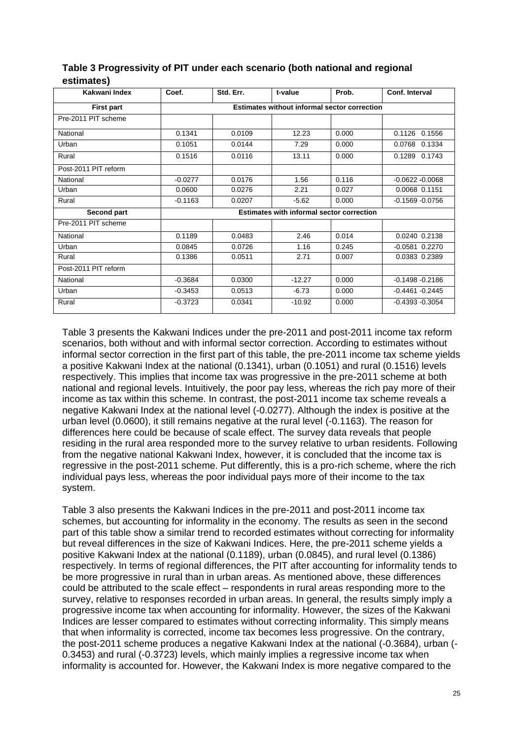**Table 3 Progressivity of PIT under each scenario (both national and regional estimates)**

| Kakwani Index | Coef. | Std. Err. | t-value | Prob. | Conf. Interval |
|---|---|---|---|---|---|
| **First part** | **Estimates without informal sector correction** | | | | |
| Pre-2011 PIT scheme | | | | | |
| National | 0.1341 | 0.0109 | 12.23 | 0.000 | 0.1126 0.1556 |
| Urban | 0.1051 | 0.0144 | 7.29 | 0.000 | 0.0768 0.1334 |
| Rural | 0.1516 | 0.0116 | 13.11 | 0.000 | 0.1289 0.1743 |
| Post-2011 PIT reform | | | | | |
| National | -0.0277 | 0.0176 | 1.56 | 0.116 | -0.0622 -0.0068 |
| Urban | 0.0600 | 0.0276 | 2.21 | 0.027 | 0.0068 0.1151 |
| Rural | -0.1163 | 0.0207 | -5.62 | 0.000 | -0.1569 -0.0756 |
| **Second part** | **Estimates with informal sector correction** | | | | |
| Pre-2011 PIT scheme | | | | | |
| National | 0.1189 | 0.0483 | 2.46 | 0.014 | 0.0240 0.2138 |
| Urban | 0.0845 | 0.0726 | 1.16 | 0.245 | -0.0581 0.2270 |
| Rural | 0.1386 | 0.0511 | 2.71 | 0.007 | 0.0383 0.2389 |
| Post-2011 PIT reform | | | | | |
| National | -0.3684 | 0.0300 | -12.27 | 0.000 | -0.1498 -0.2186 |
| Urban | -0.3453 | 0.0513 | -6.73 | 0.000 | -0.4461 -0.2445 |
| Rural | -0.3723 | 0.0341 | -10.92 | 0.000 | -0.4393 -0.3054 |

Table 3 presents the Kakwani Indices under the pre-2011 and post-2011 income tax reform scenarios, both without and with informal sector correction. According to estimates without informal sector correction in the first part of this table, the pre-2011 income tax scheme yields a positive Kakwani Index at the national (0.1341), urban (0.1051) and rural (0.1516) levels respectively. This implies that income tax was progressive in the pre-2011 scheme at both national and regional levels. Intuitively, the poor pay less, whereas the rich pay more of their income as tax within this scheme. In contrast, the post-2011 income tax scheme reveals a negative Kakwani Index at the national level (-0.0277). Although the index is positive at the urban level (0.0600), it still remains negative at the rural level (-0.1163). The reason for differences here could be because of scale effect. The survey data reveals that people residing in the rural area responded more to the survey relative to urban residents. Following from the negative national Kakwani Index, however, it is concluded that the income tax is regressive in the post-2011 scheme. Put differently, this is a pro-rich scheme, where the rich individual pays less, whereas the poor individual pays more of their income to the tax system.

Table 3 also presents the Kakwani Indices in the pre-2011 and post-2011 income tax schemes, but accounting for informality in the economy. The results as seen in the second part of this table show a similar trend to recorded estimates without correcting for informality but reveal differences in the size of Kakwani Indices. Here, the pre-2011 scheme yields a positive Kakwani Index at the national (0.1189), urban (0.0845), and rural level (0.1386) respectively. In terms of regional differences, the PIT after accounting for informality tends to be more progressive in rural than in urban areas. As mentioned above, these differences could be attributed to the scale effect – respondents in rural areas responding more to the survey, relative to responses recorded in urban areas. In general, the results simply imply a progressive income tax when accounting for informality. However, the sizes of the Kakwani Indices are lesser compared to estimates without correcting informality. This simply means that when informality is corrected, income tax becomes less progressive. On the contrary, the post-2011 scheme produces a negative Kakwani Index at the national (-0.3684), urban (-0.3453) and rural (-0.3723) levels, which mainly implies a regressive income tax when informality is accounted for. However, the Kakwani Index is more negative compared to the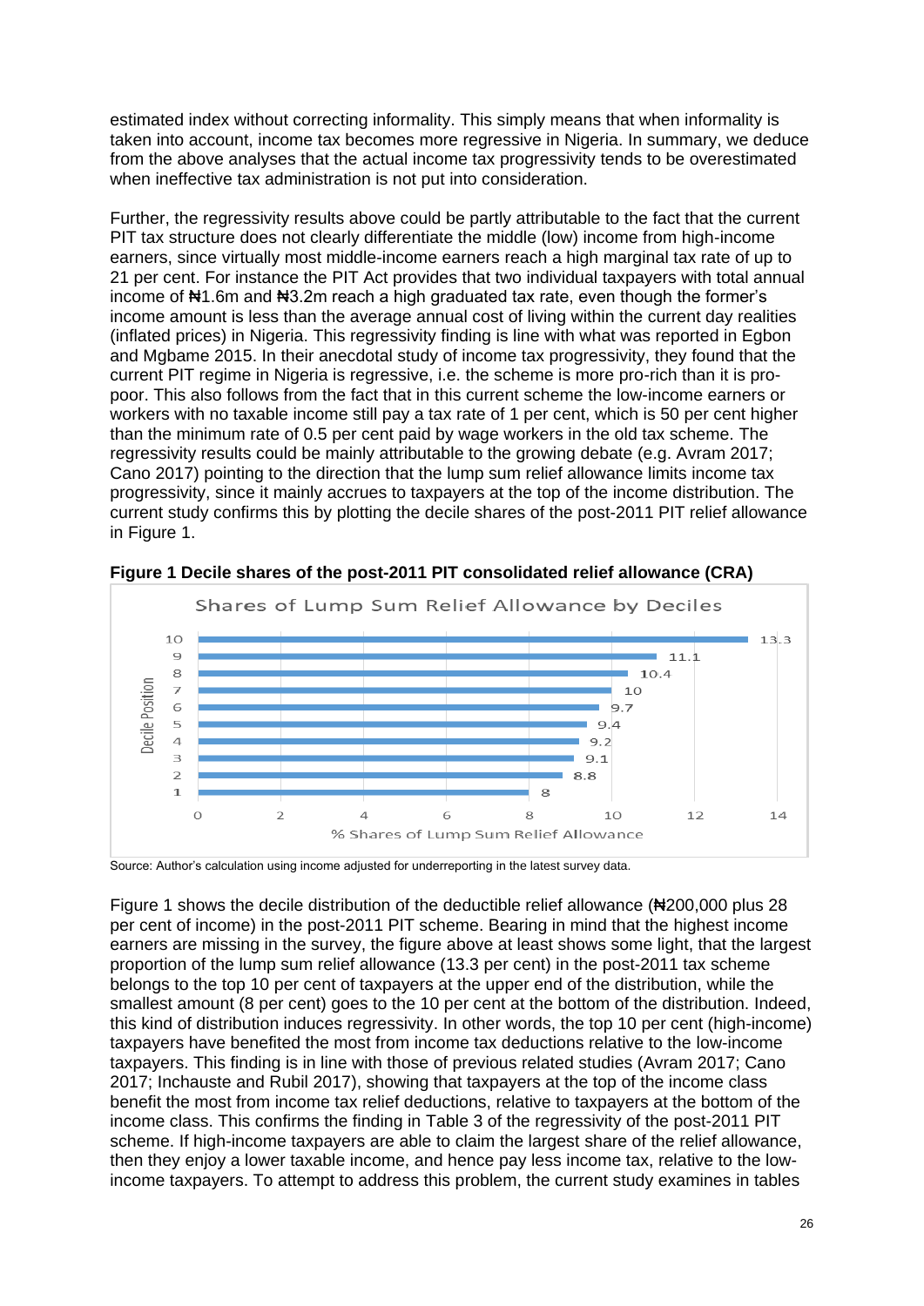estimated index without correcting informality. This simply means that when informality is taken into account, income tax becomes more regressive in Nigeria. In summary, we deduce from the above analyses that the actual income tax progressivity tends to be overestimated when ineffective tax administration is not put into consideration.

Further, the regressivity results above could be partly attributable to the fact that the current PIT tax structure does not clearly differentiate the middle (low) income from high-income earners, since virtually most middle-income earners reach a high marginal tax rate of up to 21 per cent. For instance the PIT Act provides that two individual taxpayers with total annual income of ₦1.6m and ₦3.2m reach a high graduated tax rate, even though the former's income amount is less than the average annual cost of living within the current day realities (inflated prices) in Nigeria. This regressivity finding is line with what was reported in Egbon and Mgbame 2015. In their anecdotal study of income tax progressivity, they found that the current PIT regime in Nigeria is regressive, i.e. the scheme is more pro-rich than it is pro-poor. This also follows from the fact that in this current scheme the low-income earners or workers with no taxable income still pay a tax rate of 1 per cent, which is 50 per cent higher than the minimum rate of 0.5 per cent paid by wage workers in the old tax scheme. The regressivity results could be mainly attributable to the growing debate (e.g. Avram 2017; Cano 2017) pointing to the direction that the lump sum relief allowance limits income tax progressivity, since it mainly accrues to taxpayers at the top of the income distribution. The current study confirms this by plotting the decile shares of the post-2011 PIT relief allowance in Figure 1.

**Figure 1 Decile shares of the post-2011 PIT consolidated relief allowance (CRA)**

Shares of Lump Sum Relief Allowance by Deciles

| Decile Position | % Shares of Lump Sum Relief Allowance |
|---|---|
| 10 | 13.3 |
| 9 | 11.1 |
| 8 | 10.4 |
| 7 | 10 |
| 6 | 9.7 |
| 5 | 9.4 |
| 4 | 9.2 |
| 3 | 9.1 |
| 2 | 8.8 |
| 1 | 8 |

Source: Author's calculation using income adjusted for underreporting in the latest survey data.

Figure 1 shows the decile distribution of the deductible relief allowance (₦200,000 plus 28 per cent of income) in the post-2011 PIT scheme. Bearing in mind that the highest income earners are missing in the survey, the figure above at least shows some light, that the largest proportion of the lump sum relief allowance (13.3 per cent) in the post-2011 tax scheme belongs to the top 10 per cent of taxpayers at the upper end of the distribution, while the smallest amount (8 per cent) goes to the 10 per cent at the bottom of the distribution. Indeed, this kind of distribution induces regressivity. In other words, the top 10 per cent (high-income) taxpayers have benefited the most from income tax deductions relative to the low-income taxpayers. This finding is in line with those of previous related studies (Avram 2017; Cano 2017; Inchauste and Rubil 2017), showing that taxpayers at the top of the income class benefit the most from income tax relief deductions, relative to taxpayers at the bottom of the income class. This confirms the finding in Table 3 of the regressivity of the post-2011 PIT scheme. If high-income taxpayers are able to claim the largest share of the relief allowance, then they enjoy a lower taxable income, and hence pay less income tax, relative to the low-income taxpayers. To attempt to address this problem, the current study examines in tables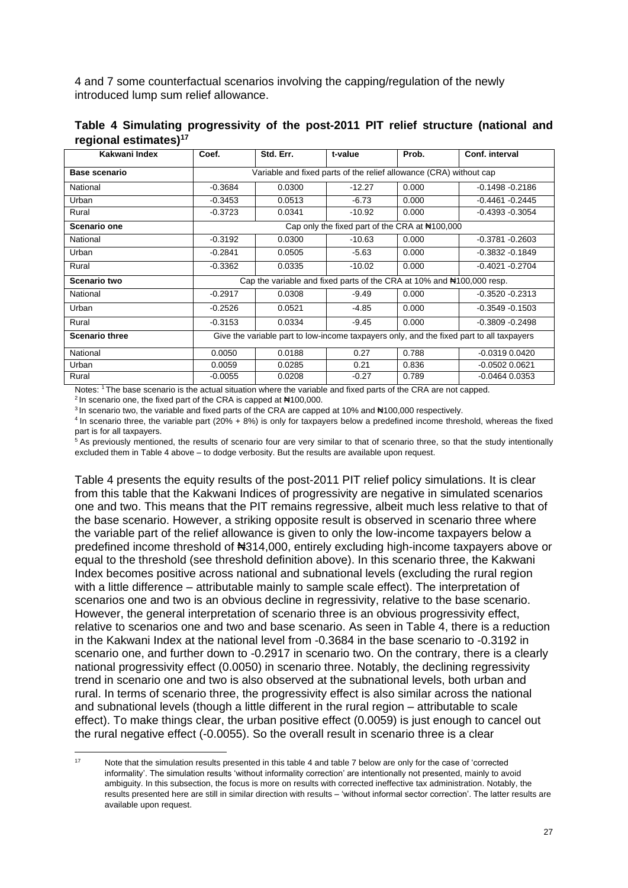4 and 7 some counterfactual scenarios involving the capping/regulation of the newly introduced lump sum relief allowance.

**Table 4 Simulating progressivity of the post-2011 PIT relief structure (national and regional estimates)[17]**

| Kakwani Index | Coef. | Std. Err. | t-value | Prob. | Conf. interval |
|---|---|---|---|---|---|
| **Base scenario** | Variable and fixed parts of the relief allowance (CRA) without cap | | | | |
| National | -0.3684 | 0.0300 | -12.27 | 0.000 | -0.1498 -0.2186 |
| Urban | -0.3453 | 0.0513 | -6.73 | 0.000 | -0.4461 -0.2445 |
| Rural | -0.3723 | 0.0341 | -10.92 | 0.000 | -0.4393 -0.3054 |
| **Scenario one** | Cap only the fixed part of the CRA at ₦100,000 | | | | |
| National | -0.3192 | 0.0300 | -10.63 | 0.000 | -0.3781 -0.2603 |
| Urban | -0.2841 | 0.0505 | -5.63 | 0.000 | -0.3832 -0.1849 |
| Rural | -0.3362 | 0.0335 | -10.02 | 0.000 | -0.4021 -0.2704 |
| **Scenario two** | Cap the variable and fixed parts of the CRA at 10% and ₦100,000 resp. | | | | |
| National | -0.2917 | 0.0308 | -9.49 | 0.000 | -0.3520 -0.2313 |
| Urban | -0.2526 | 0.0521 | -4.85 | 0.000 | -0.3549 -0.1503 |
| Rural | -0.3153 | 0.0334 | -9.45 | 0.000 | -0.3809 -0.2498 |
| **Scenario three** | Give the variable part to low-income taxpayers only, and the fixed part to all taxpayers | | | | |
| National | 0.0050 | 0.0188 | 0.27 | 0.788 | -0.0319 0.0420 |
| Urban | 0.0059 | 0.0285 | 0.21 | 0.836 | -0.0502 0.0621 |
| Rural | -0.0055 | 0.0208 | -0.27 | 0.789 | -0.0464 0.0353 |

Notes: [1] The base scenario is the actual situation where the variable and fixed parts of the CRA are not capped.
[2] In scenario one, the fixed part of the CRA is capped at ₦100,000.
[3] In scenario two, the variable and fixed parts of the CRA are capped at 10% and ₦100,000 respectively.
[4] In scenario three, the variable part (20% + 8%) is only for taxpayers below a predefined income threshold, whereas the fixed part is for all taxpayers.
[5] As previously mentioned, the results of scenario four are very similar to that of scenario three, so that the study intentionally excluded them in Table 4 above – to dodge verbosity. But the results are available upon request.

Table 4 presents the equity results of the post-2011 PIT relief policy simulations. It is clear from this table that the Kakwani Indices of progressivity are negative in simulated scenarios one and two. This means that the PIT remains regressive, albeit much less relative to that of the base scenario. However, a striking opposite result is observed in scenario three where the variable part of the relief allowance is given to only the low-income taxpayers below a predefined income threshold of ₦314,000, entirely excluding high-income taxpayers above or equal to the threshold (see threshold definition above). In this scenario three, the Kakwani Index becomes positive across national and subnational levels (excluding the rural region with a little difference – attributable mainly to sample scale effect). The interpretation of scenarios one and two is an obvious decline in regressivity, relative to the base scenario. However, the general interpretation of scenario three is an obvious progressivity effect, relative to scenarios one and two and base scenario. As seen in Table 4, there is a reduction in the Kakwani Index at the national level from -0.3684 in the base scenario to -0.3192 in scenario one, and further down to -0.2917 in scenario two. On the contrary, there is a clearly national progressivity effect (0.0050) in scenario three. Notably, the declining regressivity trend in scenario one and two is also observed at the subnational levels, both urban and rural. In terms of scenario three, the progressivity effect is also similar across the national and subnational levels (though a little different in the rural region – attributable to scale effect). To make things clear, the urban positive effect (0.0059) is just enough to cancel out the rural negative effect (-0.0055). So the overall result in scenario three is a clear

[17] Note that the simulation results presented in this table 4 and table 7 below are only for the case of 'corrected informality'. The simulation results 'without informality correction' are intentionally not presented, mainly to avoid ambiguity. In this subsection, the focus is more on results with corrected ineffective tax administration. Notably, the results presented here are still in similar direction with results – 'without informal sector correction'. The latter results are available upon request.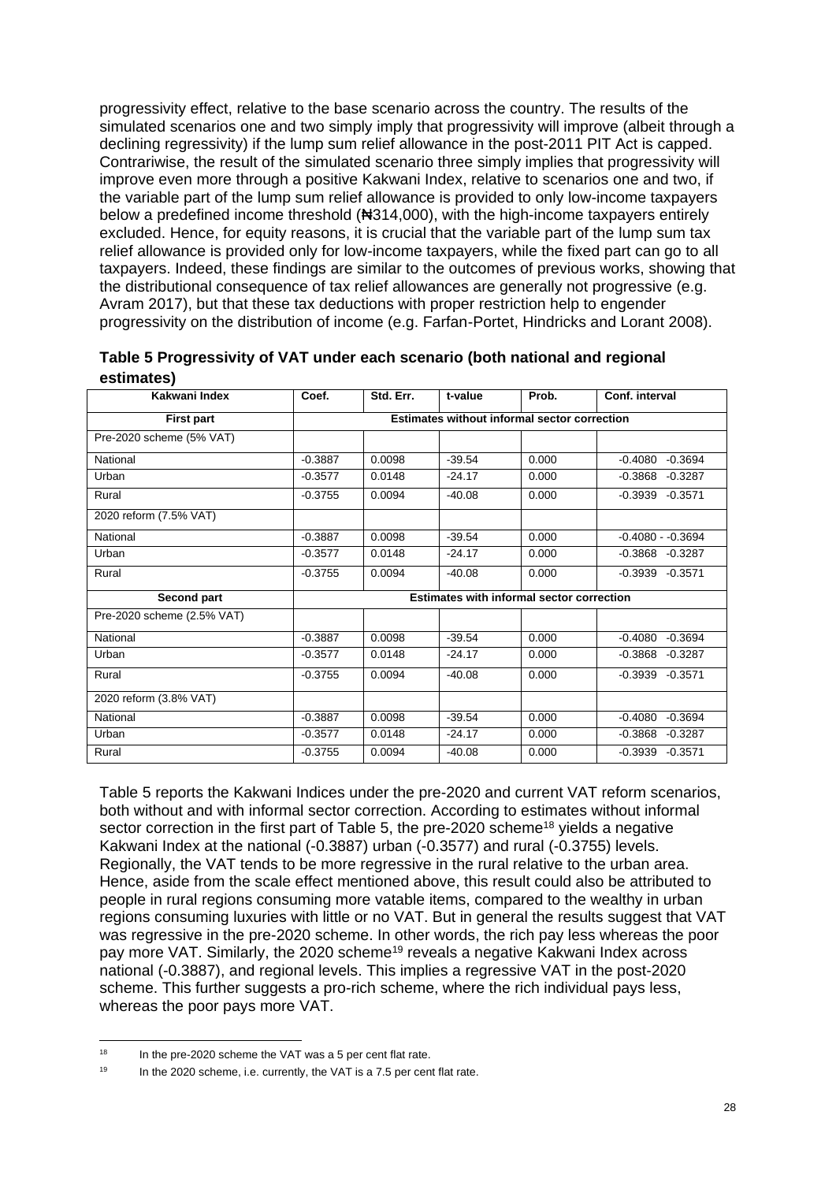progressivity effect, relative to the base scenario across the country. The results of the simulated scenarios one and two simply imply that progressivity will improve (albeit through a declining regressivity) if the lump sum relief allowance in the post-2011 PIT Act is capped. Contrariwise, the result of the simulated scenario three simply implies that progressivity will improve even more through a positive Kakwani Index, relative to scenarios one and two, if the variable part of the lump sum relief allowance is provided to only low-income taxpayers below a predefined income threshold (₦314,000), with the high-income taxpayers entirely excluded. Hence, for equity reasons, it is crucial that the variable part of the lump sum tax relief allowance is provided only for low-income taxpayers, while the fixed part can go to all taxpayers. Indeed, these findings are similar to the outcomes of previous works, showing that the distributional consequence of tax relief allowances are generally not progressive (e.g. Avram 2017), but that these tax deductions with proper restriction help to engender progressivity on the distribution of income (e.g. Farfan-Portet, Hindricks and Lorant 2008).

**Table 5 Progressivity of VAT under each scenario (both national and regional estimates)**

| Kakwani Index | Coef. | Std. Err. | t-value | Prob. | Conf. interval |
|---|---|---|---|---|---|
| **First part** | **Estimates without informal sector correction** | | | | |
| Pre-2020 scheme (5% VAT) | | | | | |
| National | -0.3887 | 0.0098 | -39.54 | 0.000 | -0.4080 -0.3694 |
| Urban | -0.3577 | 0.0148 | -24.17 | 0.000 | -0.3868 -0.3287 |
| Rural | -0.3755 | 0.0094 | -40.08 | 0.000 | -0.3939 -0.3571 |
| 2020 reform (7.5% VAT) | | | | | |
| National | -0.3887 | 0.0098 | -39.54 | 0.000 | -0.4080 - -0.3694 |
| Urban | -0.3577 | 0.0148 | -24.17 | 0.000 | -0.3868 -0.3287 |
| Rural | -0.3755 | 0.0094 | -40.08 | 0.000 | -0.3939 -0.3571 |
| **Second part** | **Estimates with informal sector correction** | | | | |
| Pre-2020 scheme (2.5% VAT) | | | | | |
| National | -0.3887 | 0.0098 | -39.54 | 0.000 | -0.4080 -0.3694 |
| Urban | -0.3577 | 0.0148 | -24.17 | 0.000 | -0.3868 -0.3287 |
| Rural | -0.3755 | 0.0094 | -40.08 | 0.000 | -0.3939 -0.3571 |
| 2020 reform (3.8% VAT) | | | | | |
| National | -0.3887 | 0.0098 | -39.54 | 0.000 | -0.4080 -0.3694 |
| Urban | -0.3577 | 0.0148 | -24.17 | 0.000 | -0.3868 -0.3287 |
| Rural | -0.3755 | 0.0094 | -40.08 | 0.000 | -0.3939 -0.3571 |

Table 5 reports the Kakwani Indices under the pre-2020 and current VAT reform scenarios, both without and with informal sector correction. According to estimates without informal sector correction in the first part of Table 5, the pre-2020 scheme[18] yields a negative Kakwani Index at the national (-0.3887) urban (-0.3577) and rural (-0.3755) levels. Regionally, the VAT tends to be more regressive in the rural relative to the urban area. Hence, aside from the scale effect mentioned above, this result could also be attributed to people in rural regions consuming more vatable items, compared to the wealthy in urban regions consuming luxuries with little or no VAT. But in general the results suggest that VAT was regressive in the pre-2020 scheme. In other words, the rich pay less whereas the poor pay more VAT. Similarly, the 2020 scheme[19] reveals a negative Kakwani Index across national (-0.3887), and regional levels. This implies a regressive VAT in the post-2020 scheme. This further suggests a pro-rich scheme, where the rich individual pays less, whereas the poor pays more VAT.

[18] In the pre-2020 scheme the VAT was a 5 per cent flat rate.

[19] In the 2020 scheme, i.e. currently, the VAT is a 7.5 per cent flat rate.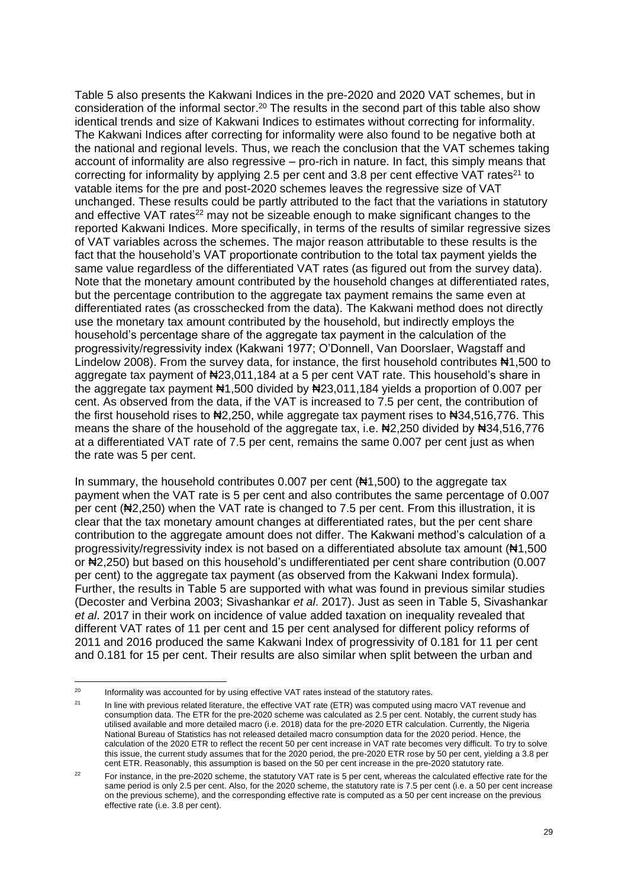Table 5 also presents the Kakwani Indices in the pre-2020 and 2020 VAT schemes, but in consideration of the informal sector.[20] The results in the second part of this table also show identical trends and size of Kakwani Indices to estimates without correcting for informality. The Kakwani Indices after correcting for informality were also found to be negative both at the national and regional levels. Thus, we reach the conclusion that the VAT schemes taking account of informality are also regressive – pro-rich in nature. In fact, this simply means that correcting for informality by applying 2.5 per cent and 3.8 per cent effective VAT rates[21] to vatable items for the pre and post-2020 schemes leaves the regressive size of VAT unchanged. These results could be partly attributed to the fact that the variations in statutory and effective VAT rates[22] may not be sizeable enough to make significant changes to the reported Kakwani Indices. More specifically, in terms of the results of similar regressive sizes of VAT variables across the schemes. The major reason attributable to these results is the fact that the household's VAT proportionate contribution to the total tax payment yields the same value regardless of the differentiated VAT rates (as figured out from the survey data). Note that the monetary amount contributed by the household changes at differentiated rates, but the percentage contribution to the aggregate tax payment remains the same even at differentiated rates (as crosschecked from the data). The Kakwani method does not directly use the monetary tax amount contributed by the household, but indirectly employs the household's percentage share of the aggregate tax payment in the calculation of the progressivity/regressivity index (Kakwani 1977; O'Donnell, Van Doorslaer, Wagstaff and Lindelow 2008). From the survey data, for instance, the first household contributes ₦1,500 to aggregate tax payment of ₦23,011,184 at a 5 per cent VAT rate. This household's share in the aggregate tax payment ₦1,500 divided by ₦23,011,184 yields a proportion of 0.007 per cent. As observed from the data, if the VAT is increased to 7.5 per cent, the contribution of the first household rises to ₦2,250, while aggregate tax payment rises to ₦34,516,776. This means the share of the household of the aggregate tax, i.e. ₦2,250 divided by ₦34,516,776 at a differentiated VAT rate of 7.5 per cent, remains the same 0.007 per cent just as when the rate was 5 per cent.

In summary, the household contributes 0.007 per cent (₦1,500) to the aggregate tax payment when the VAT rate is 5 per cent and also contributes the same percentage of 0.007 per cent (₦2,250) when the VAT rate is changed to 7.5 per cent. From this illustration, it is clear that the tax monetary amount changes at differentiated rates, but the per cent share contribution to the aggregate amount does not differ. The Kakwani method's calculation of a progressivity/regressivity index is not based on a differentiated absolute tax amount (₦1,500 or ₦2,250) but based on this household's undifferentiated per cent share contribution (0.007 per cent) to the aggregate tax payment (as observed from the Kakwani Index formula). Further, the results in Table 5 are supported with what was found in previous similar studies (Decoster and Verbina 2003; Sivashankar *et al*. 2017). Just as seen in Table 5, Sivashankar *et al*. 2017 in their work on incidence of value added taxation on inequality revealed that different VAT rates of 11 per cent and 15 per cent analysed for different policy reforms of 2011 and 2016 produced the same Kakwani Index of progressivity of 0.181 for 11 per cent and 0.181 for 15 per cent. Their results are also similar when split between the urban and

---

[20] Informality was accounted for by using effective VAT rates instead of the statutory rates.

[21] In line with previous related literature, the effective VAT rate (ETR) was computed using macro VAT revenue and consumption data. The ETR for the pre-2020 scheme was calculated as 2.5 per cent. Notably, the current study has utilised available and more detailed macro (i.e. 2018) data for the pre-2020 ETR calculation. Currently, the Nigeria National Bureau of Statistics has not released detailed macro consumption data for the 2020 period. Hence, the calculation of the 2020 ETR to reflect the recent 50 per cent increase in VAT rate becomes very difficult. To try to solve this issue, the current study assumes that for the 2020 period, the pre-2020 ETR rose by 50 per cent, yielding a 3.8 per cent ETR. Reasonably, this assumption is based on the 50 per cent increase in the pre-2020 statutory rate.

[22] For instance, in the pre-2020 scheme, the statutory VAT rate is 5 per cent, whereas the calculated effective rate for the same period is only 2.5 per cent. Also, for the 2020 scheme, the statutory rate is 7.5 per cent (i.e. a 50 per cent increase on the previous scheme), and the corresponding effective rate is computed as a 50 per cent increase on the previous effective rate (i.e. 3.8 per cent).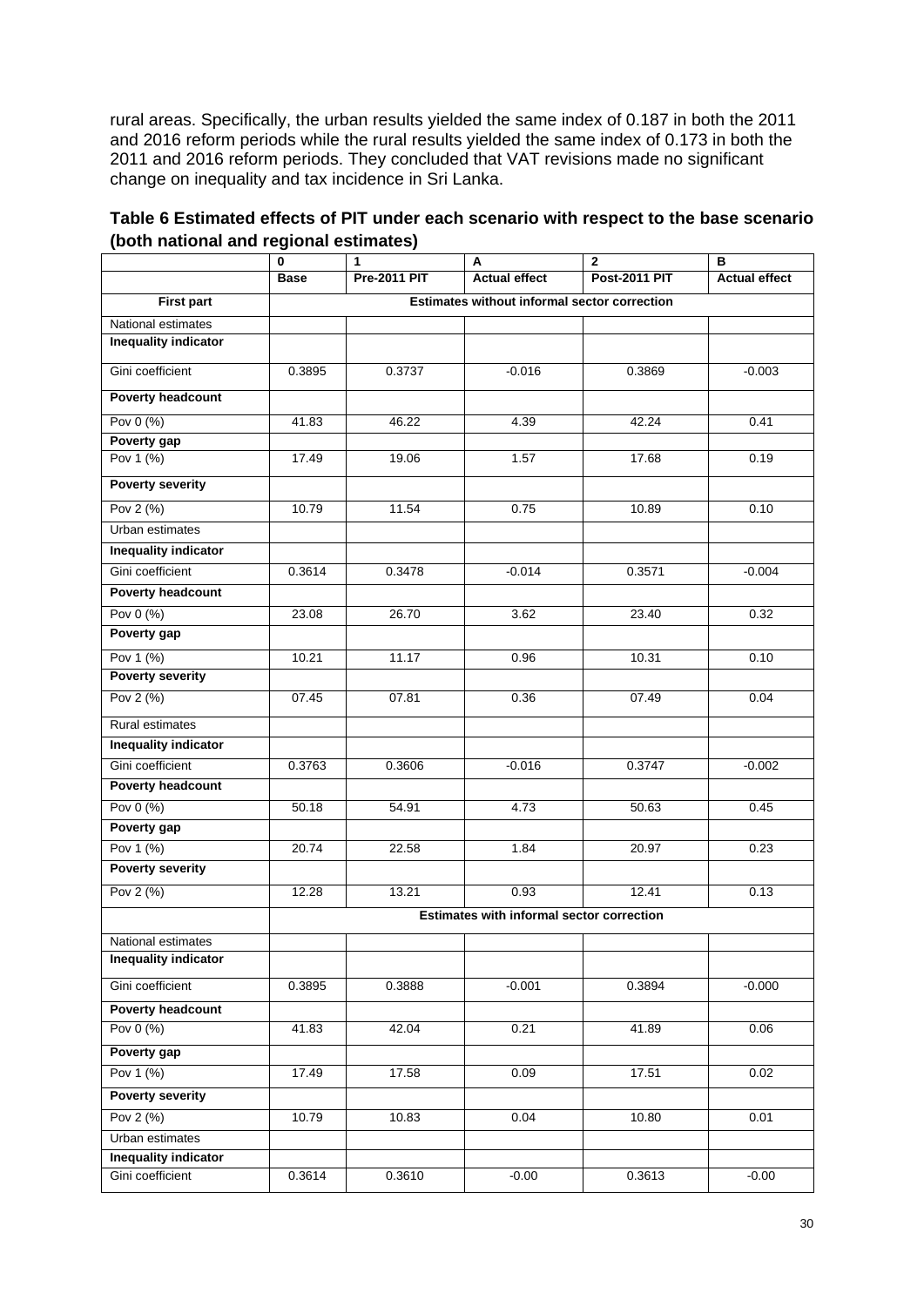rural areas. Specifically, the urban results yielded the same index of 0.187 in both the 2011 and 2016 reform periods while the rural results yielded the same index of 0.173 in both the 2011 and 2016 reform periods. They concluded that VAT revisions made no significant change on inequality and tax incidence in Sri Lanka.

**Table 6 Estimated effects of PIT under each scenario with respect to the base scenario (both national and regional estimates)**

| | 0 | 1 | A | 2 | B |
|---|---|---|---|---|---|
| | **Base** | **Pre-2011 PIT** | **Actual effect** | **Post-2011 PIT** | **Actual effect** |
| **First part** | **Estimates without informal sector correction** | | | | |
| National estimates | | | | | |
| **Inequality indicator** | | | | | |
| Gini coefficient | 0.3895 | 0.3737 | -0.016 | 0.3869 | -0.003 |
| **Poverty headcount** | | | | | |
| Pov 0 (%) | 41.83 | 46.22 | 4.39 | 42.24 | 0.41 |
| **Poverty gap** | | | | | |
| Pov 1 (%) | 17.49 | 19.06 | 1.57 | 17.68 | 0.19 |
| **Poverty severity** | | | | | |
| Pov 2 (%) | 10.79 | 11.54 | 0.75 | 10.89 | 0.10 |
| Urban estimates | | | | | |
| **Inequality indicator** | | | | | |
| Gini coefficient | 0.3614 | 0.3478 | -0.014 | 0.3571 | -0.004 |
| **Poverty headcount** | | | | | |
| Pov 0 (%) | 23.08 | 26.70 | 3.62 | 23.40 | 0.32 |
| **Poverty gap** | | | | | |
| Pov 1 (%) | 10.21 | 11.17 | 0.96 | 10.31 | 0.10 |
| **Poverty severity** | | | | | |
| Pov 2 (%) | 07.45 | 07.81 | 0.36 | 07.49 | 0.04 |
| Rural estimates | | | | | |
| **Inequality indicator** | | | | | |
| Gini coefficient | 0.3763 | 0.3606 | -0.016 | 0.3747 | -0.002 |
| **Poverty headcount** | | | | | |
| Pov 0 (%) | 50.18 | 54.91 | 4.73 | 50.63 | 0.45 |
| **Poverty gap** | | | | | |
| Pov 1 (%) | 20.74 | 22.58 | 1.84 | 20.97 | 0.23 |
| **Poverty severity** | | | | | |
| Pov 2 (%) | 12.28 | 13.21 | 0.93 | 12.41 | 0.13 |
| | **Estimates with informal sector correction** | | | | |
| National estimates | | | | | |
| **Inequality indicator** | | | | | |
| Gini coefficient | 0.3895 | 0.3888 | -0.001 | 0.3894 | -0.000 |
| **Poverty headcount** | | | | | |
| Pov 0 (%) | 41.83 | 42.04 | 0.21 | 41.89 | 0.06 |
| **Poverty gap** | | | | | |
| Pov 1 (%) | 17.49 | 17.58 | 0.09 | 17.51 | 0.02 |
| **Poverty severity** | | | | | |
| Pov 2 (%) | 10.79 | 10.83 | 0.04 | 10.80 | 0.01 |
| Urban estimates | | | | | |
| **Inequality indicator** | | | | | |
| Gini coefficient | 0.3614 | 0.3610 | -0.00 | 0.3613 | -0.00 |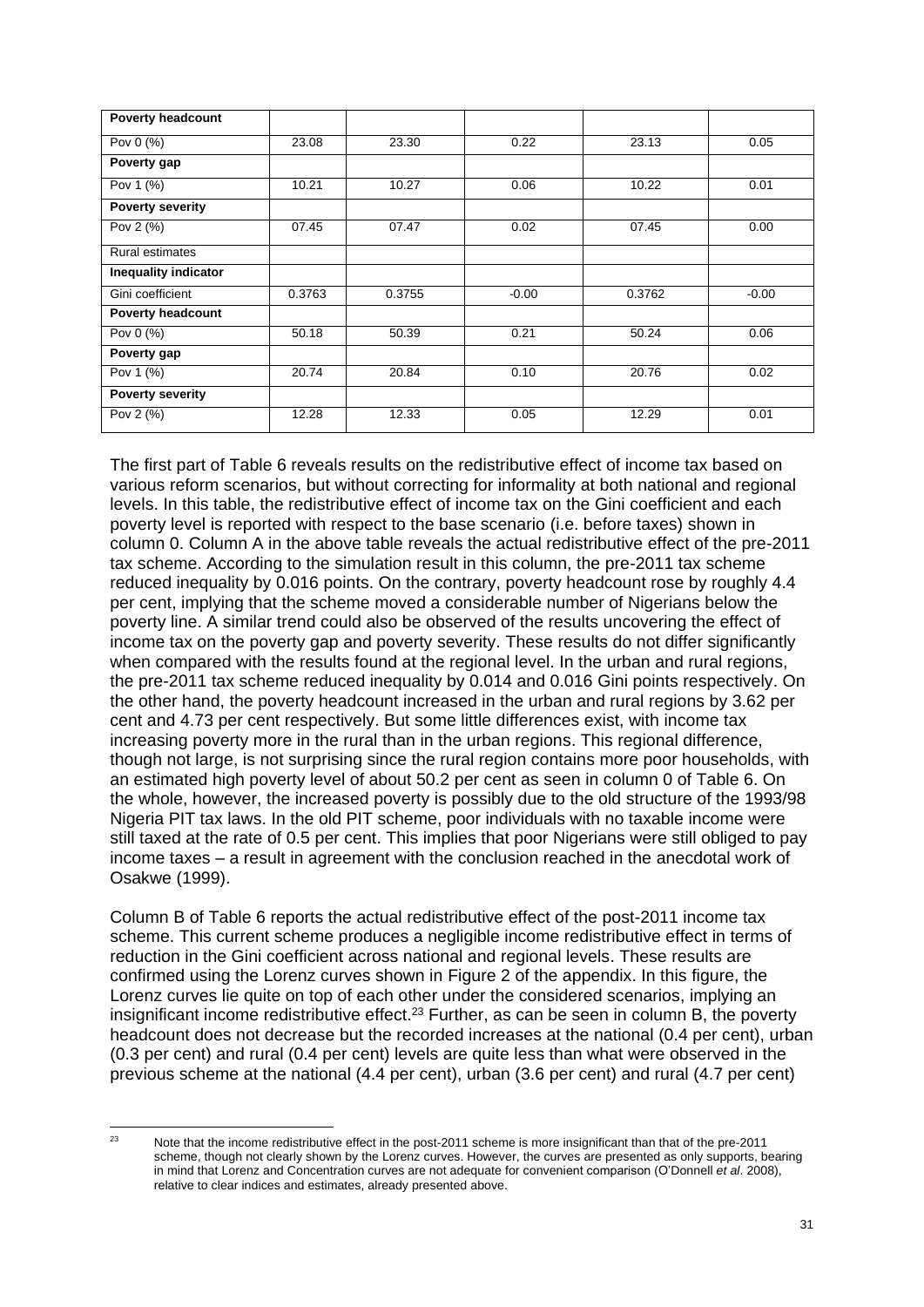| Poverty headcount | | | | | |
|---|---|---|---|---|---|
| Pov 0 (%) | 23.08 | 23.30 | 0.22 | 23.13 | 0.05 |
| **Poverty gap** | | | | | |
| Pov 1 (%) | 10.21 | 10.27 | 0.06 | 10.22 | 0.01 |
| **Poverty severity** | | | | | |
| Pov 2 (%) | 07.45 | 07.47 | 0.02 | 07.45 | 0.00 |
| Rural estimates | | | | | |
| **Inequality indicator** | | | | | |
| Gini coefficient | 0.3763 | 0.3755 | -0.00 | 0.3762 | -0.00 |
| **Poverty headcount** | | | | | |
| Pov 0 (%) | 50.18 | 50.39 | 0.21 | 50.24 | 0.06 |
| **Poverty gap** | | | | | |
| Pov 1 (%) | 20.74 | 20.84 | 0.10 | 20.76 | 0.02 |
| **Poverty severity** | | | | | |
| Pov 2 (%) | 12.28 | 12.33 | 0.05 | 12.29 | 0.01 |

The first part of Table 6 reveals results on the redistributive effect of income tax based on various reform scenarios, but without correcting for informality at both national and regional levels. In this table, the redistributive effect of income tax on the Gini coefficient and each poverty level is reported with respect to the base scenario (i.e. before taxes) shown in column 0. Column A in the above table reveals the actual redistributive effect of the pre-2011 tax scheme. According to the simulation result in this column, the pre-2011 tax scheme reduced inequality by 0.016 points. On the contrary, poverty headcount rose by roughly 4.4 per cent, implying that the scheme moved a considerable number of Nigerians below the poverty line. A similar trend could also be observed of the results uncovering the effect of income tax on the poverty gap and poverty severity. These results do not differ significantly when compared with the results found at the regional level. In the urban and rural regions, the pre-2011 tax scheme reduced inequality by 0.014 and 0.016 Gini points respectively. On the other hand, the poverty headcount increased in the urban and rural regions by 3.62 per cent and 4.73 per cent respectively. But some little differences exist, with income tax increasing poverty more in the rural than in the urban regions. This regional difference, though not large, is not surprising since the rural region contains more poor households, with an estimated high poverty level of about 50.2 per cent as seen in column 0 of Table 6. On the whole, however, the increased poverty is possibly due to the old structure of the 1993/98 Nigeria PIT tax laws. In the old PIT scheme, poor individuals with no taxable income were still taxed at the rate of 0.5 per cent. This implies that poor Nigerians were still obliged to pay income taxes – a result in agreement with the conclusion reached in the anecdotal work of Osakwe (1999).

Column B of Table 6 reports the actual redistributive effect of the post-2011 income tax scheme. This current scheme produces a negligible income redistributive effect in terms of reduction in the Gini coefficient across national and regional levels. These results are confirmed using the Lorenz curves shown in Figure 2 of the appendix. In this figure, the Lorenz curves lie quite on top of each other under the considered scenarios, implying an insignificant income redistributive effect.[23] Further, as can be seen in column B, the poverty headcount does not decrease but the recorded increases at the national (0.4 per cent), urban (0.3 per cent) and rural (0.4 per cent) levels are quite less than what were observed in the previous scheme at the national (4.4 per cent), urban (3.6 per cent) and rural (4.7 per cent)

[23] Note that the income redistributive effect in the post-2011 scheme is more insignificant than that of the pre-2011 scheme, though not clearly shown by the Lorenz curves. However, the curves are presented as only supports, bearing in mind that Lorenz and Concentration curves are not adequate for convenient comparison (O'Donnell *et al*. 2008), relative to clear indices and estimates, already presented above.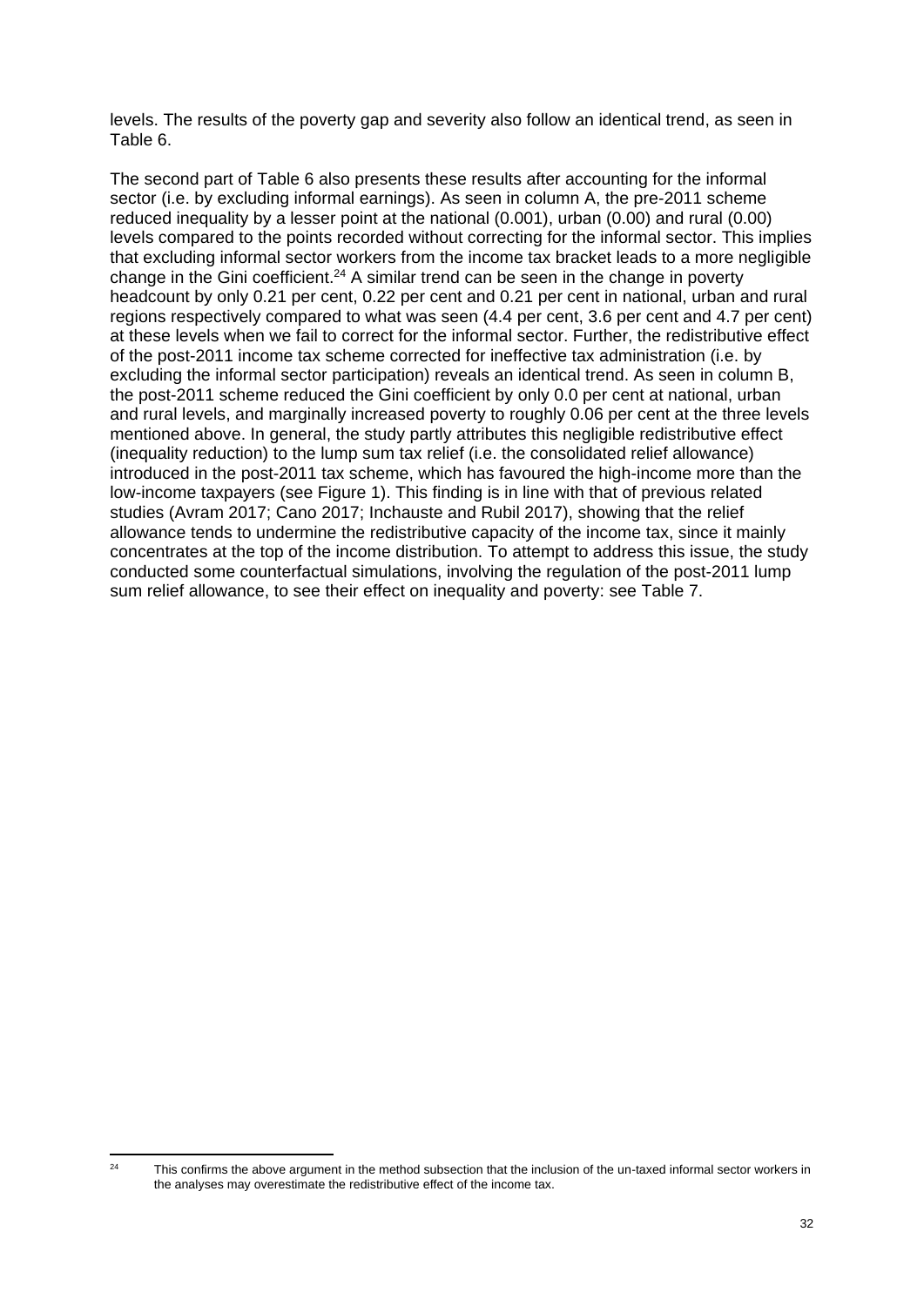levels. The results of the poverty gap and severity also follow an identical trend, as seen in Table 6.

The second part of Table 6 also presents these results after accounting for the informal sector (i.e. by excluding informal earnings). As seen in column A, the pre-2011 scheme reduced inequality by a lesser point at the national (0.001), urban (0.00) and rural (0.00) levels compared to the points recorded without correcting for the informal sector. This implies that excluding informal sector workers from the income tax bracket leads to a more negligible change in the Gini coefficient.[24] A similar trend can be seen in the change in poverty headcount by only 0.21 per cent, 0.22 per cent and 0.21 per cent in national, urban and rural regions respectively compared to what was seen (4.4 per cent, 3.6 per cent and 4.7 per cent) at these levels when we fail to correct for the informal sector. Further, the redistributive effect of the post-2011 income tax scheme corrected for ineffective tax administration (i.e. by excluding the informal sector participation) reveals an identical trend. As seen in column B, the post-2011 scheme reduced the Gini coefficient by only 0.0 per cent at national, urban and rural levels, and marginally increased poverty to roughly 0.06 per cent at the three levels mentioned above. In general, the study partly attributes this negligible redistributive effect (inequality reduction) to the lump sum tax relief (i.e. the consolidated relief allowance) introduced in the post-2011 tax scheme, which has favoured the high-income more than the low-income taxpayers (see Figure 1). This finding is in line with that of previous related studies (Avram 2017; Cano 2017; Inchauste and Rubil 2017), showing that the relief allowance tends to undermine the redistributive capacity of the income tax, since it mainly concentrates at the top of the income distribution. To attempt to address this issue, the study conducted some counterfactual simulations, involving the regulation of the post-2011 lump sum relief allowance, to see their effect on inequality and poverty: see Table 7.

[24] This confirms the above argument in the method subsection that the inclusion of the un-taxed informal sector workers in the analyses may overestimate the redistributive effect of the income tax.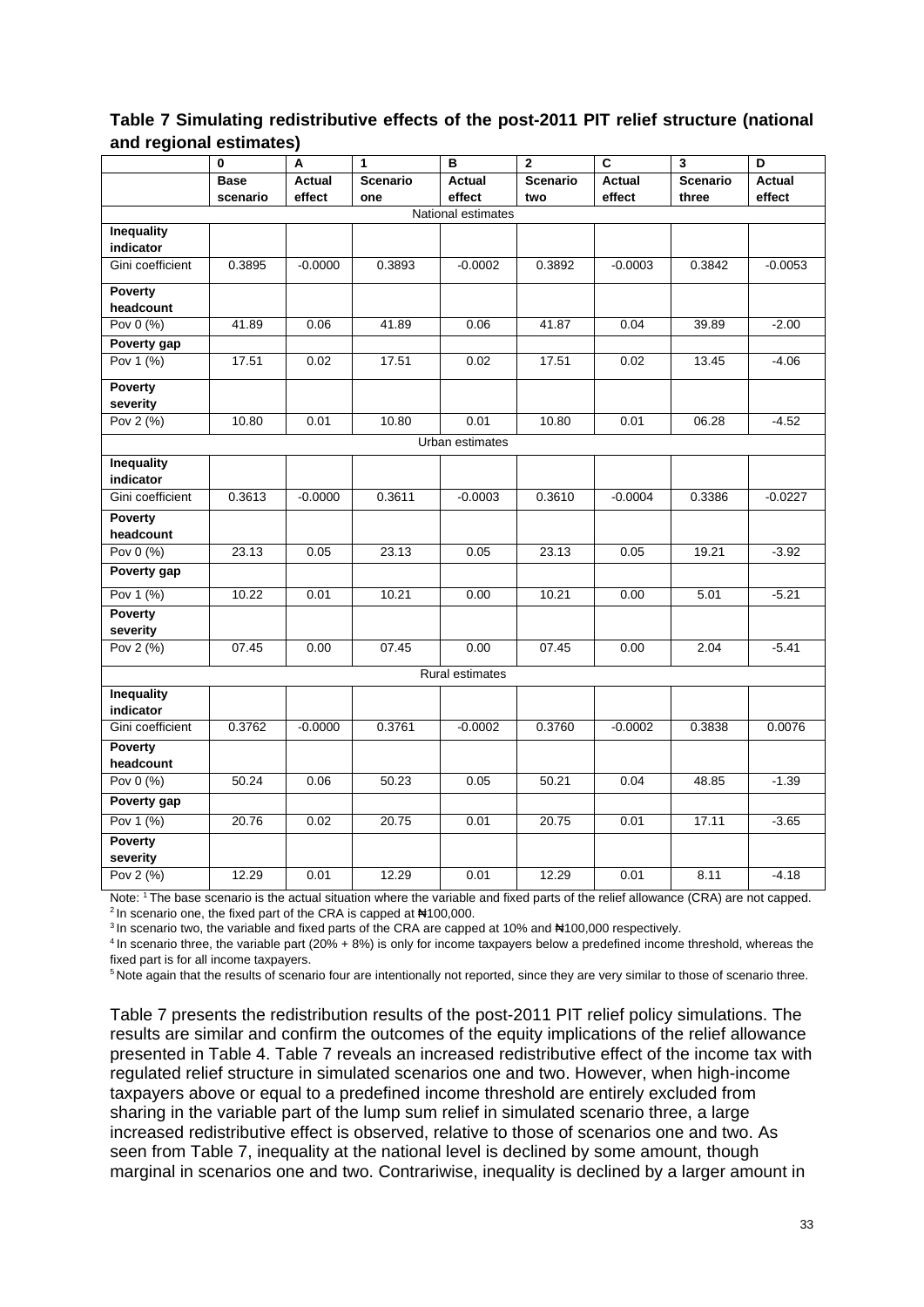**Table 7 Simulating redistributive effects of the post-2011 PIT relief structure (national and regional estimates)**

| | 0 | A | 1 | B | 2 | C | 3 | D |
|---|---|---|---|---|---|---|---|---|
| | **Base scenario** | **Actual effect** | **Scenario one** | **Actual effect** | **Scenario two** | **Actual effect** | **Scenario three** | **Actual effect** |
| | | | | National estimates | | | | |
| **Inequality indicator** | | | | | | | | |
| Gini coefficient | 0.3895 | -0.0000 | 0.3893 | -0.0002 | 0.3892 | -0.0003 | 0.3842 | -0.0053 |
| **Poverty headcount** | | | | | | | | |
| Pov 0 (%) | 41.89 | 0.06 | 41.89 | 0.06 | 41.87 | 0.04 | 39.89 | -2.00 |
| **Poverty gap** | | | | | | | | |
| Pov 1 (%) | 17.51 | 0.02 | 17.51 | 0.02 | 17.51 | 0.02 | 13.45 | -4.06 |
| **Poverty severity** | | | | | | | | |
| Pov 2 (%) | 10.80 | 0.01 | 10.80 | 0.01 | 10.80 | 0.01 | 06.28 | -4.52 |
| | | | | Urban estimates | | | | |
| **Inequality indicator** | | | | | | | | |
| Gini coefficient | 0.3613 | -0.0000 | 0.3611 | -0.0003 | 0.3610 | -0.0004 | 0.3386 | -0.0227 |
| **Poverty headcount** | | | | | | | | |
| Pov 0 (%) | 23.13 | 0.05 | 23.13 | 0.05 | 23.13 | 0.05 | 19.21 | -3.92 |
| **Poverty gap** | | | | | | | | |
| Pov 1 (%) | 10.22 | 0.01 | 10.21 | 0.00 | 10.21 | 0.00 | 5.01 | -5.21 |
| **Poverty severity** | | | | | | | | |
| Pov 2 (%) | 07.45 | 0.00 | 07.45 | 0.00 | 07.45 | 0.00 | 2.04 | -5.41 |
| | | | | Rural estimates | | | | |
| **Inequality indicator** | | | | | | | | |
| Gini coefficient | 0.3762 | -0.0000 | 0.3761 | -0.0002 | 0.3760 | -0.0002 | 0.3838 | 0.0076 |
| **Poverty headcount** | | | | | | | | |
| Pov 0 (%) | 50.24 | 0.06 | 50.23 | 0.05 | 50.21 | 0.04 | 48.85 | -1.39 |
| **Poverty gap** | | | | | | | | |
| Pov 1 (%) | 20.76 | 0.02 | 20.75 | 0.01 | 20.75 | 0.01 | 17.11 | -3.65 |
| **Poverty severity** | | | | | | | | |
| Pov 2 (%) | 12.29 | 0.01 | 12.29 | 0.01 | 12.29 | 0.01 | 8.11 | -4.18 |

Note: [1] The base scenario is the actual situation where the variable and fixed parts of the relief allowance (CRA) are not capped.
[2] In scenario one, the fixed part of the CRA is capped at ₦100,000.
[3] In scenario two, the variable and fixed parts of the CRA are capped at 10% and ₦100,000 respectively.
[4] In scenario three, the variable part (20% + 8%) is only for income taxpayers below a predefined income threshold, whereas the fixed part is for all income taxpayers.
[5] Note again that the results of scenario four are intentionally not reported, since they are very similar to those of scenario three.

Table 7 presents the redistribution results of the post-2011 PIT relief policy simulations. The results are similar and confirm the outcomes of the equity implications of the relief allowance presented in Table 4. Table 7 reveals an increased redistributive effect of the income tax with regulated relief structure in simulated scenarios one and two. However, when high-income taxpayers above or equal to a predefined income threshold are entirely excluded from sharing in the variable part of the lump sum relief in simulated scenario three, a large increased redistributive effect is observed, relative to those of scenarios one and two. As seen from Table 7, inequality at the national level is declined by some amount, though marginal in scenarios one and two. Contrariwise, inequality is declined by a larger amount in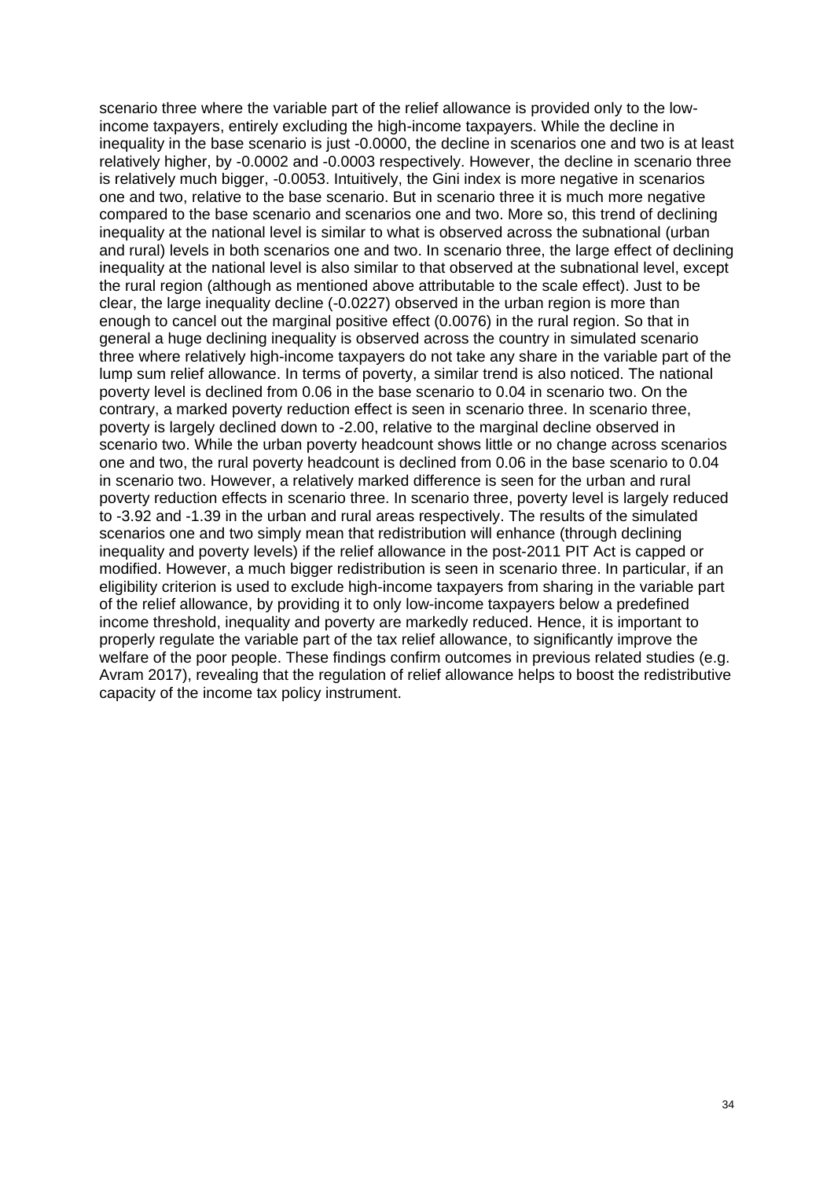scenario three where the variable part of the relief allowance is provided only to the low-income taxpayers, entirely excluding the high-income taxpayers. While the decline in inequality in the base scenario is just -0.0000, the decline in scenarios one and two is at least relatively higher, by -0.0002 and -0.0003 respectively. However, the decline in scenario three is relatively much bigger, -0.0053. Intuitively, the Gini index is more negative in scenarios one and two, relative to the base scenario. But in scenario three it is much more negative compared to the base scenario and scenarios one and two. More so, this trend of declining inequality at the national level is similar to what is observed across the subnational (urban and rural) levels in both scenarios one and two. In scenario three, the large effect of declining inequality at the national level is also similar to that observed at the subnational level, except the rural region (although as mentioned above attributable to the scale effect). Just to be clear, the large inequality decline (-0.0227) observed in the urban region is more than enough to cancel out the marginal positive effect (0.0076) in the rural region. So that in general a huge declining inequality is observed across the country in simulated scenario three where relatively high-income taxpayers do not take any share in the variable part of the lump sum relief allowance. In terms of poverty, a similar trend is also noticed. The national poverty level is declined from 0.06 in the base scenario to 0.04 in scenario two. On the contrary, a marked poverty reduction effect is seen in scenario three. In scenario three, poverty is largely declined down to -2.00, relative to the marginal decline observed in scenario two. While the urban poverty headcount shows little or no change across scenarios one and two, the rural poverty headcount is declined from 0.06 in the base scenario to 0.04 in scenario two. However, a relatively marked difference is seen for the urban and rural poverty reduction effects in scenario three. In scenario three, poverty level is largely reduced to -3.92 and -1.39 in the urban and rural areas respectively. The results of the simulated scenarios one and two simply mean that redistribution will enhance (through declining inequality and poverty levels) if the relief allowance in the post-2011 PIT Act is capped or modified. However, a much bigger redistribution is seen in scenario three. In particular, if an eligibility criterion is used to exclude high-income taxpayers from sharing in the variable part of the relief allowance, by providing it to only low-income taxpayers below a predefined income threshold, inequality and poverty are markedly reduced. Hence, it is important to properly regulate the variable part of the tax relief allowance, to significantly improve the welfare of the poor people. These findings confirm outcomes in previous related studies (e.g. Avram 2017), revealing that the regulation of relief allowance helps to boost the redistributive capacity of the income tax policy instrument.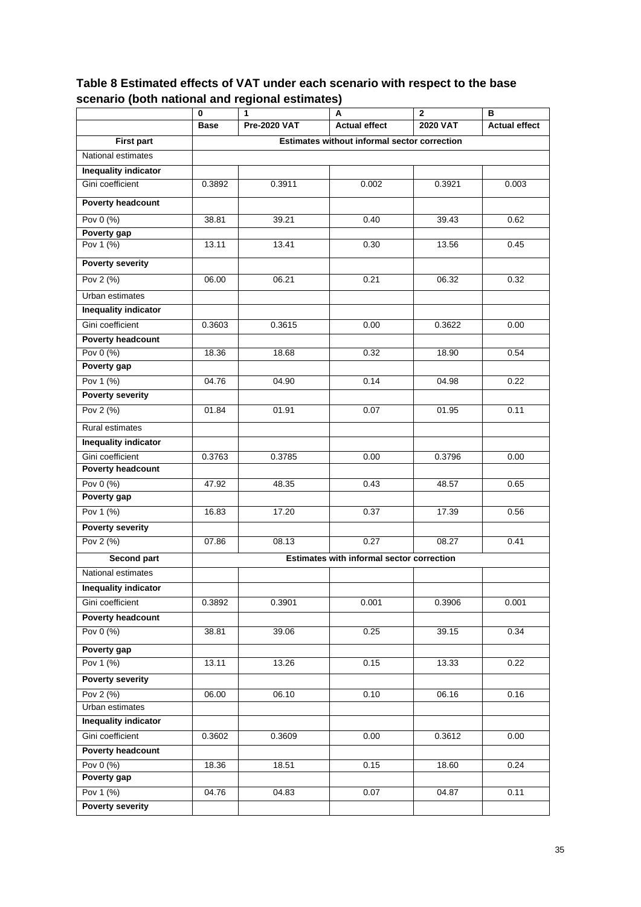**Table 8 Estimated effects of VAT under each scenario with respect to the base scenario (both national and regional estimates)**

| | 0 | 1 | A | 2 | B |
|---|---|---|---|---|---|
| | **Base** | **Pre-2020 VAT** | **Actual effect** | **2020 VAT** | **Actual effect** |
| **First part** | **Estimates without informal sector correction** | | | | |
| National estimates | | | | | |
| **Inequality indicator** | | | | | |
| Gini coefficient | 0.3892 | 0.3911 | 0.002 | 0.3921 | 0.003 |
| **Poverty headcount** | | | | | |
| Pov 0 (%) | 38.81 | 39.21 | 0.40 | 39.43 | 0.62 |
| **Poverty gap** | | | | | |
| Pov 1 (%) | 13.11 | 13.41 | 0.30 | 13.56 | 0.45 |
| **Poverty severity** | | | | | |
| Pov 2 (%) | 06.00 | 06.21 | 0.21 | 06.32 | 0.32 |
| Urban estimates | | | | | |
| **Inequality indicator** | | | | | |
| Gini coefficient | 0.3603 | 0.3615 | 0.00 | 0.3622 | 0.00 |
| **Poverty headcount** | | | | | |
| Pov 0 (%) | 18.36 | 18.68 | 0.32 | 18.90 | 0.54 |
| **Poverty gap** | | | | | |
| Pov 1 (%) | 04.76 | 04.90 | 0.14 | 04.98 | 0.22 |
| **Poverty severity** | | | | | |
| Pov 2 (%) | 01.84 | 01.91 | 0.07 | 01.95 | 0.11 |
| Rural estimates | | | | | |
| **Inequality indicator** | | | | | |
| Gini coefficient | 0.3763 | 0.3785 | 0.00 | 0.3796 | 0.00 |
| **Poverty headcount** | | | | | |
| Pov 0 (%) | 47.92 | 48.35 | 0.43 | 48.57 | 0.65 |
| **Poverty gap** | | | | | |
| Pov 1 (%) | 16.83 | 17.20 | 0.37 | 17.39 | 0.56 |
| **Poverty severity** | | | | | |
| Pov 2 (%) | 07.86 | 08.13 | 0.27 | 08.27 | 0.41 |
| **Second part** | **Estimates with informal sector correction** | | | | |
| National estimates | | | | | |
| **Inequality indicator** | | | | | |
| Gini coefficient | 0.3892 | 0.3901 | 0.001 | 0.3906 | 0.001 |
| **Poverty headcount** | | | | | |
| Pov 0 (%) | 38.81 | 39.06 | 0.25 | 39.15 | 0.34 |
| **Poverty gap** | | | | | |
| Pov 1 (%) | 13.11 | 13.26 | 0.15 | 13.33 | 0.22 |
| **Poverty severity** | | | | | |
| Pov 2 (%) | 06.00 | 06.10 | 0.10 | 06.16 | 0.16 |
| Urban estimates | | | | | |
| **Inequality indicator** | | | | | |
| Gini coefficient | 0.3602 | 0.3609 | 0.00 | 0.3612 | 0.00 |
| **Poverty headcount** | | | | | |
| Pov 0 (%) | 18.36 | 18.51 | 0.15 | 18.60 | 0.24 |
| **Poverty gap** | | | | | |
| Pov 1 (%) | 04.76 | 04.83 | 0.07 | 04.87 | 0.11 |
| **Poverty severity** | | | | | |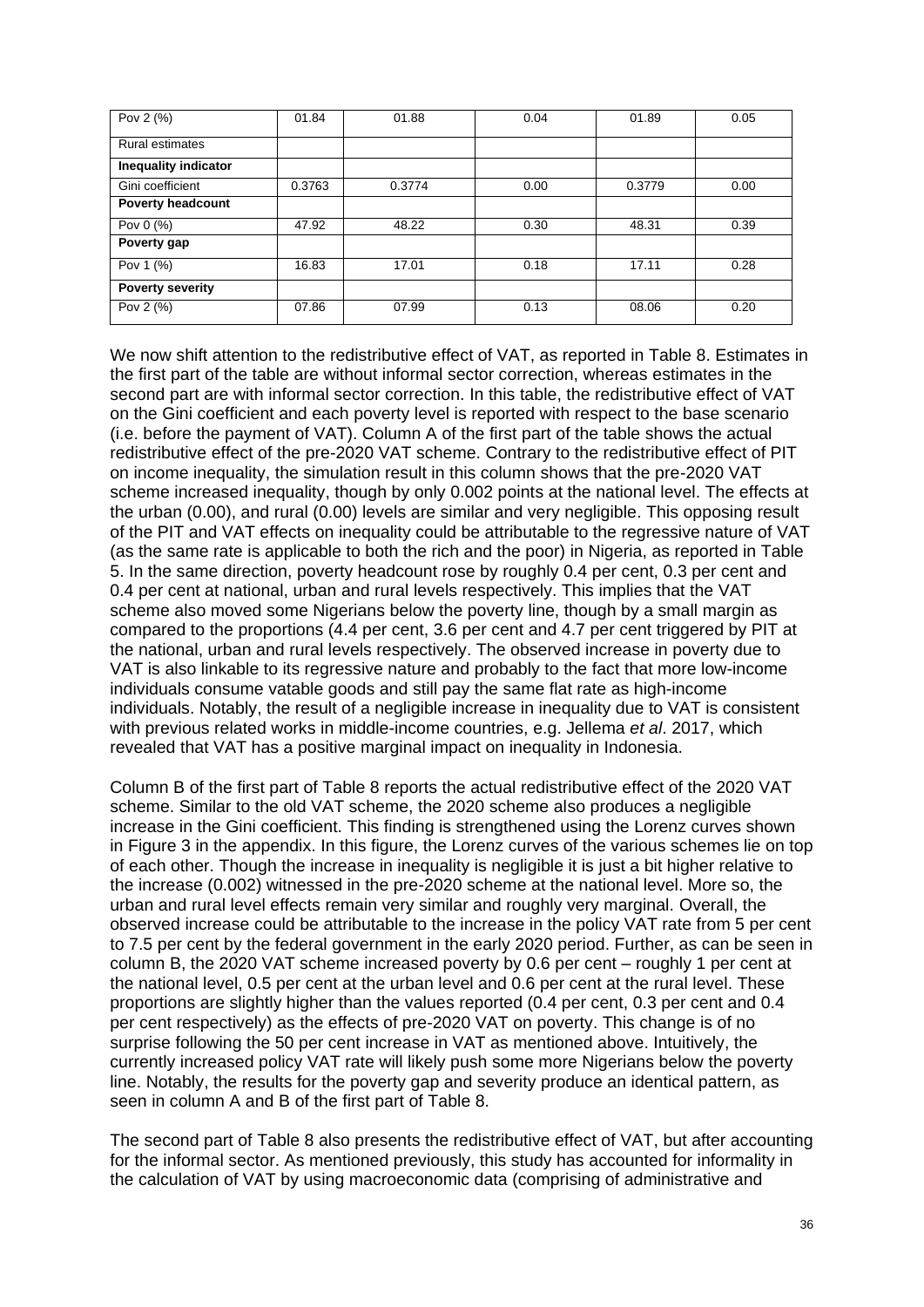| Pov 2 (%) | 01.84 | 01.88 | 0.04 | 01.89 | 0.05 |
|---|---|---|---|---|---|
| Rural estimates | | | | | |
| **Inequality indicator** | | | | | |
| Gini coefficient | 0.3763 | 0.3774 | 0.00 | 0.3779 | 0.00 |
| **Poverty headcount** | | | | | |
| Pov 0 (%) | 47.92 | 48.22 | 0.30 | 48.31 | 0.39 |
| **Poverty gap** | | | | | |
| Pov 1 (%) | 16.83 | 17.01 | 0.18 | 17.11 | 0.28 |
| **Poverty severity** | | | | | |
| Pov 2 (%) | 07.86 | 07.99 | 0.13 | 08.06 | 0.20 |

We now shift attention to the redistributive effect of VAT, as reported in Table 8. Estimates in the first part of the table are without informal sector correction, whereas estimates in the second part are with informal sector correction. In this table, the redistributive effect of VAT on the Gini coefficient and each poverty level is reported with respect to the base scenario (i.e. before the payment of VAT). Column A of the first part of the table shows the actual redistributive effect of the pre-2020 VAT scheme. Contrary to the redistributive effect of PIT on income inequality, the simulation result in this column shows that the pre-2020 VAT scheme increased inequality, though by only 0.002 points at the national level. The effects at the urban (0.00), and rural (0.00) levels are similar and very negligible. This opposing result of the PIT and VAT effects on inequality could be attributable to the regressive nature of VAT (as the same rate is applicable to both the rich and the poor) in Nigeria, as reported in Table 5. In the same direction, poverty headcount rose by roughly 0.4 per cent, 0.3 per cent and 0.4 per cent at national, urban and rural levels respectively. This implies that the VAT scheme also moved some Nigerians below the poverty line, though by a small margin as compared to the proportions (4.4 per cent, 3.6 per cent and 4.7 per cent triggered by PIT at the national, urban and rural levels respectively. The observed increase in poverty due to VAT is also linkable to its regressive nature and probably to the fact that more low-income individuals consume vatable goods and still pay the same flat rate as high-income individuals. Notably, the result of a negligible increase in inequality due to VAT is consistent with previous related works in middle-income countries, e.g. Jellema *et al*. 2017, which revealed that VAT has a positive marginal impact on inequality in Indonesia.

Column B of the first part of Table 8 reports the actual redistributive effect of the 2020 VAT scheme. Similar to the old VAT scheme, the 2020 scheme also produces a negligible increase in the Gini coefficient. This finding is strengthened using the Lorenz curves shown in Figure 3 in the appendix. In this figure, the Lorenz curves of the various schemes lie on top of each other. Though the increase in inequality is negligible it is just a bit higher relative to the increase (0.002) witnessed in the pre-2020 scheme at the national level. More so, the urban and rural level effects remain very similar and roughly very marginal. Overall, the observed increase could be attributable to the increase in the policy VAT rate from 5 per cent to 7.5 per cent by the federal government in the early 2020 period. Further, as can be seen in column B, the 2020 VAT scheme increased poverty by 0.6 per cent – roughly 1 per cent at the national level, 0.5 per cent at the urban level and 0.6 per cent at the rural level. These proportions are slightly higher than the values reported (0.4 per cent, 0.3 per cent and 0.4 per cent respectively) as the effects of pre-2020 VAT on poverty. This change is of no surprise following the 50 per cent increase in VAT as mentioned above. Intuitively, the currently increased policy VAT rate will likely push some more Nigerians below the poverty line. Notably, the results for the poverty gap and severity produce an identical pattern, as seen in column A and B of the first part of Table 8.

The second part of Table 8 also presents the redistributive effect of VAT, but after accounting for the informal sector. As mentioned previously, this study has accounted for informality in the calculation of VAT by using macroeconomic data (comprising of administrative and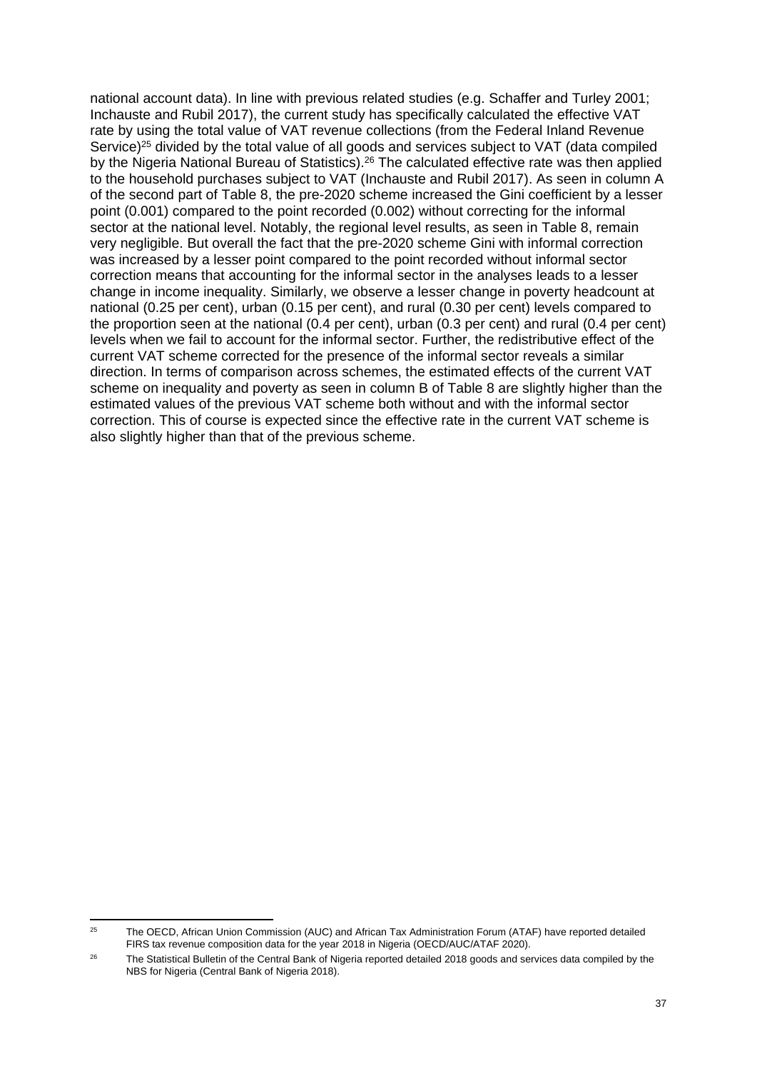national account data). In line with previous related studies (e.g. Schaffer and Turley 2001; Inchauste and Rubil 2017), the current study has specifically calculated the effective VAT rate by using the total value of VAT revenue collections (from the Federal Inland Revenue Service)[25] divided by the total value of all goods and services subject to VAT (data compiled by the Nigeria National Bureau of Statistics).[26] The calculated effective rate was then applied to the household purchases subject to VAT (Inchauste and Rubil 2017). As seen in column A of the second part of Table 8, the pre-2020 scheme increased the Gini coefficient by a lesser point (0.001) compared to the point recorded (0.002) without correcting for the informal sector at the national level. Notably, the regional level results, as seen in Table 8, remain very negligible. But overall the fact that the pre-2020 scheme Gini with informal correction was increased by a lesser point compared to the point recorded without informal sector correction means that accounting for the informal sector in the analyses leads to a lesser change in income inequality. Similarly, we observe a lesser change in poverty headcount at national (0.25 per cent), urban (0.15 per cent), and rural (0.30 per cent) levels compared to the proportion seen at the national (0.4 per cent), urban (0.3 per cent) and rural (0.4 per cent) levels when we fail to account for the informal sector. Further, the redistributive effect of the current VAT scheme corrected for the presence of the informal sector reveals a similar direction. In terms of comparison across schemes, the estimated effects of the current VAT scheme on inequality and poverty as seen in column B of Table 8 are slightly higher than the estimated values of the previous VAT scheme both without and with the informal sector correction. This of course is expected since the effective rate in the current VAT scheme is also slightly higher than that of the previous scheme.

[25] The OECD, African Union Commission (AUC) and African Tax Administration Forum (ATAF) have reported detailed FIRS tax revenue composition data for the year 2018 in Nigeria (OECD/AUC/ATAF 2020).

[26] The Statistical Bulletin of the Central Bank of Nigeria reported detailed 2018 goods and services data compiled by the NBS for Nigeria (Central Bank of Nigeria 2018).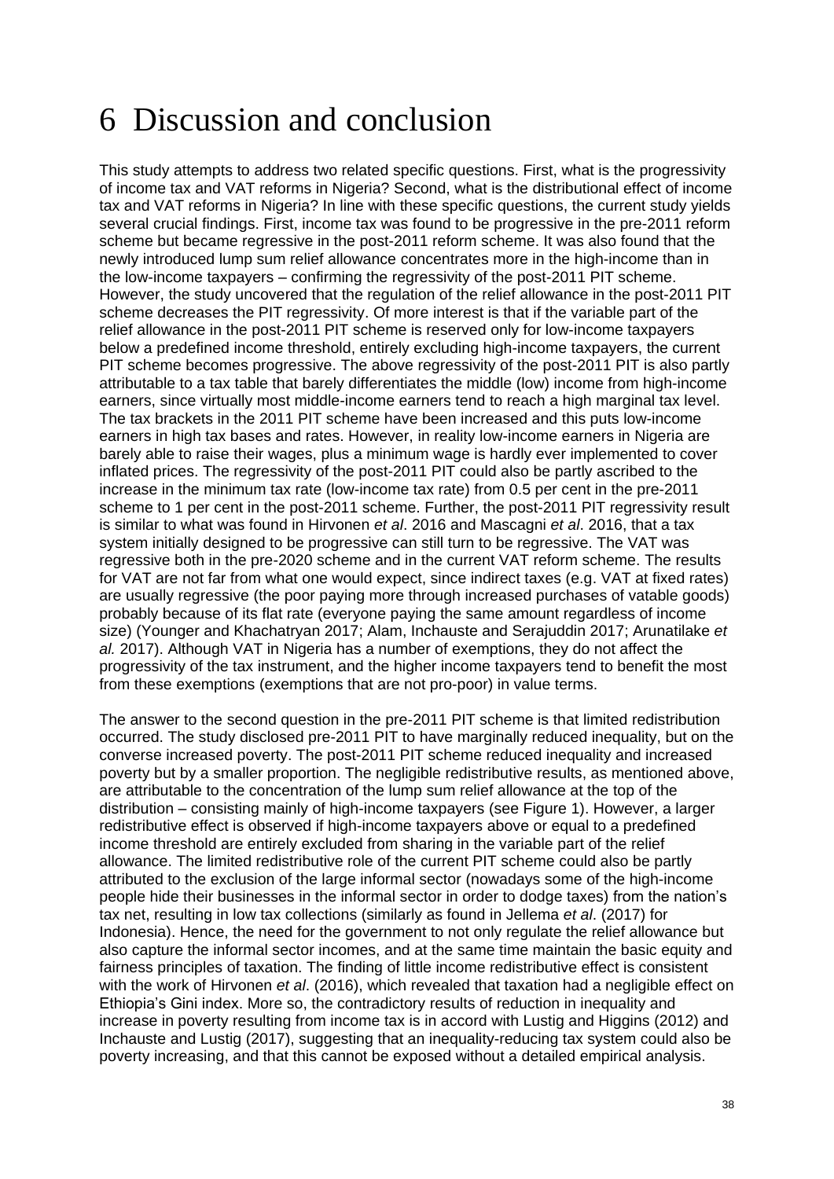# 6 Discussion and conclusion

This study attempts to address two related specific questions. First, what is the progressivity of income tax and VAT reforms in Nigeria? Second, what is the distributional effect of income tax and VAT reforms in Nigeria? In line with these specific questions, the current study yields several crucial findings. First, income tax was found to be progressive in the pre-2011 reform scheme but became regressive in the post-2011 reform scheme. It was also found that the newly introduced lump sum relief allowance concentrates more in the high-income than in the low-income taxpayers – confirming the regressivity of the post-2011 PIT scheme. However, the study uncovered that the regulation of the relief allowance in the post-2011 PIT scheme decreases the PIT regressivity. Of more interest is that if the variable part of the relief allowance in the post-2011 PIT scheme is reserved only for low-income taxpayers below a predefined income threshold, entirely excluding high-income taxpayers, the current PIT scheme becomes progressive. The above regressivity of the post-2011 PIT is also partly attributable to a tax table that barely differentiates the middle (low) income from high-income earners, since virtually most middle-income earners tend to reach a high marginal tax level. The tax brackets in the 2011 PIT scheme have been increased and this puts low-income earners in high tax bases and rates. However, in reality low-income earners in Nigeria are barely able to raise their wages, plus a minimum wage is hardly ever implemented to cover inflated prices. The regressivity of the post-2011 PIT could also be partly ascribed to the increase in the minimum tax rate (low-income tax rate) from 0.5 per cent in the pre-2011 scheme to 1 per cent in the post-2011 scheme. Further, the post-2011 PIT regressivity result is similar to what was found in Hirvonen *et al*. 2016 and Mascagni *et al*. 2016, that a tax system initially designed to be progressive can still turn to be regressive. The VAT was regressive both in the pre-2020 scheme and in the current VAT reform scheme. The results for VAT are not far from what one would expect, since indirect taxes (e.g. VAT at fixed rates) are usually regressive (the poor paying more through increased purchases of vatable goods) probably because of its flat rate (everyone paying the same amount regardless of income size) (Younger and Khachatryan 2017; Alam, Inchauste and Serajuddin 2017; Arunatilake *et al.* 2017). Although VAT in Nigeria has a number of exemptions, they do not affect the progressivity of the tax instrument, and the higher income taxpayers tend to benefit the most from these exemptions (exemptions that are not pro-poor) in value terms.

The answer to the second question in the pre-2011 PIT scheme is that limited redistribution occurred. The study disclosed pre-2011 PIT to have marginally reduced inequality, but on the converse increased poverty. The post-2011 PIT scheme reduced inequality and increased poverty but by a smaller proportion. The negligible redistributive results, as mentioned above, are attributable to the concentration of the lump sum relief allowance at the top of the distribution – consisting mainly of high-income taxpayers (see Figure 1). However, a larger redistributive effect is observed if high-income taxpayers above or equal to a predefined income threshold are entirely excluded from sharing in the variable part of the relief allowance. The limited redistributive role of the current PIT scheme could also be partly attributed to the exclusion of the large informal sector (nowadays some of the high-income people hide their businesses in the informal sector in order to dodge taxes) from the nation's tax net, resulting in low tax collections (similarly as found in Jellema *et al*. (2017) for Indonesia). Hence, the need for the government to not only regulate the relief allowance but also capture the informal sector incomes, and at the same time maintain the basic equity and fairness principles of taxation. The finding of little income redistributive effect is consistent with the work of Hirvonen *et al*. (2016), which revealed that taxation had a negligible effect on Ethiopia's Gini index. More so, the contradictory results of reduction in inequality and increase in poverty resulting from income tax is in accord with Lustig and Higgins (2012) and Inchauste and Lustig (2017), suggesting that an inequality-reducing tax system could also be poverty increasing, and that this cannot be exposed without a detailed empirical analysis.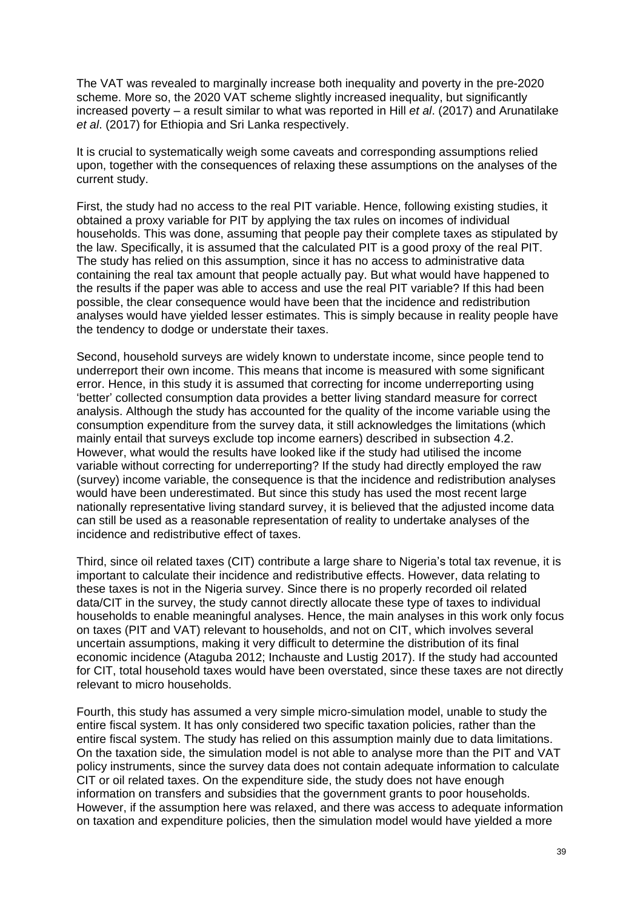The VAT was revealed to marginally increase both inequality and poverty in the pre-2020 scheme. More so, the 2020 VAT scheme slightly increased inequality, but significantly increased poverty – a result similar to what was reported in Hill *et al*. (2017) and Arunatilake *et al*. (2017) for Ethiopia and Sri Lanka respectively.

It is crucial to systematically weigh some caveats and corresponding assumptions relied upon, together with the consequences of relaxing these assumptions on the analyses of the current study.

First, the study had no access to the real PIT variable. Hence, following existing studies, it obtained a proxy variable for PIT by applying the tax rules on incomes of individual households. This was done, assuming that people pay their complete taxes as stipulated by the law. Specifically, it is assumed that the calculated PIT is a good proxy of the real PIT. The study has relied on this assumption, since it has no access to administrative data containing the real tax amount that people actually pay. But what would have happened to the results if the paper was able to access and use the real PIT variable? If this had been possible, the clear consequence would have been that the incidence and redistribution analyses would have yielded lesser estimates. This is simply because in reality people have the tendency to dodge or understate their taxes.

Second, household surveys are widely known to understate income, since people tend to underreport their own income. This means that income is measured with some significant error. Hence, in this study it is assumed that correcting for income underreporting using 'better' collected consumption data provides a better living standard measure for correct analysis. Although the study has accounted for the quality of the income variable using the consumption expenditure from the survey data, it still acknowledges the limitations (which mainly entail that surveys exclude top income earners) described in subsection 4.2. However, what would the results have looked like if the study had utilised the income variable without correcting for underreporting? If the study had directly employed the raw (survey) income variable, the consequence is that the incidence and redistribution analyses would have been underestimated. But since this study has used the most recent large nationally representative living standard survey, it is believed that the adjusted income data can still be used as a reasonable representation of reality to undertake analyses of the incidence and redistributive effect of taxes.

Third, since oil related taxes (CIT) contribute a large share to Nigeria's total tax revenue, it is important to calculate their incidence and redistributive effects. However, data relating to these taxes is not in the Nigeria survey. Since there is no properly recorded oil related data/CIT in the survey, the study cannot directly allocate these type of taxes to individual households to enable meaningful analyses. Hence, the main analyses in this work only focus on taxes (PIT and VAT) relevant to households, and not on CIT, which involves several uncertain assumptions, making it very difficult to determine the distribution of its final economic incidence (Ataguba 2012; Inchauste and Lustig 2017). If the study had accounted for CIT, total household taxes would have been overstated, since these taxes are not directly relevant to micro households.

Fourth, this study has assumed a very simple micro-simulation model, unable to study the entire fiscal system. It has only considered two specific taxation policies, rather than the entire fiscal system. The study has relied on this assumption mainly due to data limitations. On the taxation side, the simulation model is not able to analyse more than the PIT and VAT policy instruments, since the survey data does not contain adequate information to calculate CIT or oil related taxes. On the expenditure side, the study does not have enough information on transfers and subsidies that the government grants to poor households. However, if the assumption here was relaxed, and there was access to adequate information on taxation and expenditure policies, then the simulation model would have yielded a more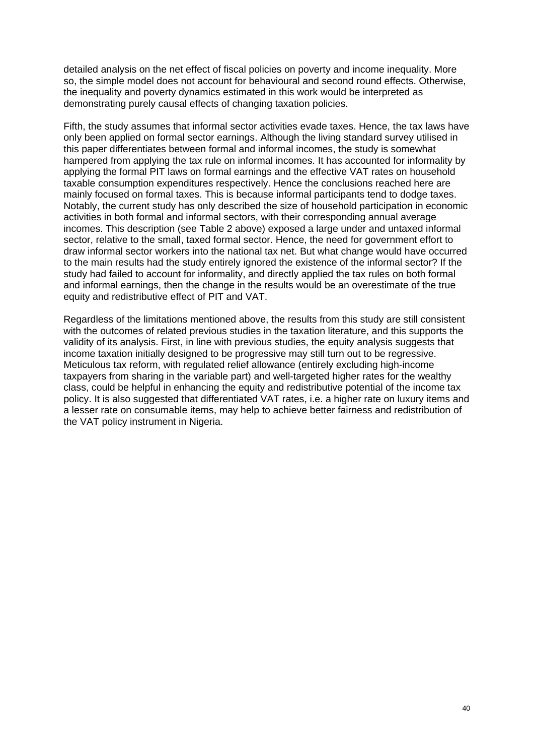detailed analysis on the net effect of fiscal policies on poverty and income inequality. More so, the simple model does not account for behavioural and second round effects. Otherwise, the inequality and poverty dynamics estimated in this work would be interpreted as demonstrating purely causal effects of changing taxation policies.

Fifth, the study assumes that informal sector activities evade taxes. Hence, the tax laws have only been applied on formal sector earnings. Although the living standard survey utilised in this paper differentiates between formal and informal incomes, the study is somewhat hampered from applying the tax rule on informal incomes. It has accounted for informality by applying the formal PIT laws on formal earnings and the effective VAT rates on household taxable consumption expenditures respectively. Hence the conclusions reached here are mainly focused on formal taxes. This is because informal participants tend to dodge taxes. Notably, the current study has only described the size of household participation in economic activities in both formal and informal sectors, with their corresponding annual average incomes. This description (see Table 2 above) exposed a large under and untaxed informal sector, relative to the small, taxed formal sector. Hence, the need for government effort to draw informal sector workers into the national tax net. But what change would have occurred to the main results had the study entirely ignored the existence of the informal sector? If the study had failed to account for informality, and directly applied the tax rules on both formal and informal earnings, then the change in the results would be an overestimate of the true equity and redistributive effect of PIT and VAT.

Regardless of the limitations mentioned above, the results from this study are still consistent with the outcomes of related previous studies in the taxation literature, and this supports the validity of its analysis. First, in line with previous studies, the equity analysis suggests that income taxation initially designed to be progressive may still turn out to be regressive. Meticulous tax reform, with regulated relief allowance (entirely excluding high-income taxpayers from sharing in the variable part) and well-targeted higher rates for the wealthy class, could be helpful in enhancing the equity and redistributive potential of the income tax policy. It is also suggested that differentiated VAT rates, i.e. a higher rate on luxury items and a lesser rate on consumable items, may help to achieve better fairness and redistribution of the VAT policy instrument in Nigeria.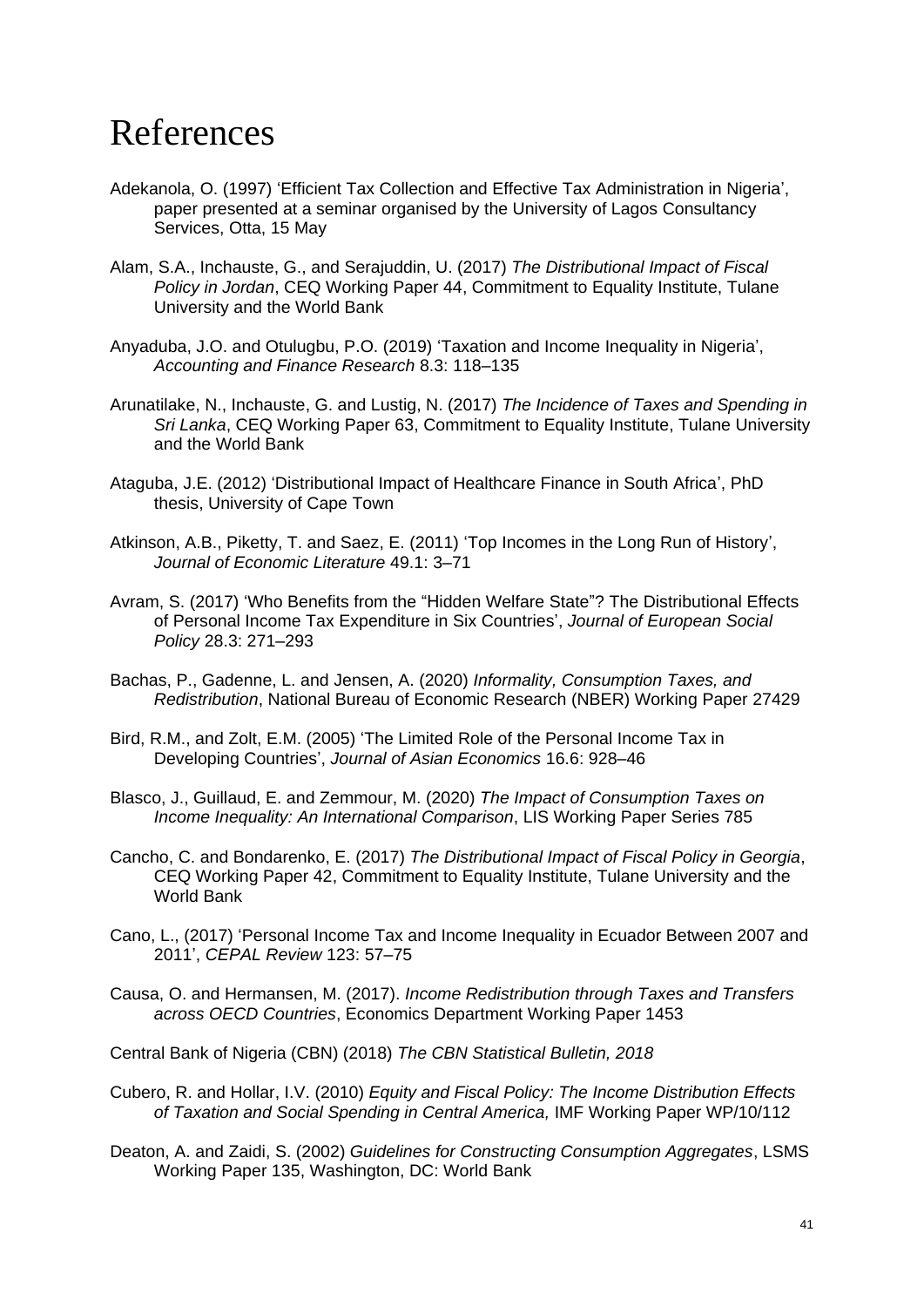# References

Adekanola, O. (1997) 'Efficient Tax Collection and Effective Tax Administration in Nigeria', paper presented at a seminar organised by the University of Lagos Consultancy Services, Otta, 15 May

Alam, S.A., Inchauste, G., and Serajuddin, U. (2017) *The Distributional Impact of Fiscal Policy in Jordan*, CEQ Working Paper 44, Commitment to Equality Institute, Tulane University and the World Bank

Anyaduba, J.O. and Otulugbu, P.O. (2019) 'Taxation and Income Inequality in Nigeria', *Accounting and Finance Research* 8.3: 118–135

Arunatilake, N., Inchauste, G. and Lustig, N. (2017) *The Incidence of Taxes and Spending in Sri Lanka*, CEQ Working Paper 63, Commitment to Equality Institute, Tulane University and the World Bank

Ataguba, J.E. (2012) 'Distributional Impact of Healthcare Finance in South Africa', PhD thesis, University of Cape Town

Atkinson, A.B., Piketty, T. and Saez, E. (2011) 'Top Incomes in the Long Run of History', *Journal of Economic Literature* 49.1: 3–71

Avram, S. (2017) 'Who Benefits from the "Hidden Welfare State"? The Distributional Effects of Personal Income Tax Expenditure in Six Countries', *Journal of European Social Policy* 28.3: 271–293

Bachas, P., Gadenne, L. and Jensen, A. (2020) *Informality, Consumption Taxes, and Redistribution*, National Bureau of Economic Research (NBER) Working Paper 27429

Bird, R.M., and Zolt, E.M. (2005) 'The Limited Role of the Personal Income Tax in Developing Countries', *Journal of Asian Economics* 16.6: 928–46

Blasco, J., Guillaud, E. and Zemmour, M. (2020) *The Impact of Consumption Taxes on Income Inequality: An International Comparison*, LIS Working Paper Series 785

Cancho, C. and Bondarenko, E. (2017) *The Distributional Impact of Fiscal Policy in Georgia*, CEQ Working Paper 42, Commitment to Equality Institute, Tulane University and the World Bank

Cano, L., (2017) 'Personal Income Tax and Income Inequality in Ecuador Between 2007 and 2011', *CEPAL Review* 123: 57–75

Causa, O. and Hermansen, M. (2017). *Income Redistribution through Taxes and Transfers across OECD Countries*, Economics Department Working Paper 1453

Central Bank of Nigeria (CBN) (2018) *The CBN Statistical Bulletin, 2018*

Cubero, R. and Hollar, I.V. (2010) *Equity and Fiscal Policy: The Income Distribution Effects of Taxation and Social Spending in Central America,* IMF Working Paper WP/10/112

Deaton, A. and Zaidi, S. (2002) *Guidelines for Constructing Consumption Aggregates*, LSMS Working Paper 135, Washington, DC: World Bank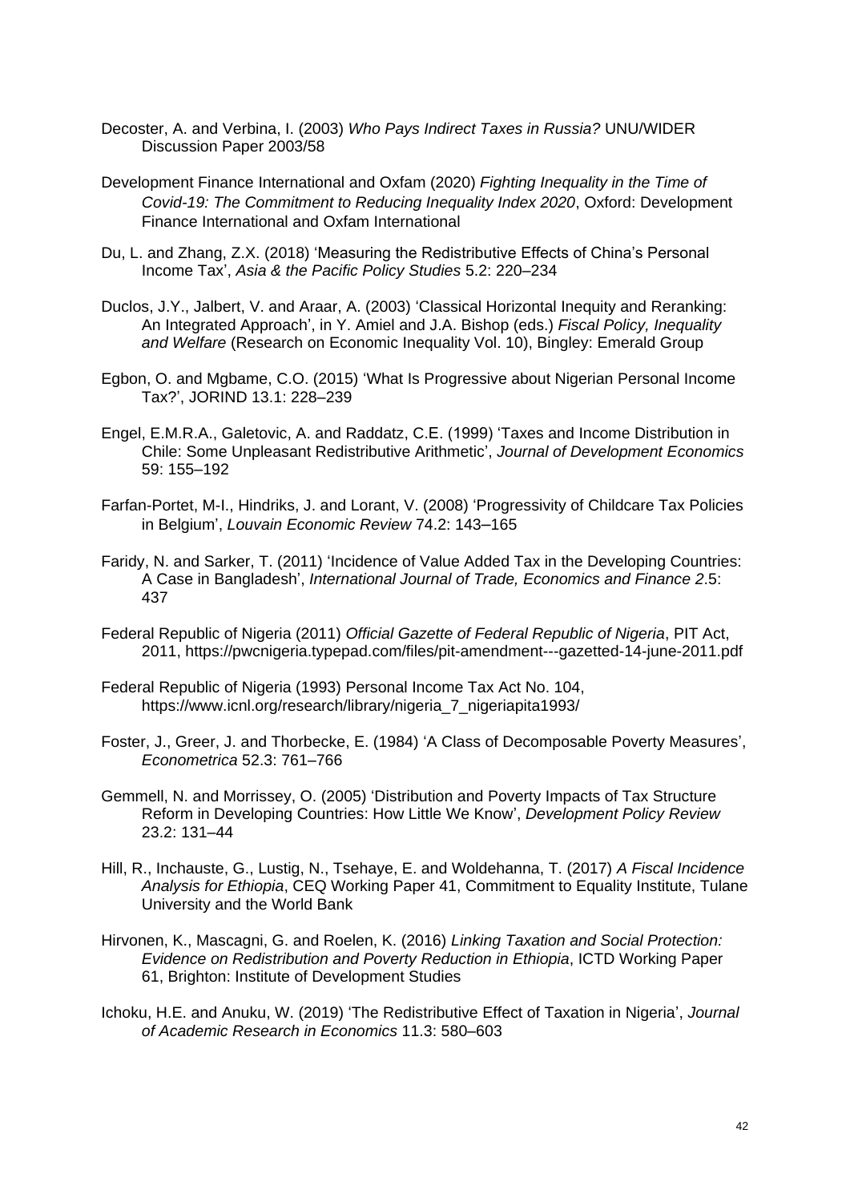Decoster, A. and Verbina, I. (2003) *Who Pays Indirect Taxes in Russia?* UNU/WIDER Discussion Paper 2003/58

Development Finance International and Oxfam (2020) *Fighting Inequality in the Time of Covid-19: The Commitment to Reducing Inequality Index 2020*, Oxford: Development Finance International and Oxfam International

Du, L. and Zhang, Z.X. (2018) 'Measuring the Redistributive Effects of China's Personal Income Tax', *Asia & the Pacific Policy Studies* 5.2: 220–234

Duclos, J.Y., Jalbert, V. and Araar, A. (2003) 'Classical Horizontal Inequity and Reranking: An Integrated Approach', in Y. Amiel and J.A. Bishop (eds.) *Fiscal Policy, Inequality and Welfare* (Research on Economic Inequality Vol. 10), Bingley: Emerald Group

Egbon, O. and Mgbame, C.O. (2015) 'What Is Progressive about Nigerian Personal Income Tax?', JORIND 13.1: 228–239

Engel, E.M.R.A., Galetovic, A. and Raddatz, C.E. (1999) 'Taxes and Income Distribution in Chile: Some Unpleasant Redistributive Arithmetic', *Journal of Development Economics* 59: 155–192

Farfan-Portet, M-I., Hindriks, J. and Lorant, V. (2008) 'Progressivity of Childcare Tax Policies in Belgium', *Louvain Economic Review* 74.2: 143–165

Faridy, N. and Sarker, T. (2011) 'Incidence of Value Added Tax in the Developing Countries: A Case in Bangladesh', *International Journal of Trade, Economics and Finance 2*.5: 437

Federal Republic of Nigeria (2011) *Official Gazette of Federal Republic of Nigeria*, PIT Act, 2011, https://pwcnigeria.typepad.com/files/pit-amendment---gazetted-14-june-2011.pdf

Federal Republic of Nigeria (1993) Personal Income Tax Act No. 104, https://www.icnl.org/research/library/nigeria_7_nigeriapita1993/

Foster, J., Greer, J. and Thorbecke, E. (1984) 'A Class of Decomposable Poverty Measures', *Econometrica* 52.3: 761–766

Gemmell, N. and Morrissey, O. (2005) 'Distribution and Poverty Impacts of Tax Structure Reform in Developing Countries: How Little We Know', *Development Policy Review* 23.2: 131–44

Hill, R., Inchauste, G., Lustig, N., Tsehaye, E. and Woldehanna, T. (2017) *A Fiscal Incidence Analysis for Ethiopia*, CEQ Working Paper 41, Commitment to Equality Institute, Tulane University and the World Bank

Hirvonen, K., Mascagni, G. and Roelen, K. (2016) *Linking Taxation and Social Protection: Evidence on Redistribution and Poverty Reduction in Ethiopia*, ICTD Working Paper 61, Brighton: Institute of Development Studies

Ichoku, H.E. and Anuku, W. (2019) 'The Redistributive Effect of Taxation in Nigeria', *Journal of Academic Research in Economics* 11.3: 580–603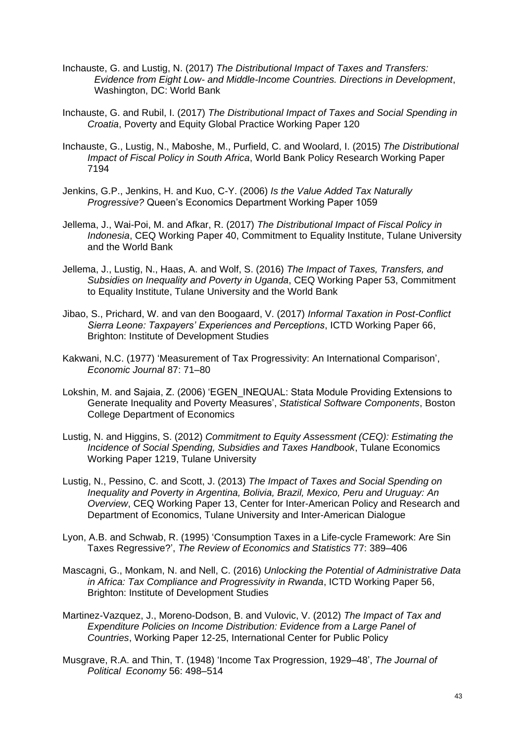Inchauste, G. and Lustig, N. (2017) *The Distributional Impact of Taxes and Transfers: Evidence from Eight Low- and Middle-Income Countries. Directions in Development*, Washington, DC: World Bank

Inchauste, G. and Rubil, I. (2017) *The Distributional Impact of Taxes and Social Spending in Croatia*, Poverty and Equity Global Practice Working Paper 120

Inchauste, G., Lustig, N., Maboshe, M., Purfield, C. and Woolard, I. (2015) *The Distributional Impact of Fiscal Policy in South Africa*, World Bank Policy Research Working Paper 7194

Jenkins, G.P., Jenkins, H. and Kuo, C-Y. (2006) *Is the Value Added Tax Naturally Progressive?* Queen's Economics Department Working Paper 1059

Jellema, J., Wai-Poi, M. and Afkar, R. (2017) *The Distributional Impact of Fiscal Policy in Indonesia*, CEQ Working Paper 40, Commitment to Equality Institute, Tulane University and the World Bank

Jellema, J., Lustig, N., Haas, A. and Wolf, S. (2016) *The Impact of Taxes, Transfers, and Subsidies on Inequality and Poverty in Uganda*, CEQ Working Paper 53, Commitment to Equality Institute, Tulane University and the World Bank

Jibao, S., Prichard, W. and van den Boogaard, V. (2017) *Informal Taxation in Post-Conflict Sierra Leone: Taxpayers' Experiences and Perceptions*, ICTD Working Paper 66, Brighton: Institute of Development Studies

Kakwani, N.C. (1977) 'Measurement of Tax Progressivity: An International Comparison', *Economic Journal* 87: 71–80

Lokshin, M. and Sajaia, Z. (2006) 'EGEN_INEQUAL: Stata Module Providing Extensions to Generate Inequality and Poverty Measures', *Statistical Software Components*, Boston College Department of Economics

Lustig, N. and Higgins, S. (2012) *Commitment to Equity Assessment (CEQ): Estimating the Incidence of Social Spending, Subsidies and Taxes Handbook*, Tulane Economics Working Paper 1219, Tulane University

Lustig, N., Pessino, C. and Scott, J. (2013) *The Impact of Taxes and Social Spending on Inequality and Poverty in Argentina, Bolivia, Brazil, Mexico, Peru and Uruguay: An Overview*, CEQ Working Paper 13, Center for Inter-American Policy and Research and Department of Economics, Tulane University and Inter-American Dialogue

Lyon, A.B. and Schwab, R. (1995) 'Consumption Taxes in a Life-cycle Framework: Are Sin Taxes Regressive?', *The Review of Economics and Statistics* 77: 389–406

Mascagni, G., Monkam, N. and Nell, C. (2016) *Unlocking the Potential of Administrative Data in Africa: Tax Compliance and Progressivity in Rwanda*, ICTD Working Paper 56, Brighton: Institute of Development Studies

Martinez-Vazquez, J., Moreno-Dodson, B. and Vulovic, V. (2012) *The Impact of Tax and Expenditure Policies on Income Distribution: Evidence from a Large Panel of Countries*, Working Paper 12-25, International Center for Public Policy

Musgrave, R.A. and Thin, T. (1948) 'Income Tax Progression, 1929–48', *The Journal of Political Economy* 56: 498–514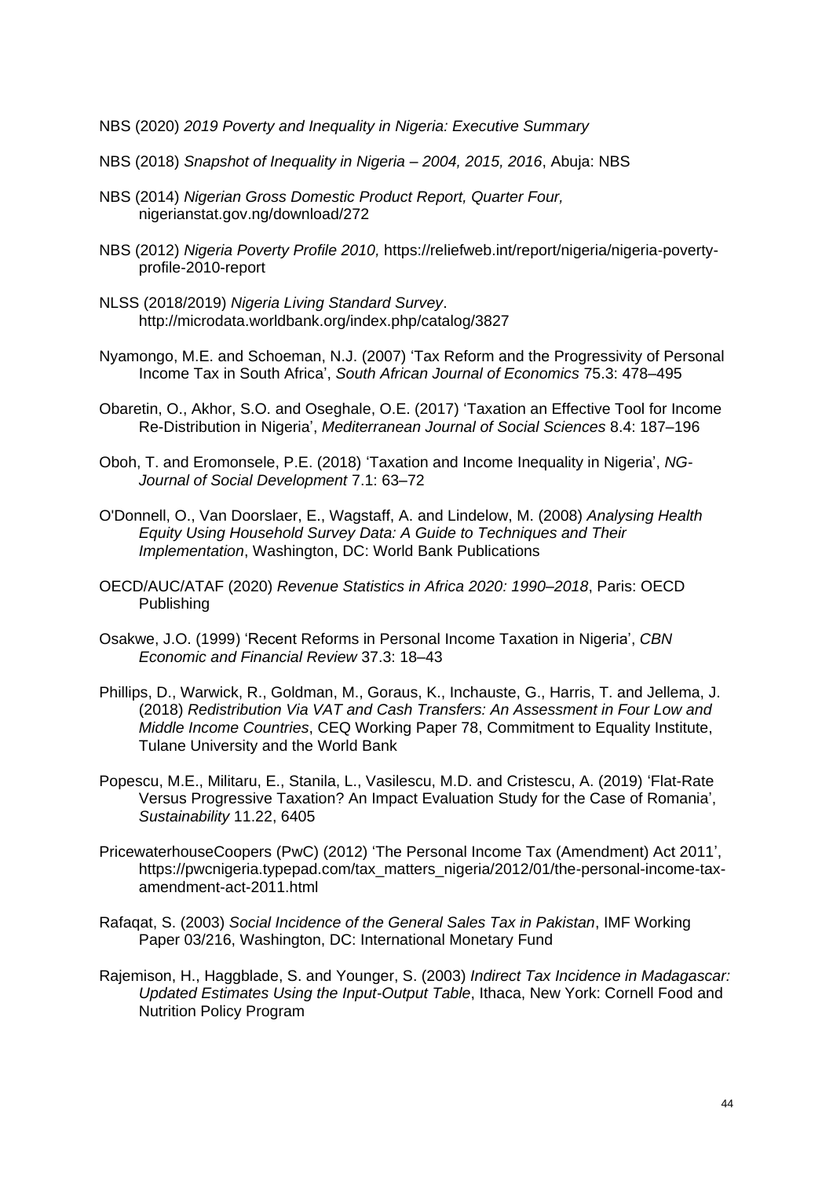NBS (2020) *2019 Poverty and Inequality in Nigeria: Executive Summary*

NBS (2018) *Snapshot of Inequality in Nigeria – 2004, 2015, 2016*, Abuja: NBS

NBS (2014) *Nigerian Gross Domestic Product Report, Quarter Four,* nigerianstat.gov.ng/download/272

NBS (2012) *Nigeria Poverty Profile 2010,* https://reliefweb.int/report/nigeria/nigeria-poverty-profile-2010-report

NLSS (2018/2019) *Nigeria Living Standard Survey*. http://microdata.worldbank.org/index.php/catalog/3827

Nyamongo, M.E. and Schoeman, N.J. (2007) 'Tax Reform and the Progressivity of Personal Income Tax in South Africa', *South African Journal of Economics* 75.3: 478–495

Obaretin, O., Akhor, S.O. and Oseghale, O.E. (2017) 'Taxation an Effective Tool for Income Re-Distribution in Nigeria', *Mediterranean Journal of Social Sciences* 8.4: 187–196

Oboh, T. and Eromonsele, P.E. (2018) 'Taxation and Income Inequality in Nigeria', *NG-Journal of Social Development* 7.1: 63–72

O'Donnell, O., Van Doorslaer, E., Wagstaff, A. and Lindelow, M. (2008) *Analysing Health Equity Using Household Survey Data: A Guide to Techniques and Their Implementation*, Washington, DC: World Bank Publications

OECD/AUC/ATAF (2020) *Revenue Statistics in Africa 2020: 1990–2018*, Paris: OECD Publishing

Osakwe, J.O. (1999) 'Recent Reforms in Personal Income Taxation in Nigeria', *CBN Economic and Financial Review* 37.3: 18–43

Phillips, D., Warwick, R., Goldman, M., Goraus, K., Inchauste, G., Harris, T. and Jellema, J. (2018) *Redistribution Via VAT and Cash Transfers: An Assessment in Four Low and Middle Income Countries*, CEQ Working Paper 78, Commitment to Equality Institute, Tulane University and the World Bank

Popescu, M.E., Militaru, E., Stanila, L., Vasilescu, M.D. and Cristescu, A. (2019) 'Flat-Rate Versus Progressive Taxation? An Impact Evaluation Study for the Case of Romania', *Sustainability* 11.22, 6405

PricewaterhouseCoopers (PwC) (2012) 'The Personal Income Tax (Amendment) Act 2011', https://pwcnigeria.typepad.com/tax_matters_nigeria/2012/01/the-personal-income-tax-amendment-act-2011.html

Rafaqat, S. (2003) *Social Incidence of the General Sales Tax in Pakistan*, IMF Working Paper 03/216, Washington, DC: International Monetary Fund

Rajemison, H., Haggblade, S. and Younger, S. (2003) *Indirect Tax Incidence in Madagascar: Updated Estimates Using the Input-Output Table*, Ithaca, New York: Cornell Food and Nutrition Policy Program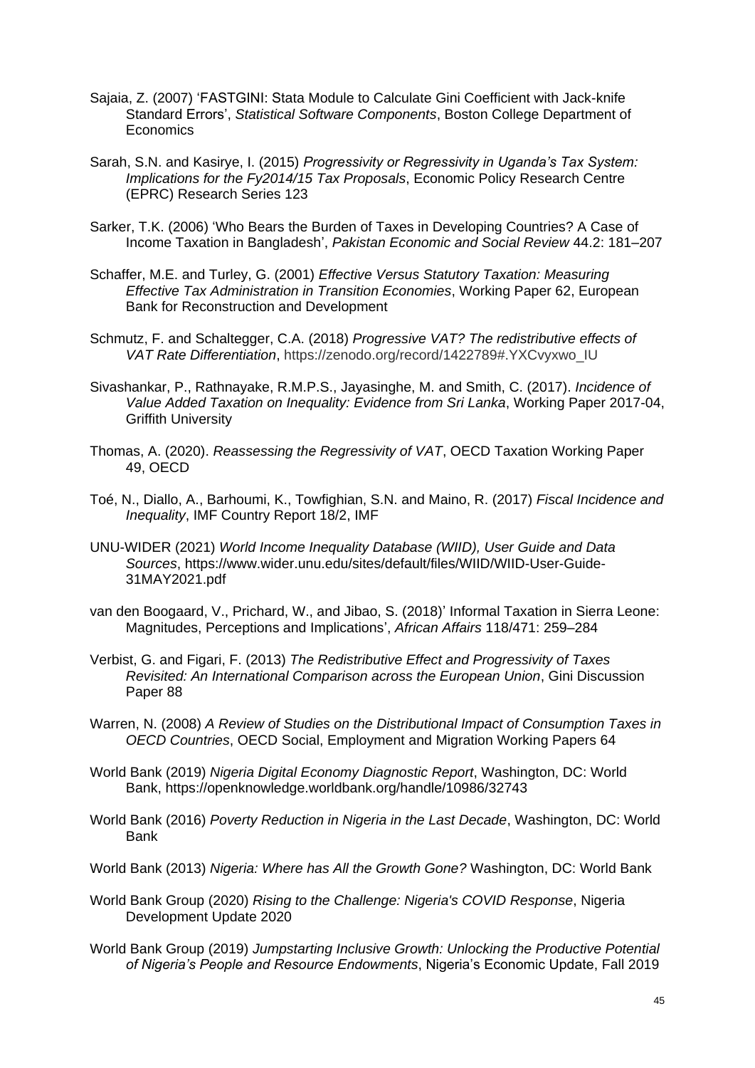Sajaia, Z. (2007) 'FASTGINI: Stata Module to Calculate Gini Coefficient with Jack-knife Standard Errors', *Statistical Software Components*, Boston College Department of Economics

Sarah, S.N. and Kasirye, I. (2015) *Progressivity or Regressivity in Uganda's Tax System: Implications for the Fy2014/15 Tax Proposals*, Economic Policy Research Centre (EPRC) Research Series 123

Sarker, T.K. (2006) 'Who Bears the Burden of Taxes in Developing Countries? A Case of Income Taxation in Bangladesh', *Pakistan Economic and Social Review* 44.2: 181–207

Schaffer, M.E. and Turley, G. (2001) *Effective Versus Statutory Taxation: Measuring Effective Tax Administration in Transition Economies*, Working Paper 62, European Bank for Reconstruction and Development

Schmutz, F. and Schaltegger, C.A. (2018) *Progressive VAT? The redistributive effects of VAT Rate Differentiation*, https://zenodo.org/record/1422789#.YXCvyxwo_IU

Sivashankar, P., Rathnayake, R.M.P.S., Jayasinghe, M. and Smith, C. (2017). *Incidence of Value Added Taxation on Inequality: Evidence from Sri Lanka*, Working Paper 2017-04, Griffith University

Thomas, A. (2020). *Reassessing the Regressivity of VAT*, OECD Taxation Working Paper 49, OECD

Toé, N., Diallo, A., Barhoumi, K., Towfighian, S.N. and Maino, R. (2017) *Fiscal Incidence and Inequality*, IMF Country Report 18/2, IMF

UNU-WIDER (2021) *World Income Inequality Database (WIID), User Guide and Data Sources*, https://www.wider.unu.edu/sites/default/files/WIID/WIID-User-Guide-31MAY2021.pdf

van den Boogaard, V., Prichard, W., and Jibao, S. (2018)' Informal Taxation in Sierra Leone: Magnitudes, Perceptions and Implications', *African Affairs* 118/471: 259–284

Verbist, G. and Figari, F. (2013) *The Redistributive Effect and Progressivity of Taxes Revisited: An International Comparison across the European Union*, Gini Discussion Paper 88

Warren, N. (2008) *A Review of Studies on the Distributional Impact of Consumption Taxes in OECD Countries*, OECD Social, Employment and Migration Working Papers 64

World Bank (2019) *Nigeria Digital Economy Diagnostic Report*, Washington, DC: World Bank, https://openknowledge.worldbank.org/handle/10986/32743

World Bank (2016) *Poverty Reduction in Nigeria in the Last Decade*, Washington, DC: World Bank

World Bank (2013) *Nigeria: Where has All the Growth Gone?* Washington, DC: World Bank

World Bank Group (2020) *Rising to the Challenge: Nigeria's COVID Response*, Nigeria Development Update 2020

World Bank Group (2019) *Jumpstarting Inclusive Growth: Unlocking the Productive Potential of Nigeria's People and Resource Endowments*, Nigeria's Economic Update, Fall 2019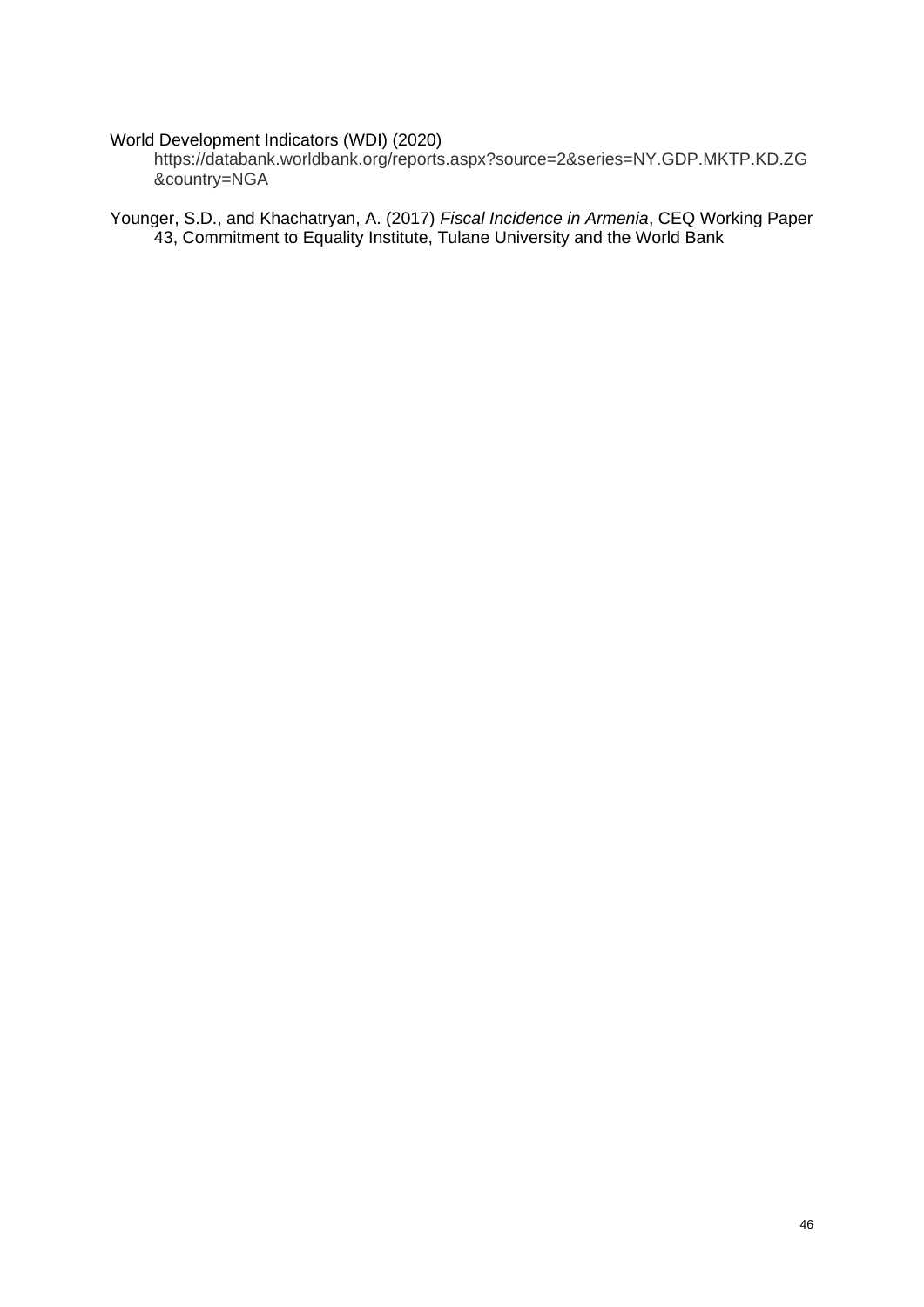World Development Indicators (WDI) (2020)
https://databank.worldbank.org/reports.aspx?source=2&series=NY.GDP.MKTP.KD.ZG&country=NGA

Younger, S.D., and Khachatryan, A. (2017) *Fiscal Incidence in Armenia*, CEQ Working Paper 43, Commitment to Equality Institute, Tulane University and the World Bank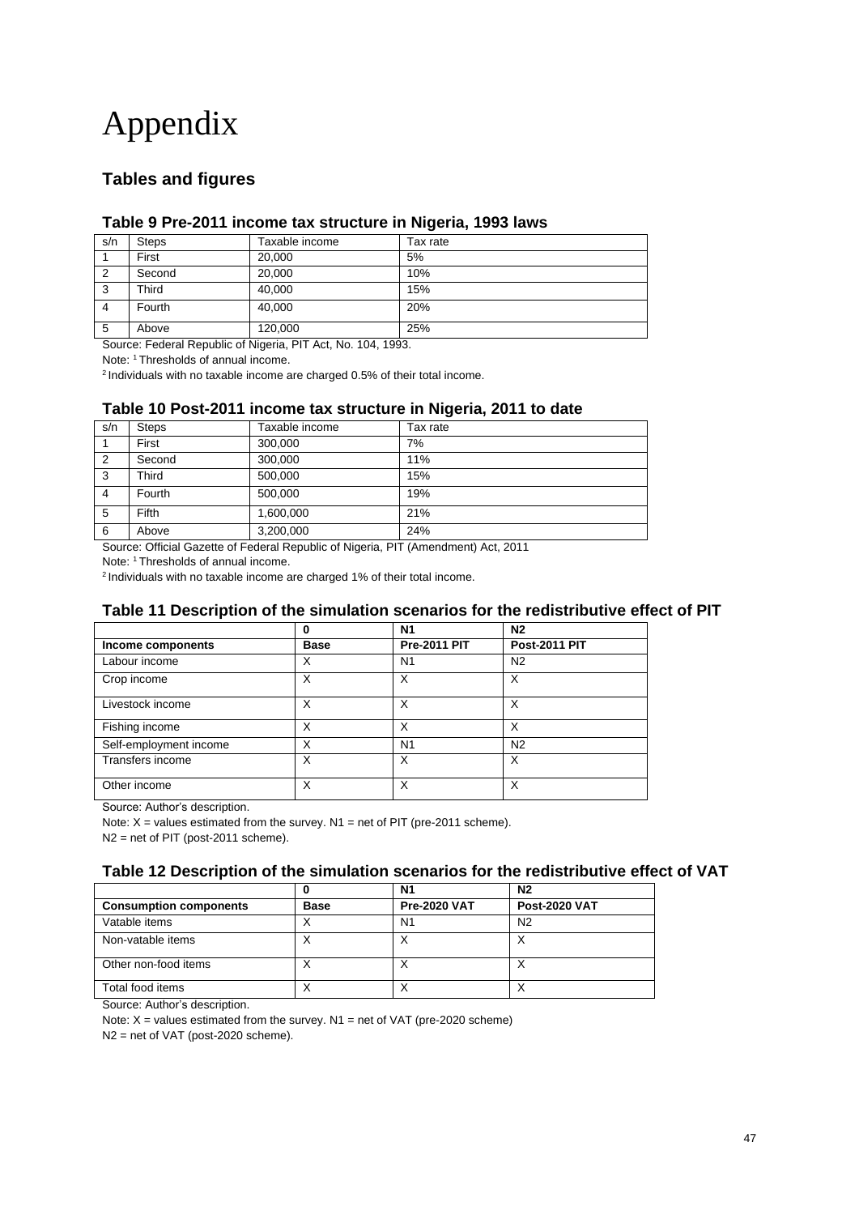# Appendix

## Tables and figures

### Table 9 Pre-2011 income tax structure in Nigeria, 1993 laws

| s/n | Steps | Taxable income | Tax rate |
|---|---|---|---|
| 1 | First | 20,000 | 5% |
| 2 | Second | 20,000 | 10% |
| 3 | Third | 40,000 | 15% |
| 4 | Fourth | 40,000 | 20% |
| 5 | Above | 120,000 | 25% |

Source: Federal Republic of Nigeria, PIT Act, No. 104, 1993.

Note: [1] Thresholds of annual income.

[2] Individuals with no taxable income are charged 0.5% of their total income.

### Table 10 Post-2011 income tax structure in Nigeria, 2011 to date

| s/n | Steps | Taxable income | Tax rate |
|---|---|---|---|
| 1 | First | 300,000 | 7% |
| 2 | Second | 300,000 | 11% |
| 3 | Third | 500,000 | 15% |
| 4 | Fourth | 500,000 | 19% |
| 5 | Fifth | 1,600,000 | 21% |
| 6 | Above | 3,200,000 | 24% |

Source: Official Gazette of Federal Republic of Nigeria, PIT (Amendment) Act, 2011

Note: [1] Thresholds of annual income.

[2] Individuals with no taxable income are charged 1% of their total income.

### Table 11 Description of the simulation scenarios for the redistributive effect of PIT

| | 0 | N1 | N2 |
|---|---|---|---|
| **Income components** | **Base** | **Pre-2011 PIT** | **Post-2011 PIT** |
| Labour income | X | N1 | N2 |
| Crop income | X | X | X |
| Livestock income | X | X | X |
| Fishing income | X | X | X |
| Self-employment income | X | N1 | N2 |
| Transfers income | X | X | X |
| Other income | X | X | X |

Source: Author's description.

Note: X = values estimated from the survey. N1 = net of PIT (pre-2011 scheme).

N2 = net of PIT (post-2011 scheme).

### Table 12 Description of the simulation scenarios for the redistributive effect of VAT

| | 0 | N1 | N2 |
|---|---|---|---|
| **Consumption components** | **Base** | **Pre-2020 VAT** | **Post-2020 VAT** |
| Vatable items | X | N1 | N2 |
| Non-vatable items | X | X | X |
| Other non-food items | X | X | X |
| Total food items | X | X | X |

Source: Author's description.

Note: X = values estimated from the survey. N1 = net of VAT (pre-2020 scheme)

N2 = net of VAT (post-2020 scheme).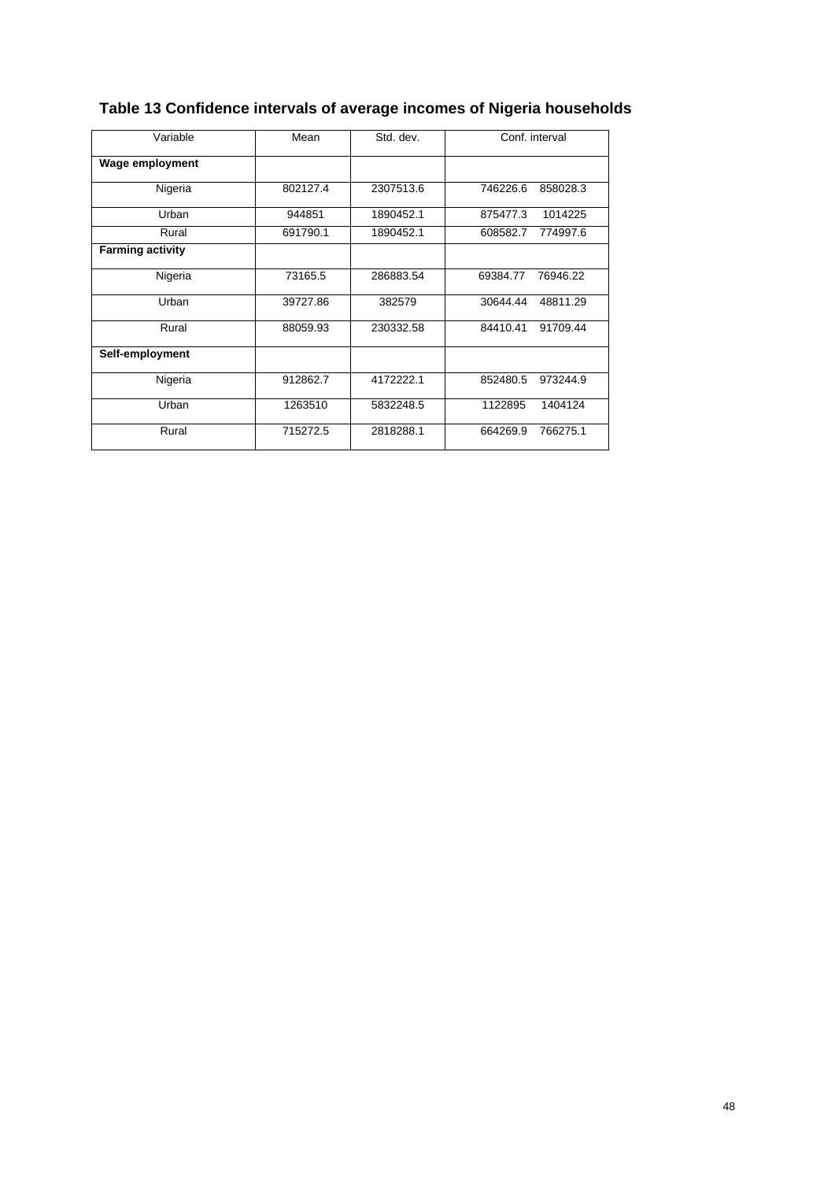## Table 13 Confidence intervals of average incomes of Nigeria households

| Variable | Mean | Std. dev. | Conf. interval | |
|---|---|---|---|---|
| **Wage employment** | | | | |
| Nigeria | 802127.4 | 2307513.6 | 746226.6 | 858028.3 |
| Urban | 944851 | 1890452.1 | 875477.3 | 1014225 |
| Rural | 691790.1 | 1890452.1 | 608582.7 | 774997.6 |
| **Farming activity** | | | | |
| Nigeria | 73165.5 | 286883.54 | 69384.77 | 76946.22 |
| Urban | 39727.86 | 382579 | 30644.44 | 48811.29 |
| Rural | 88059.93 | 230332.58 | 84410.41 | 91709.44 |
| **Self-employment** | | | | |
| Nigeria | 912862.7 | 4172222.1 | 852480.5 | 973244.9 |
| Urban | 1263510 | 5832248.5 | 1122895 | 1404124 |
| Rural | 715272.5 | 2818288.1 | 664269.9 | 766275.1 |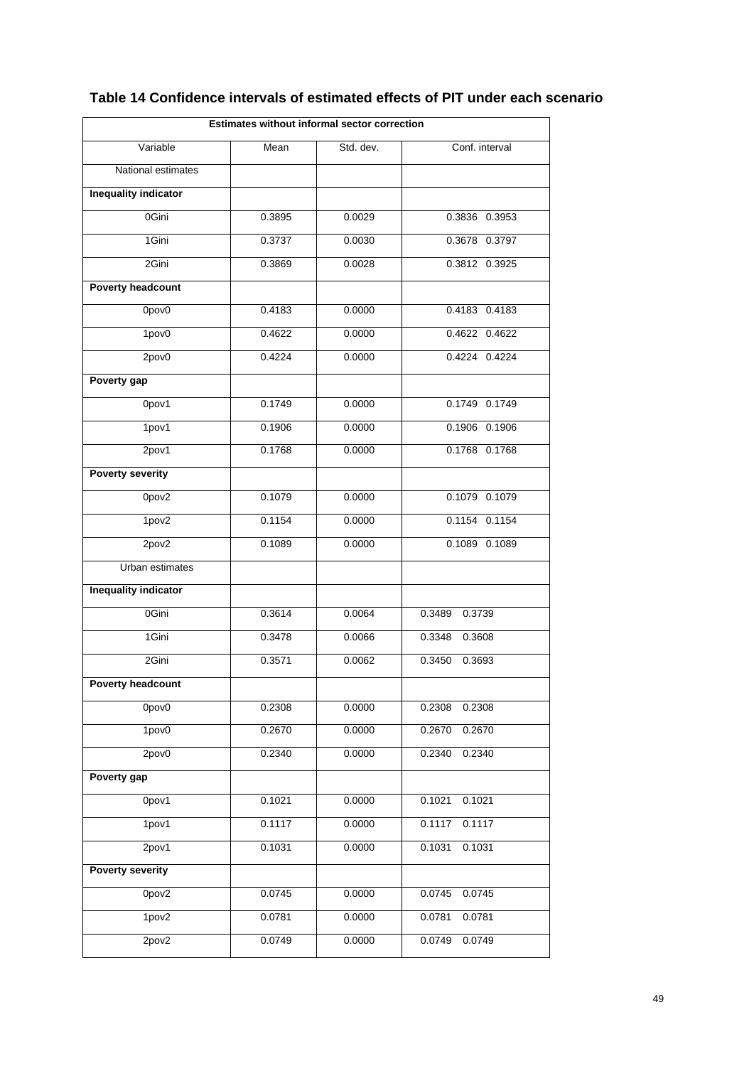# Table 14 Confidence intervals of estimated effects of PIT under each scenario

| Estimates without informal sector correction | | | |
|---|---|---|---|
| Variable | Mean | Std. dev. | Conf. interval |
| National estimates | | | |
| **Inequality indicator** | | | |
| 0Gini | 0.3895 | 0.0029 | 0.3836 0.3953 |
| 1Gini | 0.3737 | 0.0030 | 0.3678 0.3797 |
| 2Gini | 0.3869 | 0.0028 | 0.3812 0.3925 |
| **Poverty headcount** | | | |
| 0pov0 | 0.4183 | 0.0000 | 0.4183 0.4183 |
| 1pov0 | 0.4622 | 0.0000 | 0.4622 0.4622 |
| 2pov0 | 0.4224 | 0.0000 | 0.4224 0.4224 |
| **Poverty gap** | | | |
| 0pov1 | 0.1749 | 0.0000 | 0.1749 0.1749 |
| 1pov1 | 0.1906 | 0.0000 | 0.1906 0.1906 |
| 2pov1 | 0.1768 | 0.0000 | 0.1768 0.1768 |
| **Poverty severity** | | | |
| 0pov2 | 0.1079 | 0.0000 | 0.1079 0.1079 |
| 1pov2 | 0.1154 | 0.0000 | 0.1154 0.1154 |
| 2pov2 | 0.1089 | 0.0000 | 0.1089 0.1089 |
| Urban estimates | | | |
| **Inequality indicator** | | | |
| 0Gini | 0.3614 | 0.0064 | 0.3489 0.3739 |
| 1Gini | 0.3478 | 0.0066 | 0.3348 0.3608 |
| 2Gini | 0.3571 | 0.0062 | 0.3450 0.3693 |
| **Poverty headcount** | | | |
| 0pov0 | 0.2308 | 0.0000 | 0.2308 0.2308 |
| 1pov0 | 0.2670 | 0.0000 | 0.2670 0.2670 |
| 2pov0 | 0.2340 | 0.0000 | 0.2340 0.2340 |
| **Poverty gap** | | | |
| 0pov1 | 0.1021 | 0.0000 | 0.1021 0.1021 |
| 1pov1 | 0.1117 | 0.0000 | 0.1117 0.1117 |
| 2pov1 | 0.1031 | 0.0000 | 0.1031 0.1031 |
| **Poverty severity** | | | |
| 0pov2 | 0.0745 | 0.0000 | 0.0745 0.0745 |
| 1pov2 | 0.0781 | 0.0000 | 0.0781 0.0781 |
| 2pov2 | 0.0749 | 0.0000 | 0.0749 0.0749 |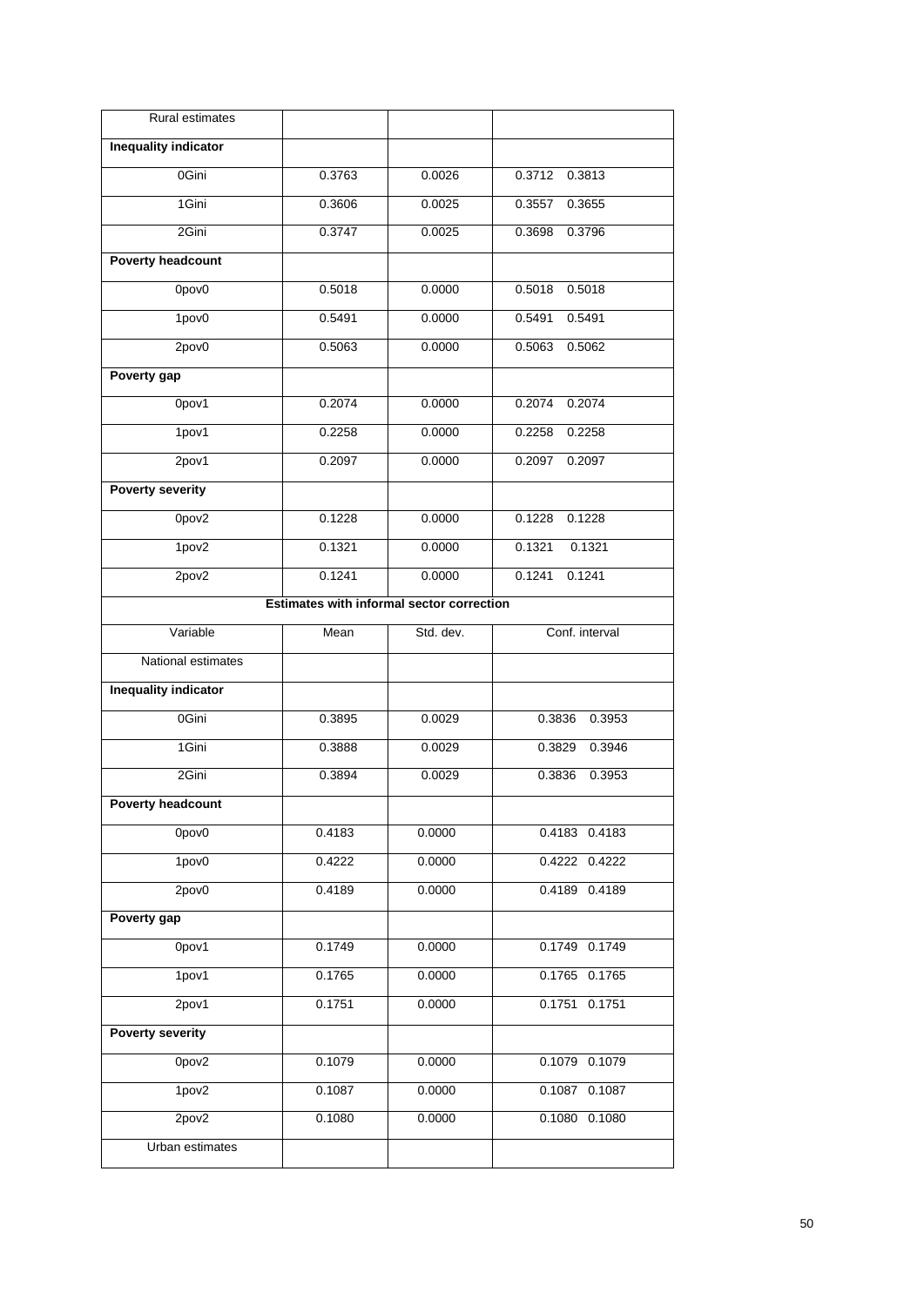| Rural estimates | | | |
|---|---|---|---|
| **Inequality indicator** | | | |
| 0Gini | 0.3763 | 0.0026 | 0.3712 0.3813 |
| 1Gini | 0.3606 | 0.0025 | 0.3557 0.3655 |
| 2Gini | 0.3747 | 0.0025 | 0.3698 0.3796 |
| **Poverty headcount** | | | |
| 0pov0 | 0.5018 | 0.0000 | 0.5018 0.5018 |
| 1pov0 | 0.5491 | 0.0000 | 0.5491 0.5491 |
| 2pov0 | 0.5063 | 0.0000 | 0.5063 0.5062 |
| **Poverty gap** | | | |
| 0pov1 | 0.2074 | 0.0000 | 0.2074 0.2074 |
| 1pov1 | 0.2258 | 0.0000 | 0.2258 0.2258 |
| 2pov1 | 0.2097 | 0.0000 | 0.2097 0.2097 |
| **Poverty severity** | | | |
| 0pov2 | 0.1228 | 0.0000 | 0.1228 0.1228 |
| 1pov2 | 0.1321 | 0.0000 | 0.1321 0.1321 |
| 2pov2 | 0.1241 | 0.0000 | 0.1241 0.1241 |

**Estimates with informal sector correction**

| Variable | Mean | Std. dev. | Conf. interval |
|---|---|---|---|
| National estimates | | | |
| **Inequality indicator** | | | |
| 0Gini | 0.3895 | 0.0029 | 0.3836 0.3953 |
| 1Gini | 0.3888 | 0.0029 | 0.3829 0.3946 |
| 2Gini | 0.3894 | 0.0029 | 0.3836 0.3953 |
| **Poverty headcount** | | | |
| 0pov0 | 0.4183 | 0.0000 | 0.4183 0.4183 |
| 1pov0 | 0.4222 | 0.0000 | 0.4222 0.4222 |
| 2pov0 | 0.4189 | 0.0000 | 0.4189 0.4189 |
| **Poverty gap** | | | |
| 0pov1 | 0.1749 | 0.0000 | 0.1749 0.1749 |
| 1pov1 | 0.1765 | 0.0000 | 0.1765 0.1765 |
| 2pov1 | 0.1751 | 0.0000 | 0.1751 0.1751 |
| **Poverty severity** | | | |
| 0pov2 | 0.1079 | 0.0000 | 0.1079 0.1079 |
| 1pov2 | 0.1087 | 0.0000 | 0.1087 0.1087 |
| 2pov2 | 0.1080 | 0.0000 | 0.1080 0.1080 |
| Urban estimates | | | |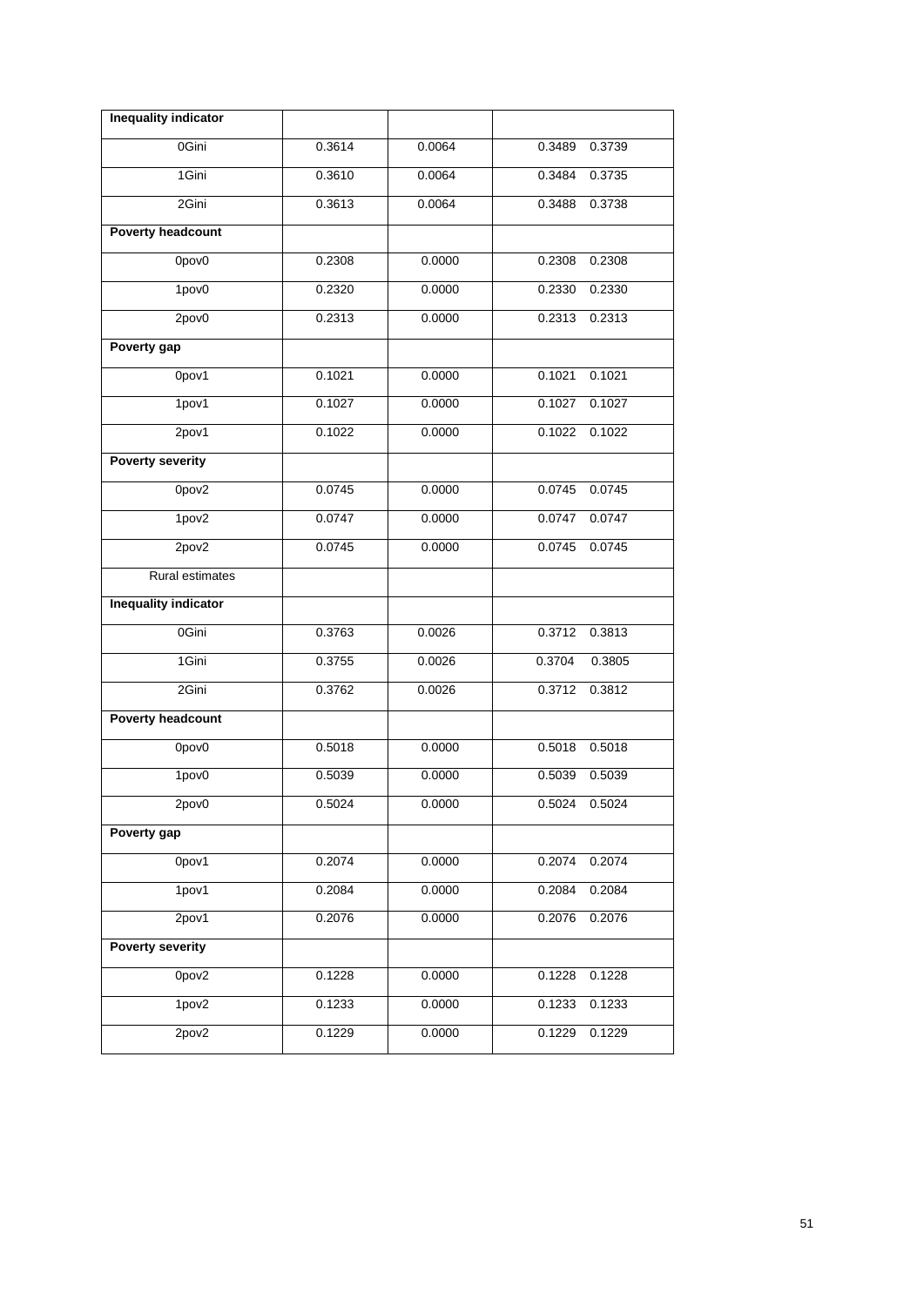| **Inequality indicator** | | | |
|---|---|---|---|
| 0Gini | 0.3614 | 0.0064 | 0.3489 0.3739 |
| 1Gini | 0.3610 | 0.0064 | 0.3484 0.3735 |
| 2Gini | 0.3613 | 0.0064 | 0.3488 0.3738 |
| **Poverty headcount** | | | |
| 0pov0 | 0.2308 | 0.0000 | 0.2308 0.2308 |
| 1pov0 | 0.2320 | 0.0000 | 0.2330 0.2330 |
| 2pov0 | 0.2313 | 0.0000 | 0.2313 0.2313 |
| **Poverty gap** | | | |
| 0pov1 | 0.1021 | 0.0000 | 0.1021 0.1021 |
| 1pov1 | 0.1027 | 0.0000 | 0.1027 0.1027 |
| 2pov1 | 0.1022 | 0.0000 | 0.1022 0.1022 |
| **Poverty severity** | | | |
| 0pov2 | 0.0745 | 0.0000 | 0.0745 0.0745 |
| 1pov2 | 0.0747 | 0.0000 | 0.0747 0.0747 |
| 2pov2 | 0.0745 | 0.0000 | 0.0745 0.0745 |
| Rural estimates | | | |
| **Inequality indicator** | | | |
| 0Gini | 0.3763 | 0.0026 | 0.3712 0.3813 |
| 1Gini | 0.3755 | 0.0026 | 0.3704 0.3805 |
| 2Gini | 0.3762 | 0.0026 | 0.3712 0.3812 |
| **Poverty headcount** | | | |
| 0pov0 | 0.5018 | 0.0000 | 0.5018 0.5018 |
| 1pov0 | 0.5039 | 0.0000 | 0.5039 0.5039 |
| 2pov0 | 0.5024 | 0.0000 | 0.5024 0.5024 |
| **Poverty gap** | | | |
| 0pov1 | 0.2074 | 0.0000 | 0.2074 0.2074 |
| 1pov1 | 0.2084 | 0.0000 | 0.2084 0.2084 |
| 2pov1 | 0.2076 | 0.0000 | 0.2076 0.2076 |
| **Poverty severity** | | | |
| 0pov2 | 0.1228 | 0.0000 | 0.1228 0.1228 |
| 1pov2 | 0.1233 | 0.0000 | 0.1233 0.1233 |
| 2pov2 | 0.1229 | 0.0000 | 0.1229 0.1229 |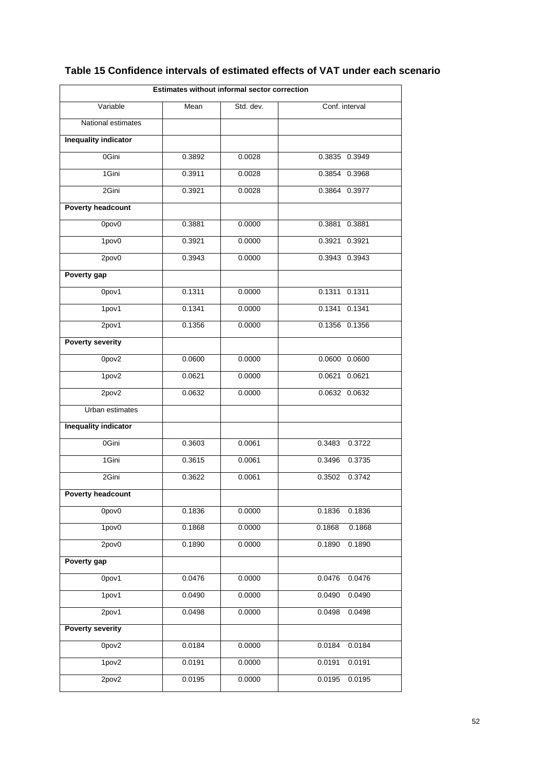## Table 15 Confidence intervals of estimated effects of VAT under each scenario

| Estimates without informal sector correction | | | |
|---|---|---|---|
| Variable | Mean | Std. dev. | Conf. interval |
| National estimates | | | |
| **Inequality indicator** | | | |
| 0Gini | 0.3892 | 0.0028 | 0.3835 0.3949 |
| 1Gini | 0.3911 | 0.0028 | 0.3854 0.3968 |
| 2Gini | 0.3921 | 0.0028 | 0.3864 0.3977 |
| **Poverty headcount** | | | |
| 0pov0 | 0.3881 | 0.0000 | 0.3881 0.3881 |
| 1pov0 | 0.3921 | 0.0000 | 0.3921 0.3921 |
| 2pov0 | 0.3943 | 0.0000 | 0.3943 0.3943 |
| **Poverty gap** | | | |
| 0pov1 | 0.1311 | 0.0000 | 0.1311 0.1311 |
| 1pov1 | 0.1341 | 0.0000 | 0.1341 0.1341 |
| 2pov1 | 0.1356 | 0.0000 | 0.1356 0.1356 |
| **Poverty severity** | | | |
| 0pov2 | 0.0600 | 0.0000 | 0.0600 0.0600 |
| 1pov2 | 0.0621 | 0.0000 | 0.0621 0.0621 |
| 2pov2 | 0.0632 | 0.0000 | 0.0632 0.0632 |
| Urban estimates | | | |
| **Inequality indicator** | | | |
| 0Gini | 0.3603 | 0.0061 | 0.3483 0.3722 |
| 1Gini | 0.3615 | 0.0061 | 0.3496 0.3735 |
| 2Gini | 0.3622 | 0.0061 | 0.3502 0.3742 |
| **Poverty headcount** | | | |
| 0pov0 | 0.1836 | 0.0000 | 0.1836 0.1836 |
| 1pov0 | 0.1868 | 0.0000 | 0.1868 0.1868 |
| 2pov0 | 0.1890 | 0.0000 | 0.1890 0.1890 |
| **Poverty gap** | | | |
| 0pov1 | 0.0476 | 0.0000 | 0.0476 0.0476 |
| 1pov1 | 0.0490 | 0.0000 | 0.0490 0.0490 |
| 2pov1 | 0.0498 | 0.0000 | 0.0498 0.0498 |
| **Poverty severity** | | | |
| 0pov2 | 0.0184 | 0.0000 | 0.0184 0.0184 |
| 1pov2 | 0.0191 | 0.0000 | 0.0191 0.0191 |
| 2pov2 | 0.0195 | 0.0000 | 0.0195 0.0195 |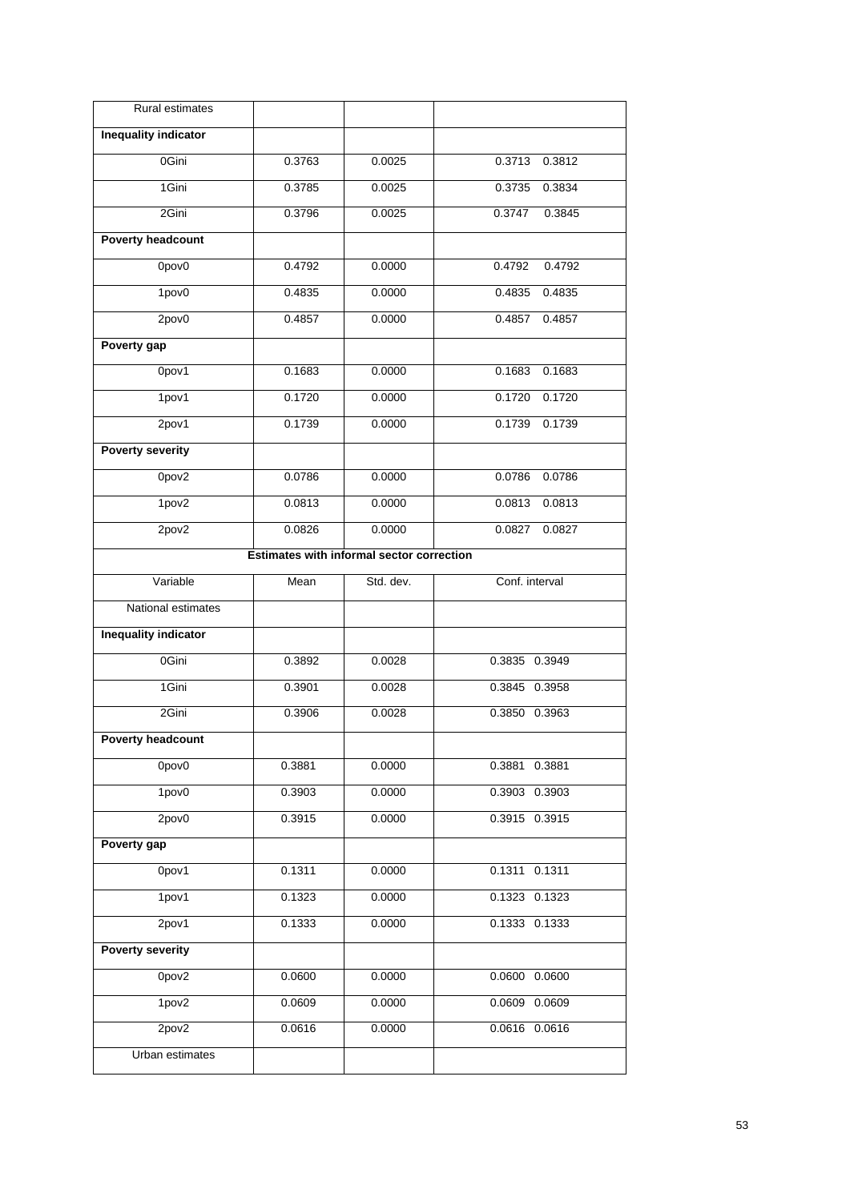| Rural estimates | | | |
|---|---|---|---|
| **Inequality indicator** | | | |
| 0Gini | 0.3763 | 0.0025 | 0.3713 0.3812 |
| 1Gini | 0.3785 | 0.0025 | 0.3735 0.3834 |
| 2Gini | 0.3796 | 0.0025 | 0.3747 0.3845 |
| **Poverty headcount** | | | |
| 0pov0 | 0.4792 | 0.0000 | 0.4792 0.4792 |
| 1pov0 | 0.4835 | 0.0000 | 0.4835 0.4835 |
| 2pov0 | 0.4857 | 0.0000 | 0.4857 0.4857 |
| **Poverty gap** | | | |
| 0pov1 | 0.1683 | 0.0000 | 0.1683 0.1683 |
| 1pov1 | 0.1720 | 0.0000 | 0.1720 0.1720 |
| 2pov1 | 0.1739 | 0.0000 | 0.1739 0.1739 |
| **Poverty severity** | | | |
| 0pov2 | 0.0786 | 0.0000 | 0.0786 0.0786 |
| 1pov2 | 0.0813 | 0.0000 | 0.0813 0.0813 |
| 2pov2 | 0.0826 | 0.0000 | 0.0827 0.0827 |

**Estimates with informal sector correction**

| Variable | Mean | Std. dev. | Conf. interval |
|---|---|---|---|
| National estimates | | | |
| **Inequality indicator** | | | |
| 0Gini | 0.3892 | 0.0028 | 0.3835 0.3949 |
| 1Gini | 0.3901 | 0.0028 | 0.3845 0.3958 |
| 2Gini | 0.3906 | 0.0028 | 0.3850 0.3963 |
| **Poverty headcount** | | | |
| 0pov0 | 0.3881 | 0.0000 | 0.3881 0.3881 |
| 1pov0 | 0.3903 | 0.0000 | 0.3903 0.3903 |
| 2pov0 | 0.3915 | 0.0000 | 0.3915 0.3915 |
| **Poverty gap** | | | |
| 0pov1 | 0.1311 | 0.0000 | 0.1311 0.1311 |
| 1pov1 | 0.1323 | 0.0000 | 0.1323 0.1323 |
| 2pov1 | 0.1333 | 0.0000 | 0.1333 0.1333 |
| **Poverty severity** | | | |
| 0pov2 | 0.0600 | 0.0000 | 0.0600 0.0600 |
| 1pov2 | 0.0609 | 0.0000 | 0.0609 0.0609 |
| 2pov2 | 0.0616 | 0.0000 | 0.0616 0.0616 |
| Urban estimates | | | |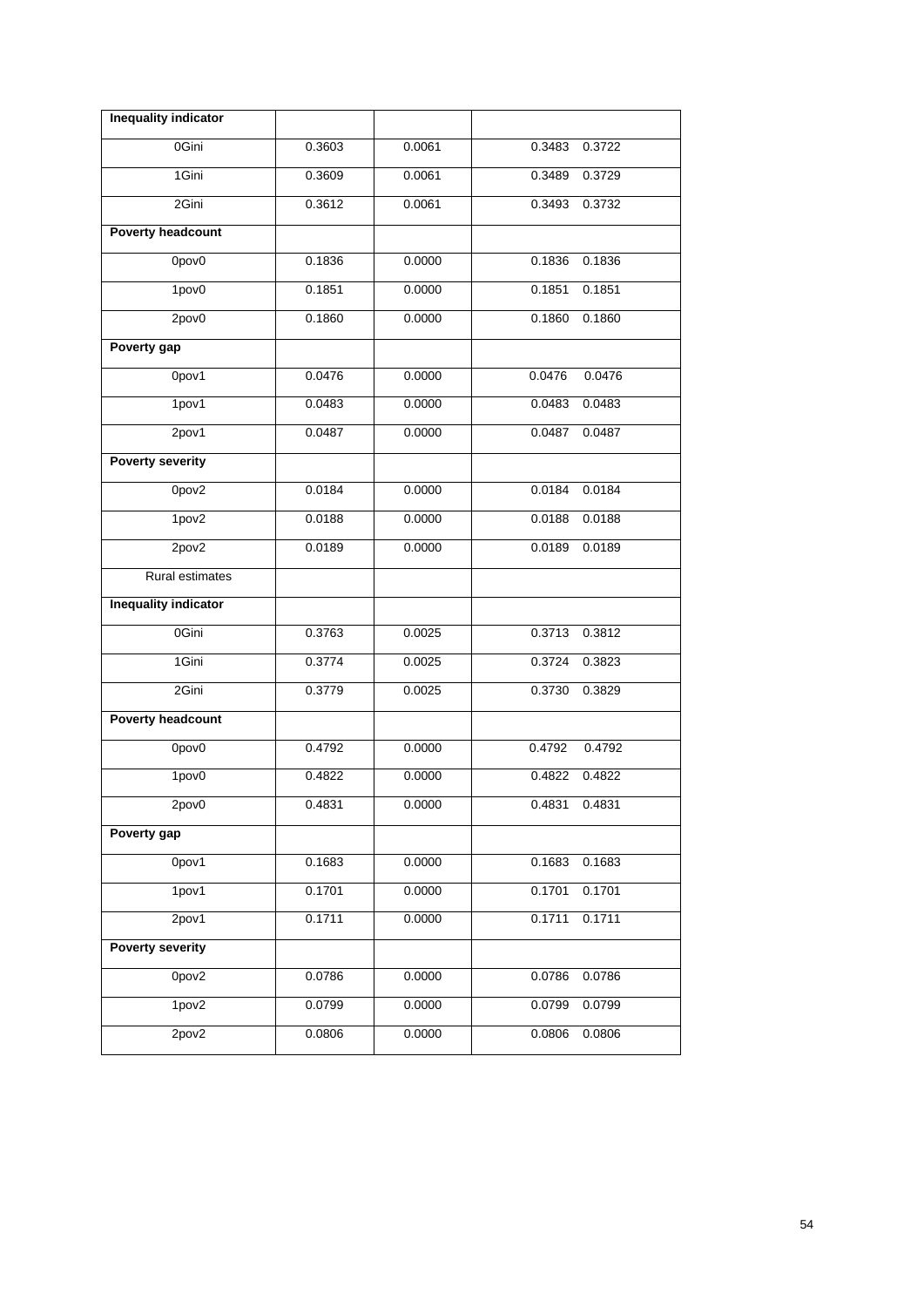| **Inequality indicator** | | | |
|---|---|---|---|
| 0Gini | 0.3603 | 0.0061 | 0.3483 0.3722 |
| 1Gini | 0.3609 | 0.0061 | 0.3489 0.3729 |
| 2Gini | 0.3612 | 0.0061 | 0.3493 0.3732 |
| **Poverty headcount** | | | |
| 0pov0 | 0.1836 | 0.0000 | 0.1836 0.1836 |
| 1pov0 | 0.1851 | 0.0000 | 0.1851 0.1851 |
| 2pov0 | 0.1860 | 0.0000 | 0.1860 0.1860 |
| **Poverty gap** | | | |
| 0pov1 | 0.0476 | 0.0000 | 0.0476 0.0476 |
| 1pov1 | 0.0483 | 0.0000 | 0.0483 0.0483 |
| 2pov1 | 0.0487 | 0.0000 | 0.0487 0.0487 |
| **Poverty severity** | | | |
| 0pov2 | 0.0184 | 0.0000 | 0.0184 0.0184 |
| 1pov2 | 0.0188 | 0.0000 | 0.0188 0.0188 |
| 2pov2 | 0.0189 | 0.0000 | 0.0189 0.0189 |
| Rural estimates | | | |
| **Inequality indicator** | | | |
| 0Gini | 0.3763 | 0.0025 | 0.3713 0.3812 |
| 1Gini | 0.3774 | 0.0025 | 0.3724 0.3823 |
| 2Gini | 0.3779 | 0.0025 | 0.3730 0.3829 |
| **Poverty headcount** | | | |
| 0pov0 | 0.4792 | 0.0000 | 0.4792 0.4792 |
| 1pov0 | 0.4822 | 0.0000 | 0.4822 0.4822 |
| 2pov0 | 0.4831 | 0.0000 | 0.4831 0.4831 |
| **Poverty gap** | | | |
| 0pov1 | 0.1683 | 0.0000 | 0.1683 0.1683 |
| 1pov1 | 0.1701 | 0.0000 | 0.1701 0.1701 |
| 2pov1 | 0.1711 | 0.0000 | 0.1711 0.1711 |
| **Poverty severity** | | | |
| 0pov2 | 0.0786 | 0.0000 | 0.0786 0.0786 |
| 1pov2 | 0.0799 | 0.0000 | 0.0799 0.0799 |
| 2pov2 | 0.0806 | 0.0000 | 0.0806 0.0806 |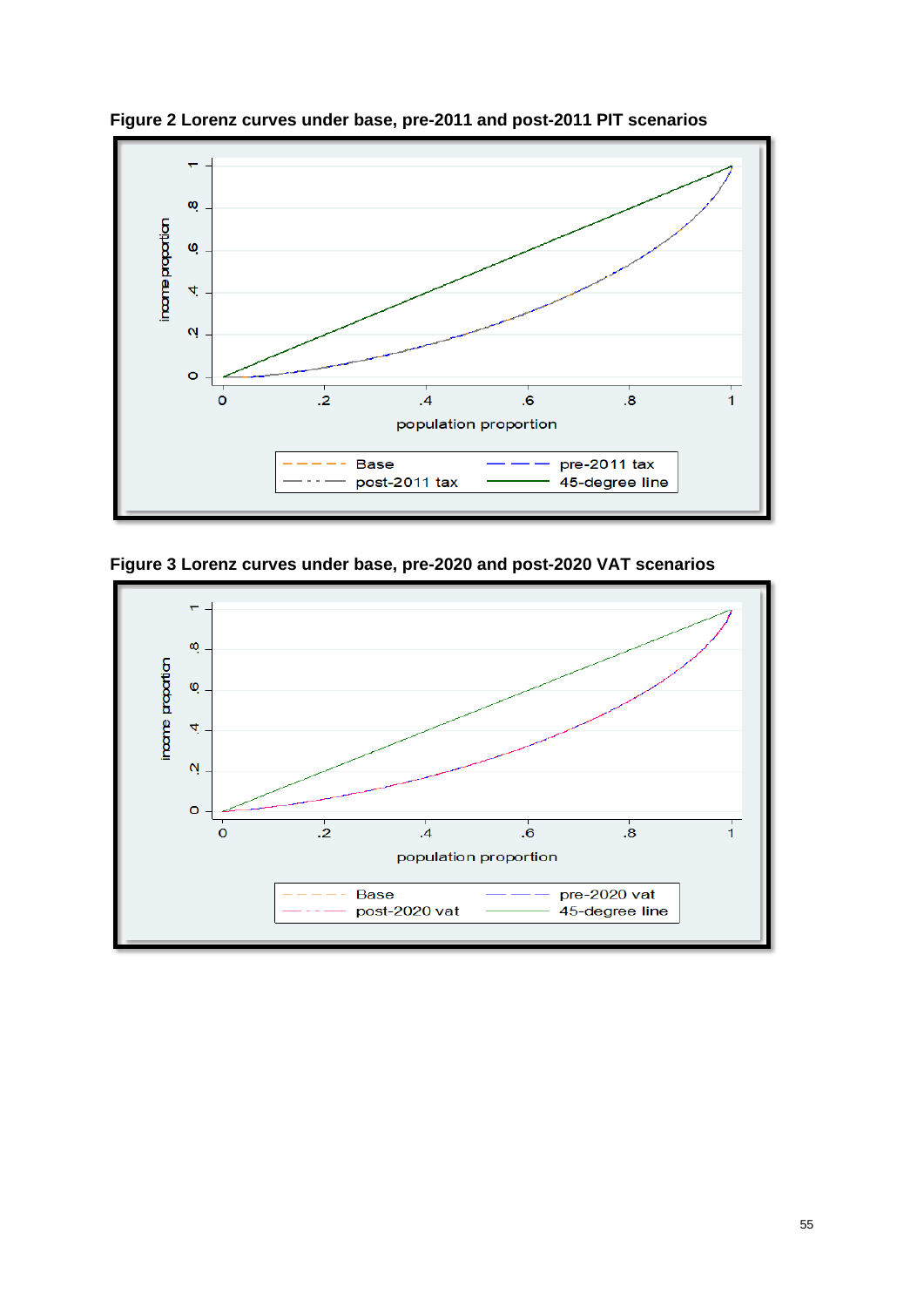**Figure 2 Lorenz curves under base, pre-2011 and post-2011 PIT scenarios**

income proportion

0
.2
.4
.6
.8
1

0
.2
.4
.6
.8
1

population proportion

Base
pre-2011 tax
post-2011 tax
45-degree line

**Figure 3 Lorenz curves under base, pre-2020 and post-2020 VAT scenarios**

income proportion

0
.2
.4
.6
.8
1

0
.2
.4
.6
.8
1

population proportion

Base
pre-2020 vat
post-2020 vat
45-degree line